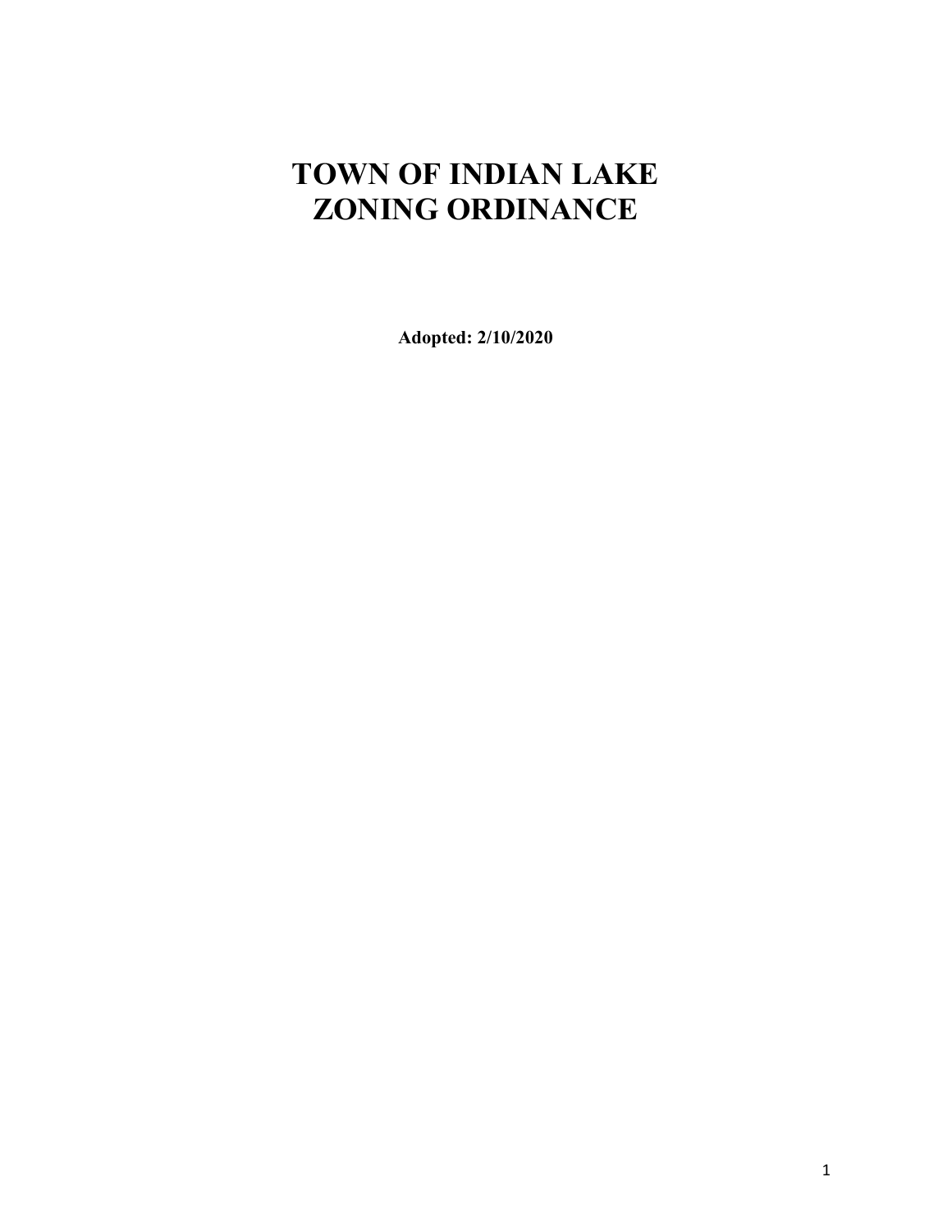# TOWN OF INDIAN LAKE
# ZONING ORDINANCE

**Adopted: 2/10/2020**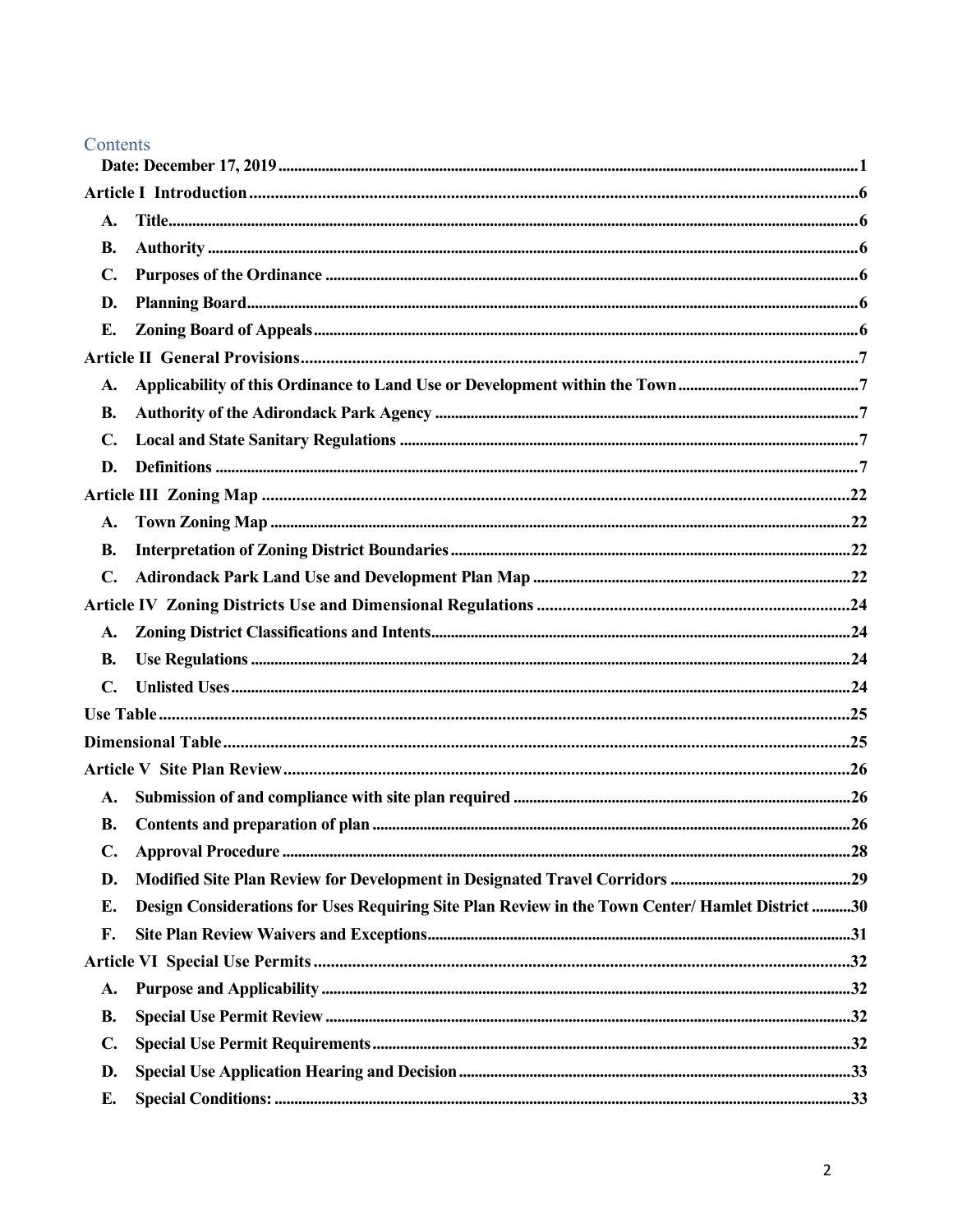# Contents

**Date: December 17, 2019** ........ 1

**Article I Introduction** ........ 6

- **A. Title** ........ 6
- **B. Authority** ........ 6
- **C. Purposes of the Ordinance** ........ 6
- **D. Planning Board** ........ 6
- **E. Zoning Board of Appeals** ........ 6

**Article II General Provisions** ........ 7

- **A. Applicability of this Ordinance to Land Use or Development within the Town** ........ 7
- **B. Authority of the Adirondack Park Agency** ........ 7
- **C. Local and State Sanitary Regulations** ........ 7
- **D. Definitions** ........ 7

**Article III Zoning Map** ........ 22

- **A. Town Zoning Map** ........ 22
- **B. Interpretation of Zoning District Boundaries** ........ 22
- **C. Adirondack Park Land Use and Development Plan Map** ........ 22

**Article IV Zoning Districts Use and Dimensional Regulations** ........ 24

- **A. Zoning District Classifications and Intents** ........ 24
- **B. Use Regulations** ........ 24
- **C. Unlisted Uses** ........ 24

**Use Table** ........ 25

**Dimensional Table** ........ 25

**Article V Site Plan Review** ........ 26

- **A. Submission of and compliance with site plan required** ........ 26
- **B. Contents and preparation of plan** ........ 26
- **C. Approval Procedure** ........ 28
- **D. Modified Site Plan Review for Development in Designated Travel Corridors** ........ 29
- **E. Design Considerations for Uses Requiring Site Plan Review in the Town Center/ Hamlet District** ........ 30
- **F. Site Plan Review Waivers and Exceptions** ........ 31

**Article VI Special Use Permits** ........ 32

- **A. Purpose and Applicability** ........ 32
- **B. Special Use Permit Review** ........ 32
- **C. Special Use Permit Requirements** ........ 32
- **D. Special Use Application Hearing and Decision** ........ 33
- **E. Special Conditions:** ........ 33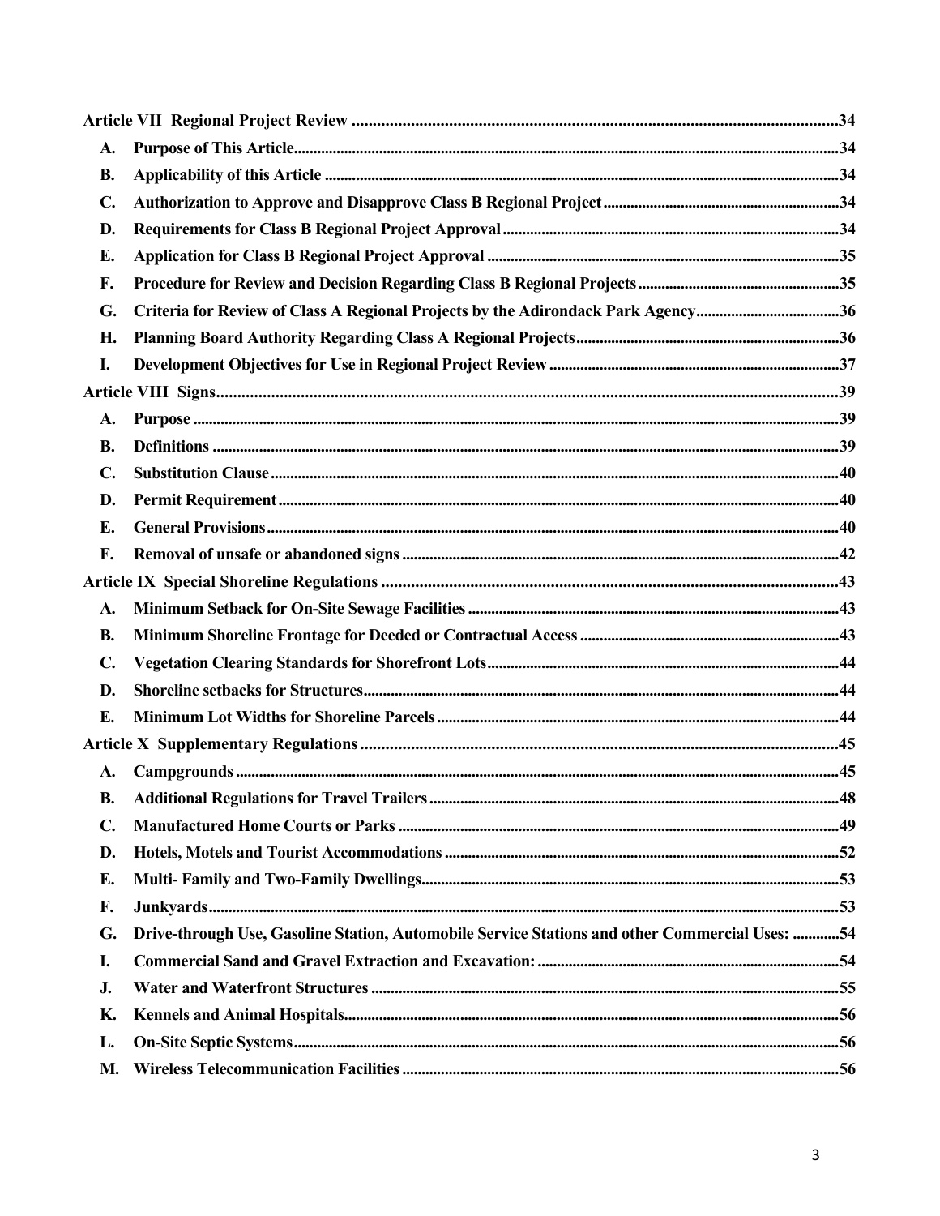| | | |
|---|---|---|
| **Article VII Regional Project Review** | | **34** |
| **A.** | **Purpose of This Article** | **34** |
| **B.** | **Applicability of this Article** | **34** |
| **C.** | **Authorization to Approve and Disapprove Class B Regional Project** | **34** |
| **D.** | **Requirements for Class B Regional Project Approval** | **34** |
| **E.** | **Application for Class B Regional Project Approval** | **35** |
| **F.** | **Procedure for Review and Decision Regarding Class B Regional Projects** | **35** |
| **G.** | **Criteria for Review of Class A Regional Projects by the Adirondack Park Agency** | **36** |
| **H.** | **Planning Board Authority Regarding Class A Regional Projects** | **36** |
| **I.** | **Development Objectives for Use in Regional Project Review** | **37** |
| **Article VIII Signs** | | **39** |
| **A.** | **Purpose** | **39** |
| **B.** | **Definitions** | **39** |
| **C.** | **Substitution Clause** | **40** |
| **D.** | **Permit Requirement** | **40** |
| **E.** | **General Provisions** | **40** |
| **F.** | **Removal of unsafe or abandoned signs** | **42** |
| **Article IX Special Shoreline Regulations** | | **43** |
| **A.** | **Minimum Setback for On-Site Sewage Facilities** | **43** |
| **B.** | **Minimum Shoreline Frontage for Deeded or Contractual Access** | **43** |
| **C.** | **Vegetation Clearing Standards for Shorefront Lots** | **44** |
| **D.** | **Shoreline setbacks for Structures** | **44** |
| **E.** | **Minimum Lot Widths for Shoreline Parcels** | **44** |
| **Article X Supplementary Regulations** | | **45** |
| **A.** | **Campgrounds** | **45** |
| **B.** | **Additional Regulations for Travel Trailers** | **48** |
| **C.** | **Manufactured Home Courts or Parks** | **49** |
| **D.** | **Hotels, Motels and Tourist Accommodations** | **52** |
| **E.** | **Multi- Family and Two-Family Dwellings** | **53** |
| **F.** | **Junkyards** | **53** |
| **G.** | **Drive-through Use, Gasoline Station, Automobile Service Stations and other Commercial Uses:** | **54** |
| **I.** | **Commercial Sand and Gravel Extraction and Excavation:** | **54** |
| **J.** | **Water and Waterfront Structures** | **55** |
| **K.** | **Kennels and Animal Hospitals** | **56** |
| **L.** | **On-Site Septic Systems** | **56** |
| **M.** | **Wireless Telecommunication Facilities** | **56** |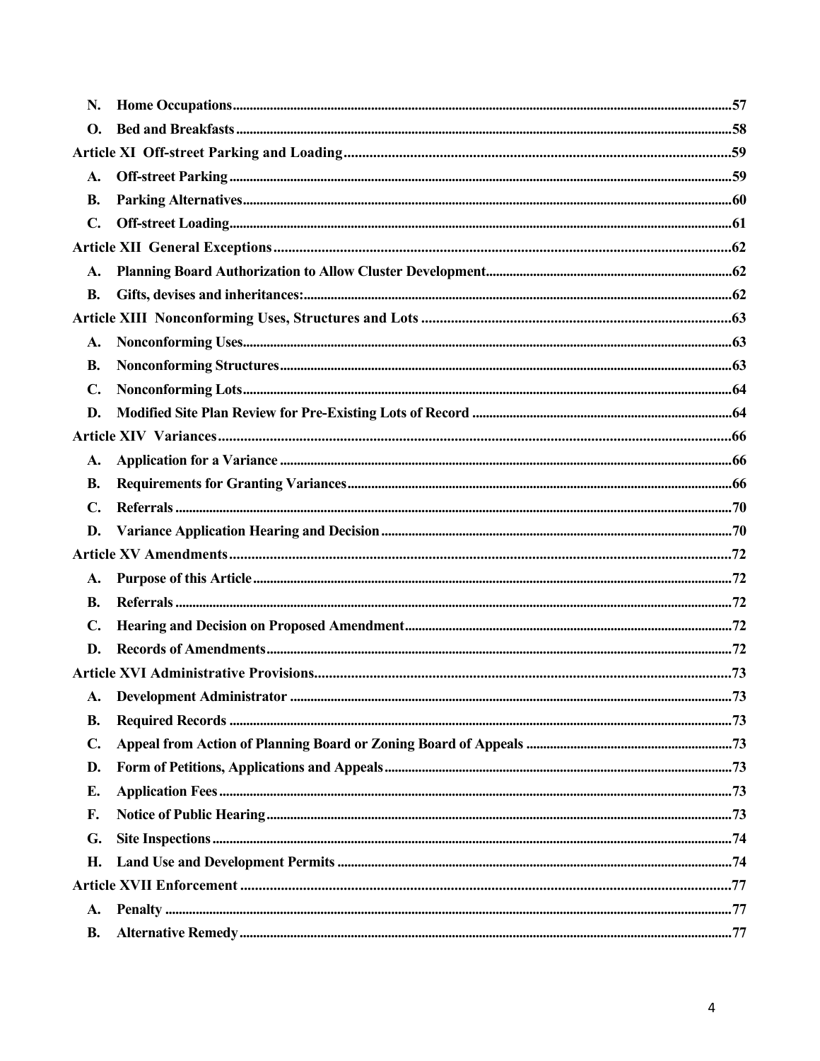N. **Home Occupations** ... 57

O. **Bed and Breakfasts** ... 58

**Article XI Off-street Parking and Loading** ... 59

A. **Off-street Parking** ... 59

B. **Parking Alternatives** ... 60

C. **Off-street Loading** ... 61

**Article XII General Exceptions** ... 62

A. **Planning Board Authorization to Allow Cluster Development** ... 62

B. **Gifts, devises and inheritances:** ... 62

**Article XIII Nonconforming Uses, Structures and Lots** ... 63

A. **Nonconforming Uses** ... 63

B. **Nonconforming Structures** ... 63

C. **Nonconforming Lots** ... 64

D. **Modified Site Plan Review for Pre-Existing Lots of Record** ... 64

**Article XIV Variances** ... 66

A. **Application for a Variance** ... 66

B. **Requirements for Granting Variances** ... 66

C. **Referrals** ... 70

D. **Variance Application Hearing and Decision** ... 70

**Article XV Amendments** ... 72

A. **Purpose of this Article** ... 72

B. **Referrals** ... 72

C. **Hearing and Decision on Proposed Amendment** ... 72

D. **Records of Amendments** ... 72

**Article XVI Administrative Provisions** ... 73

A. **Development Administrator** ... 73

B. **Required Records** ... 73

C. **Appeal from Action of Planning Board or Zoning Board of Appeals** ... 73

D. **Form of Petitions, Applications and Appeals** ... 73

E. **Application Fees** ... 73

F. **Notice of Public Hearing** ... 73

G. **Site Inspections** ... 74

H. **Land Use and Development Permits** ... 74

**Article XVII Enforcement** ... 77

A. **Penalty** ... 77

B. **Alternative Remedy** ... 77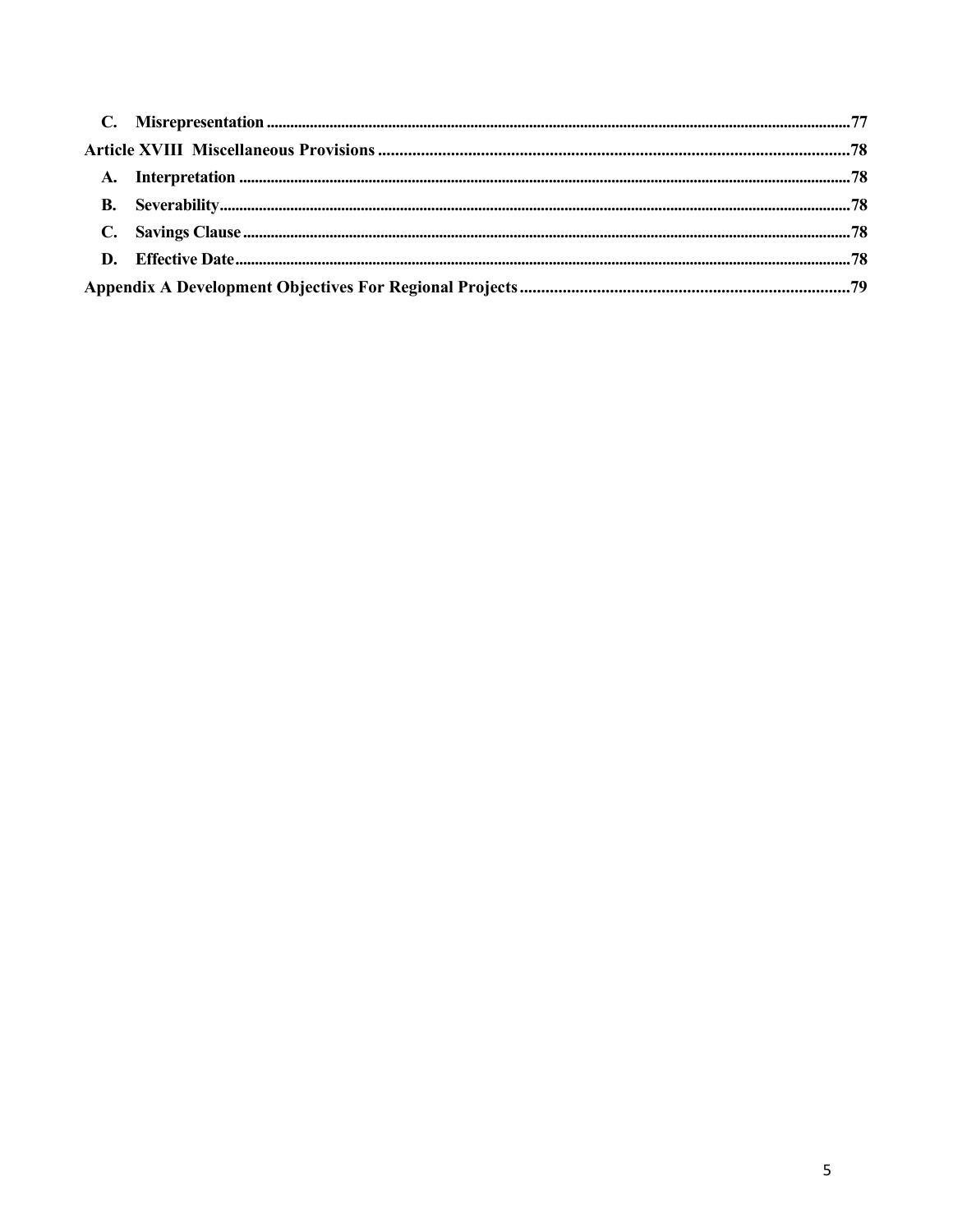**C. Misrepresentation** .....77

**Article XVIII Miscellaneous Provisions** .....78

**A. Interpretation** .....78

**B. Severability** .....78

**C. Savings Clause** .....78

**D. Effective Date** .....78

**Appendix A Development Objectives For Regional Projects** .....79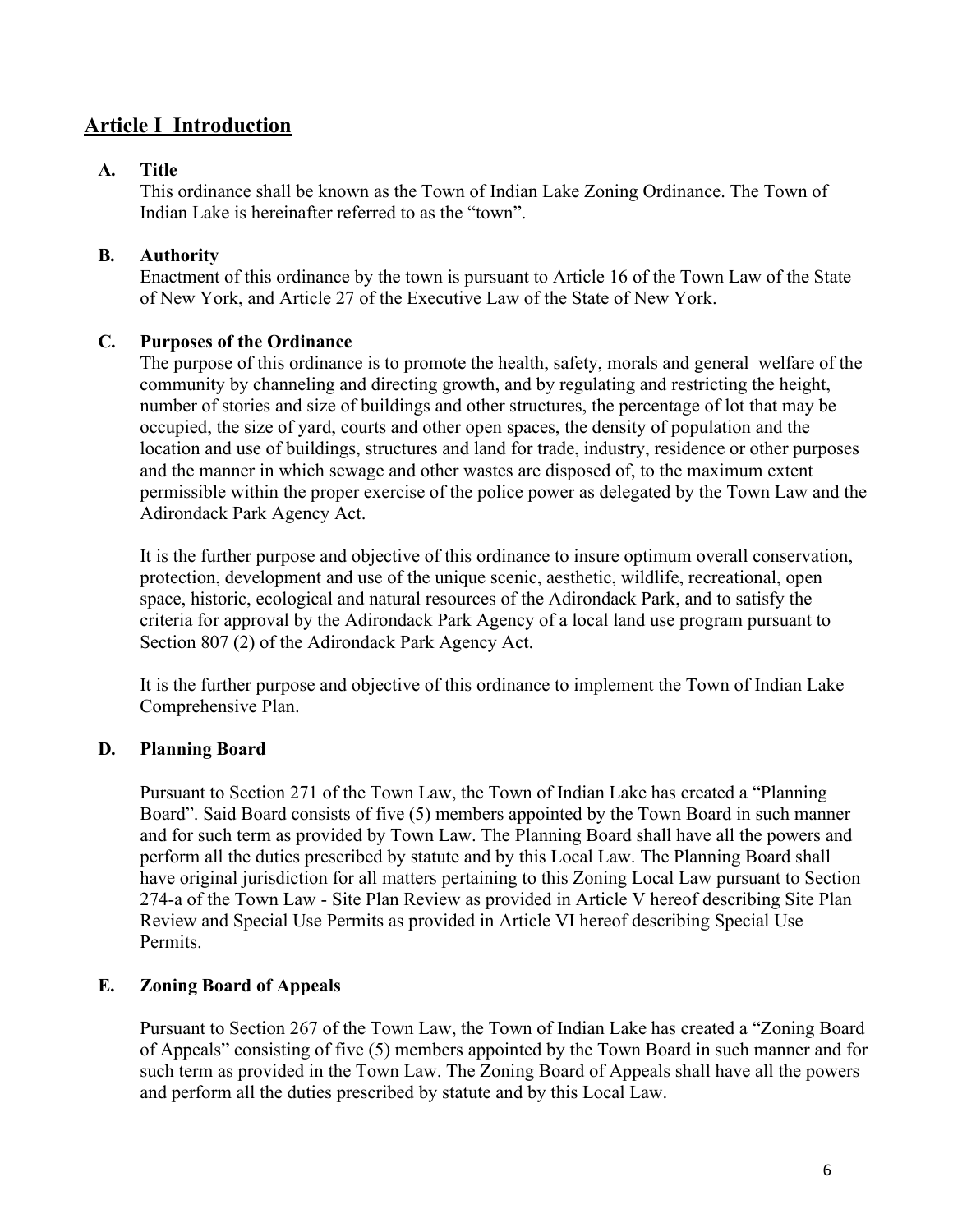## Article I Introduction

### A. Title

This ordinance shall be known as the Town of Indian Lake Zoning Ordinance. The Town of Indian Lake is hereinafter referred to as the "town".

### B. Authority

Enactment of this ordinance by the town is pursuant to Article 16 of the Town Law of the State of New York, and Article 27 of the Executive Law of the State of New York.

### C. Purposes of the Ordinance

The purpose of this ordinance is to promote the health, safety, morals and general welfare of the community by channeling and directing growth, and by regulating and restricting the height, number of stories and size of buildings and other structures, the percentage of lot that may be occupied, the size of yard, courts and other open spaces, the density of population and the location and use of buildings, structures and land for trade, industry, residence or other purposes and the manner in which sewage and other wastes are disposed of, to the maximum extent permissible within the proper exercise of the police power as delegated by the Town Law and the Adirondack Park Agency Act.

It is the further purpose and objective of this ordinance to insure optimum overall conservation, protection, development and use of the unique scenic, aesthetic, wildlife, recreational, open space, historic, ecological and natural resources of the Adirondack Park, and to satisfy the criteria for approval by the Adirondack Park Agency of a local land use program pursuant to Section 807 (2) of the Adirondack Park Agency Act.

It is the further purpose and objective of this ordinance to implement the Town of Indian Lake Comprehensive Plan.

### D. Planning Board

Pursuant to Section 271 of the Town Law, the Town of Indian Lake has created a "Planning Board". Said Board consists of five (5) members appointed by the Town Board in such manner and for such term as provided by Town Law. The Planning Board shall have all the powers and perform all the duties prescribed by statute and by this Local Law. The Planning Board shall have original jurisdiction for all matters pertaining to this Zoning Local Law pursuant to Section 274-a of the Town Law - Site Plan Review as provided in Article V hereof describing Site Plan Review and Special Use Permits as provided in Article VI hereof describing Special Use Permits.

### E. Zoning Board of Appeals

Pursuant to Section 267 of the Town Law, the Town of Indian Lake has created a "Zoning Board of Appeals" consisting of five (5) members appointed by the Town Board in such manner and for such term as provided in the Town Law. The Zoning Board of Appeals shall have all the powers and perform all the duties prescribed by statute and by this Local Law.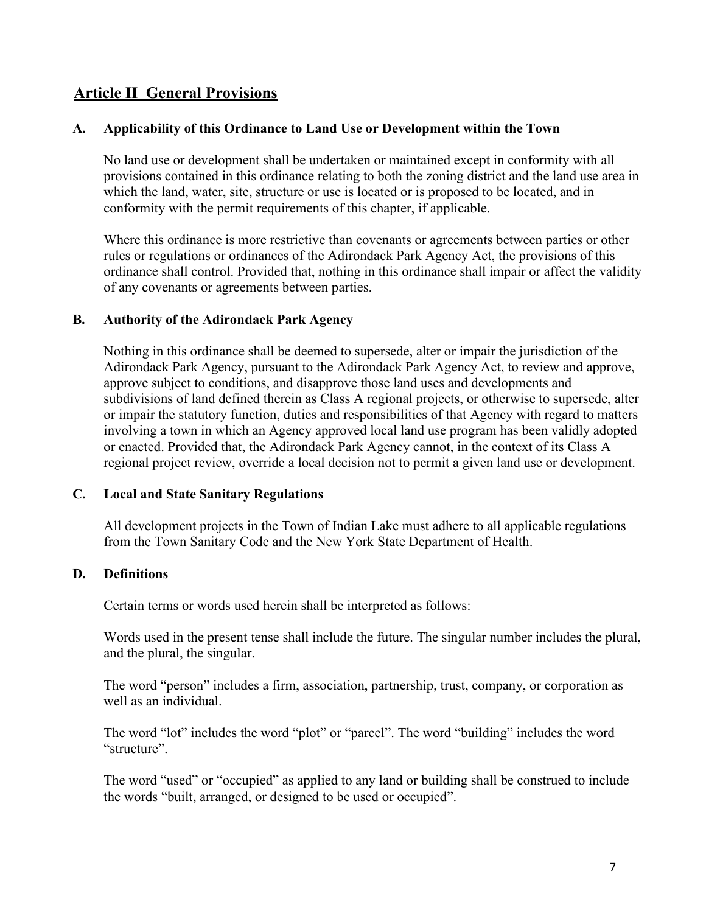## Article II General Provisions

### A. Applicability of this Ordinance to Land Use or Development within the Town

No land use or development shall be undertaken or maintained except in conformity with all provisions contained in this ordinance relating to both the zoning district and the land use area in which the land, water, site, structure or use is located or is proposed to be located, and in conformity with the permit requirements of this chapter, if applicable.

Where this ordinance is more restrictive than covenants or agreements between parties or other rules or regulations or ordinances of the Adirondack Park Agency Act, the provisions of this ordinance shall control. Provided that, nothing in this ordinance shall impair or affect the validity of any covenants or agreements between parties.

### B. Authority of the Adirondack Park Agency

Nothing in this ordinance shall be deemed to supersede, alter or impair the jurisdiction of the Adirondack Park Agency, pursuant to the Adirondack Park Agency Act, to review and approve, approve subject to conditions, and disapprove those land uses and developments and subdivisions of land defined therein as Class A regional projects, or otherwise to supersede, alter or impair the statutory function, duties and responsibilities of that Agency with regard to matters involving a town in which an Agency approved local land use program has been validly adopted or enacted. Provided that, the Adirondack Park Agency cannot, in the context of its Class A regional project review, override a local decision not to permit a given land use or development.

### C. Local and State Sanitary Regulations

All development projects in the Town of Indian Lake must adhere to all applicable regulations from the Town Sanitary Code and the New York State Department of Health.

### D. Definitions

Certain terms or words used herein shall be interpreted as follows:

Words used in the present tense shall include the future. The singular number includes the plural, and the plural, the singular.

The word "person" includes a firm, association, partnership, trust, company, or corporation as well as an individual.

The word "lot" includes the word "plot" or "parcel". The word "building" includes the word "structure".

The word "used" or "occupied" as applied to any land or building shall be construed to include the words "built, arranged, or designed to be used or occupied".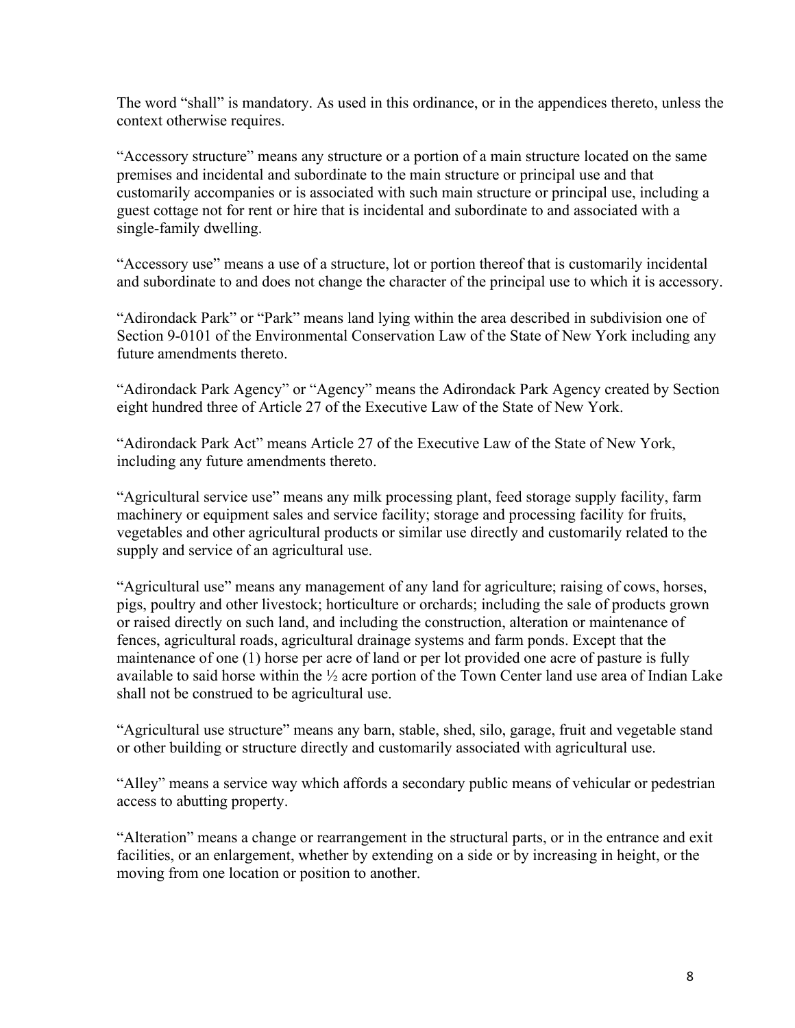The word "shall" is mandatory. As used in this ordinance, or in the appendices thereto, unless the context otherwise requires.

"Accessory structure" means any structure or a portion of a main structure located on the same premises and incidental and subordinate to the main structure or principal use and that customarily accompanies or is associated with such main structure or principal use, including a guest cottage not for rent or hire that is incidental and subordinate to and associated with a single-family dwelling.

"Accessory use" means a use of a structure, lot or portion thereof that is customarily incidental and subordinate to and does not change the character of the principal use to which it is accessory.

"Adirondack Park" or "Park" means land lying within the area described in subdivision one of Section 9-0101 of the Environmental Conservation Law of the State of New York including any future amendments thereto.

"Adirondack Park Agency" or "Agency" means the Adirondack Park Agency created by Section eight hundred three of Article 27 of the Executive Law of the State of New York.

"Adirondack Park Act" means Article 27 of the Executive Law of the State of New York, including any future amendments thereto.

"Agricultural service use" means any milk processing plant, feed storage supply facility, farm machinery or equipment sales and service facility; storage and processing facility for fruits, vegetables and other agricultural products or similar use directly and customarily related to the supply and service of an agricultural use.

"Agricultural use" means any management of any land for agriculture; raising of cows, horses, pigs, poultry and other livestock; horticulture or orchards; including the sale of products grown or raised directly on such land, and including the construction, alteration or maintenance of fences, agricultural roads, agricultural drainage systems and farm ponds. Except that the maintenance of one (1) horse per acre of land or per lot provided one acre of pasture is fully available to said horse within the ½ acre portion of the Town Center land use area of Indian Lake shall not be construed to be agricultural use.

"Agricultural use structure" means any barn, stable, shed, silo, garage, fruit and vegetable stand or other building or structure directly and customarily associated with agricultural use.

"Alley" means a service way which affords a secondary public means of vehicular or pedestrian access to abutting property.

"Alteration" means a change or rearrangement in the structural parts, or in the entrance and exit facilities, or an enlargement, whether by extending on a side or by increasing in height, or the moving from one location or position to another.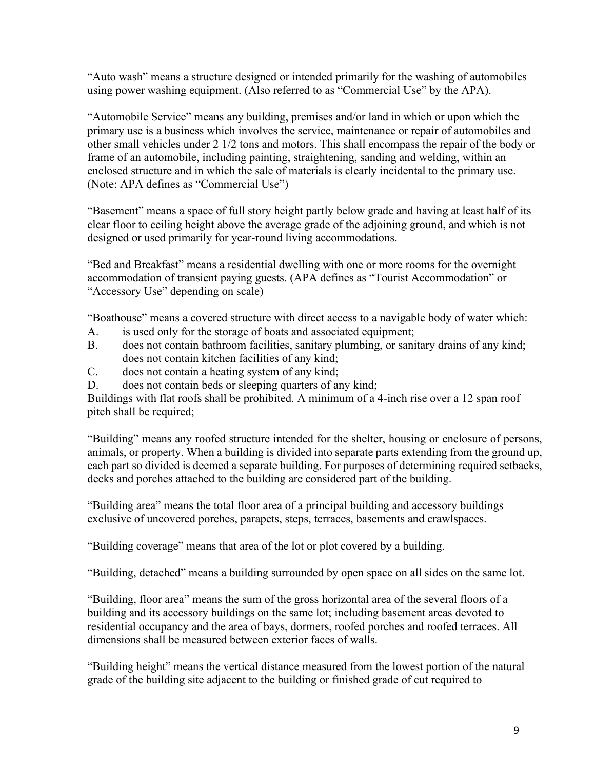"Auto wash" means a structure designed or intended primarily for the washing of automobiles using power washing equipment. (Also referred to as "Commercial Use" by the APA).

"Automobile Service" means any building, premises and/or land in which or upon which the primary use is a business which involves the service, maintenance or repair of automobiles and other small vehicles under 2 1/2 tons and motors. This shall encompass the repair of the body or frame of an automobile, including painting, straightening, sanding and welding, within an enclosed structure and in which the sale of materials is clearly incidental to the primary use. (Note: APA defines as "Commercial Use")

"Basement" means a space of full story height partly below grade and having at least half of its clear floor to ceiling height above the average grade of the adjoining ground, and which is not designed or used primarily for year-round living accommodations.

"Bed and Breakfast" means a residential dwelling with one or more rooms for the overnight accommodation of transient paying guests. (APA defines as "Tourist Accommodation" or "Accessory Use" depending on scale)

"Boathouse" means a covered structure with direct access to a navigable body of water which:

A. is used only for the storage of boats and associated equipment;
B. does not contain bathroom facilities, sanitary plumbing, or sanitary drains of any kind; does not contain kitchen facilities of any kind;
C. does not contain a heating system of any kind;
D. does not contain beds or sleeping quarters of any kind;

Buildings with flat roofs shall be prohibited. A minimum of a 4-inch rise over a 12 span roof pitch shall be required;

"Building" means any roofed structure intended for the shelter, housing or enclosure of persons, animals, or property. When a building is divided into separate parts extending from the ground up, each part so divided is deemed a separate building. For purposes of determining required setbacks, decks and porches attached to the building are considered part of the building.

"Building area" means the total floor area of a principal building and accessory buildings exclusive of uncovered porches, parapets, steps, terraces, basements and crawlspaces.

"Building coverage" means that area of the lot or plot covered by a building.

"Building, detached" means a building surrounded by open space on all sides on the same lot.

"Building, floor area" means the sum of the gross horizontal area of the several floors of a building and its accessory buildings on the same lot; including basement areas devoted to residential occupancy and the area of bays, dormers, roofed porches and roofed terraces. All dimensions shall be measured between exterior faces of walls.

"Building height" means the vertical distance measured from the lowest portion of the natural grade of the building site adjacent to the building or finished grade of cut required to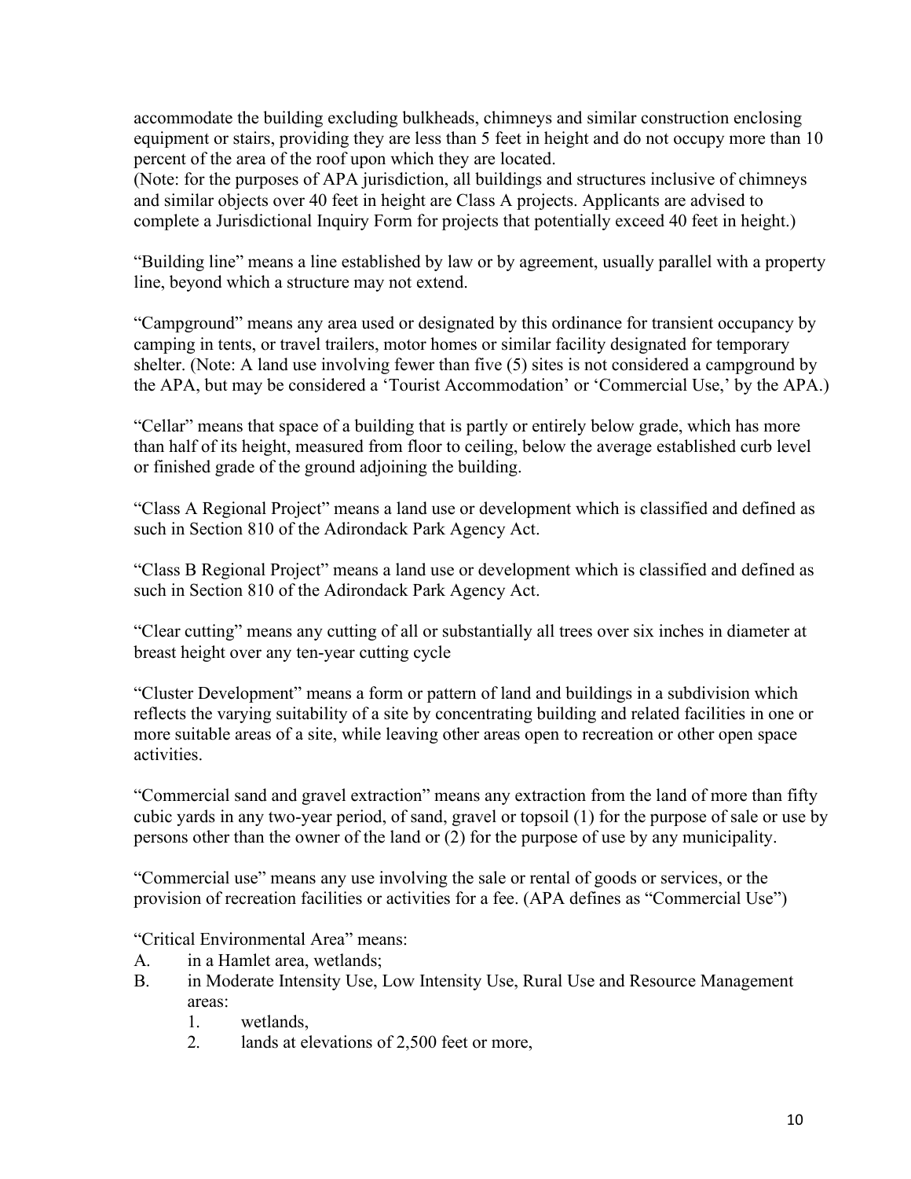accommodate the building excluding bulkheads, chimneys and similar construction enclosing equipment or stairs, providing they are less than 5 feet in height and do not occupy more than 10 percent of the area of the roof upon which they are located.
(Note: for the purposes of APA jurisdiction, all buildings and structures inclusive of chimneys and similar objects over 40 feet in height are Class A projects. Applicants are advised to complete a Jurisdictional Inquiry Form for projects that potentially exceed 40 feet in height.)

"Building line" means a line established by law or by agreement, usually parallel with a property line, beyond which a structure may not extend.

"Campground" means any area used or designated by this ordinance for transient occupancy by camping in tents, or travel trailers, motor homes or similar facility designated for temporary shelter. (Note: A land use involving fewer than five (5) sites is not considered a campground by the APA, but may be considered a 'Tourist Accommodation' or 'Commercial Use,' by the APA.)

"Cellar" means that space of a building that is partly or entirely below grade, which has more than half of its height, measured from floor to ceiling, below the average established curb level or finished grade of the ground adjoining the building.

"Class A Regional Project" means a land use or development which is classified and defined as such in Section 810 of the Adirondack Park Agency Act.

"Class B Regional Project" means a land use or development which is classified and defined as such in Section 810 of the Adirondack Park Agency Act.

"Clear cutting" means any cutting of all or substantially all trees over six inches in diameter at breast height over any ten-year cutting cycle

"Cluster Development" means a form or pattern of land and buildings in a subdivision which reflects the varying suitability of a site by concentrating building and related facilities in one or more suitable areas of a site, while leaving other areas open to recreation or other open space activities.

"Commercial sand and gravel extraction" means any extraction from the land of more than fifty cubic yards in any two-year period, of sand, gravel or topsoil (1) for the purpose of sale or use by persons other than the owner of the land or (2) for the purpose of use by any municipality.

"Commercial use" means any use involving the sale or rental of goods or services, or the provision of recreation facilities or activities for a fee. (APA defines as "Commercial Use")

"Critical Environmental Area" means:

A. in a Hamlet area, wetlands;
B. in Moderate Intensity Use, Low Intensity Use, Rural Use and Resource Management areas:
    1. wetlands,
    2. lands at elevations of 2,500 feet or more,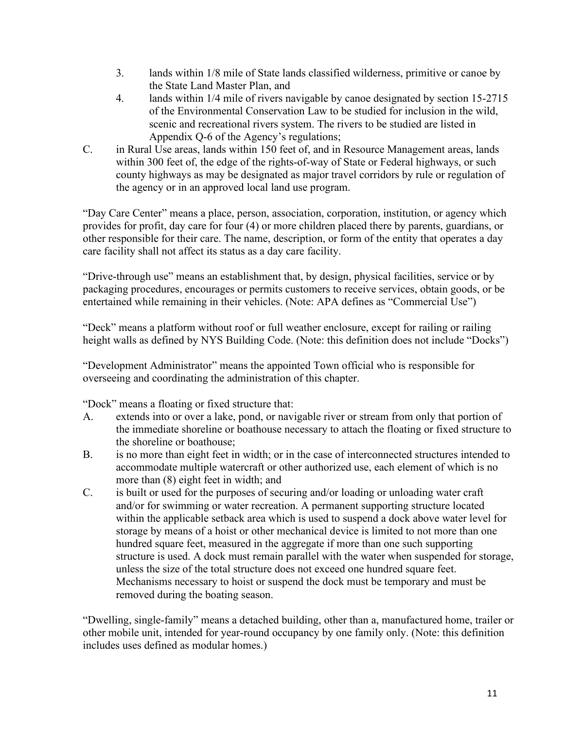3. lands within 1/8 mile of State lands classified wilderness, primitive or canoe by the State Land Master Plan, and
4. lands within 1/4 mile of rivers navigable by canoe designated by section 15-2715 of the Environmental Conservation Law to be studied for inclusion in the wild, scenic and recreational rivers system. The rivers to be studied are listed in Appendix Q-6 of the Agency's regulations;

C. in Rural Use areas, lands within 150 feet of, and in Resource Management areas, lands within 300 feet of, the edge of the rights-of-way of State or Federal highways, or such county highways as may be designated as major travel corridors by rule or regulation of the agency or in an approved local land use program.

"Day Care Center" means a place, person, association, corporation, institution, or agency which provides for profit, day care for four (4) or more children placed there by parents, guardians, or other responsible for their care. The name, description, or form of the entity that operates a day care facility shall not affect its status as a day care facility.

"Drive-through use" means an establishment that, by design, physical facilities, service or by packaging procedures, encourages or permits customers to receive services, obtain goods, or be entertained while remaining in their vehicles. (Note: APA defines as "Commercial Use")

"Deck" means a platform without roof or full weather enclosure, except for railing or railing height walls as defined by NYS Building Code. (Note: this definition does not include "Docks")

"Development Administrator" means the appointed Town official who is responsible for overseeing and coordinating the administration of this chapter.

"Dock" means a floating or fixed structure that:

A. extends into or over a lake, pond, or navigable river or stream from only that portion of the immediate shoreline or boathouse necessary to attach the floating or fixed structure to the shoreline or boathouse;
B. is no more than eight feet in width; or in the case of interconnected structures intended to accommodate multiple watercraft or other authorized use, each element of which is no more than (8) eight feet in width; and
C. is built or used for the purposes of securing and/or loading or unloading water craft and/or for swimming or water recreation. A permanent supporting structure located within the applicable setback area which is used to suspend a dock above water level for storage by means of a hoist or other mechanical device is limited to not more than one hundred square feet, measured in the aggregate if more than one such supporting structure is used. A dock must remain parallel with the water when suspended for storage, unless the size of the total structure does not exceed one hundred square feet. Mechanisms necessary to hoist or suspend the dock must be temporary and must be removed during the boating season.

"Dwelling, single-family" means a detached building, other than a, manufactured home, trailer or other mobile unit, intended for year-round occupancy by one family only. (Note: this definition includes uses defined as modular homes.)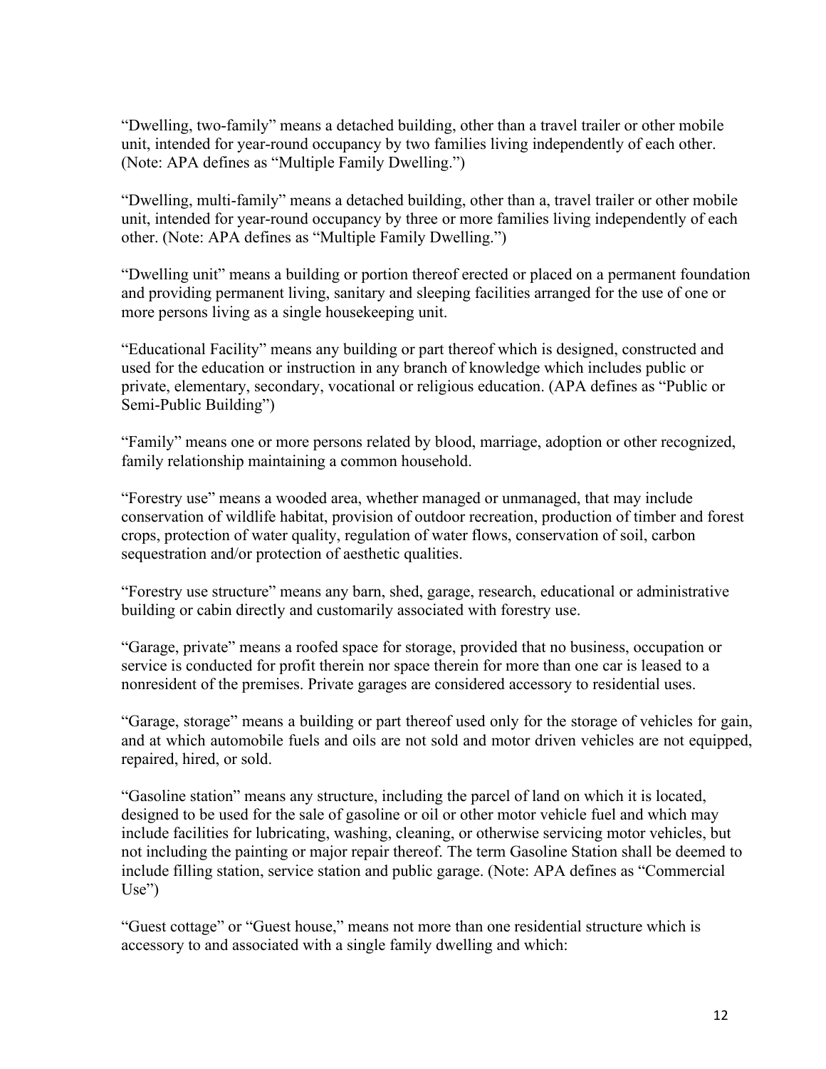"Dwelling, two-family" means a detached building, other than a travel trailer or other mobile unit, intended for year-round occupancy by two families living independently of each other. (Note: APA defines as "Multiple Family Dwelling.")

"Dwelling, multi-family" means a detached building, other than a, travel trailer or other mobile unit, intended for year-round occupancy by three or more families living independently of each other. (Note: APA defines as "Multiple Family Dwelling.")

"Dwelling unit" means a building or portion thereof erected or placed on a permanent foundation and providing permanent living, sanitary and sleeping facilities arranged for the use of one or more persons living as a single housekeeping unit.

"Educational Facility" means any building or part thereof which is designed, constructed and used for the education or instruction in any branch of knowledge which includes public or private, elementary, secondary, vocational or religious education. (APA defines as "Public or Semi-Public Building")

"Family" means one or more persons related by blood, marriage, adoption or other recognized, family relationship maintaining a common household.

"Forestry use" means a wooded area, whether managed or unmanaged, that may include conservation of wildlife habitat, provision of outdoor recreation, production of timber and forest crops, protection of water quality, regulation of water flows, conservation of soil, carbon sequestration and/or protection of aesthetic qualities.

"Forestry use structure" means any barn, shed, garage, research, educational or administrative building or cabin directly and customarily associated with forestry use.

"Garage, private" means a roofed space for storage, provided that no business, occupation or service is conducted for profit therein nor space therein for more than one car is leased to a nonresident of the premises. Private garages are considered accessory to residential uses.

"Garage, storage" means a building or part thereof used only for the storage of vehicles for gain, and at which automobile fuels and oils are not sold and motor driven vehicles are not equipped, repaired, hired, or sold.

"Gasoline station" means any structure, including the parcel of land on which it is located, designed to be used for the sale of gasoline or oil or other motor vehicle fuel and which may include facilities for lubricating, washing, cleaning, or otherwise servicing motor vehicles, but not including the painting or major repair thereof. The term Gasoline Station shall be deemed to include filling station, service station and public garage. (Note: APA defines as "Commercial Use")

"Guest cottage" or "Guest house," means not more than one residential structure which is accessory to and associated with a single family dwelling and which: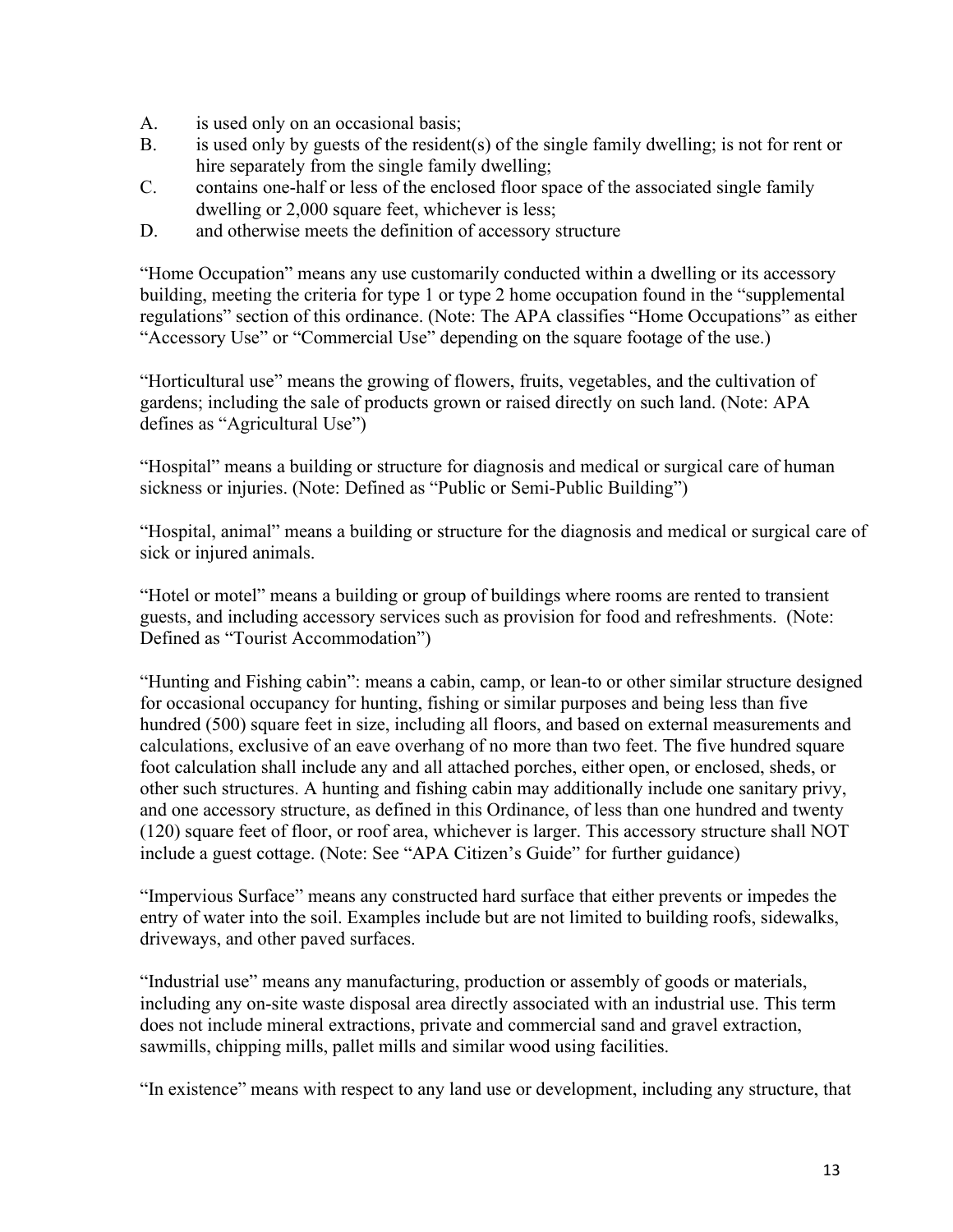A. is used only on an occasional basis;

B. is used only by guests of the resident(s) of the single family dwelling; is not for rent or hire separately from the single family dwelling;

C. contains one-half or less of the enclosed floor space of the associated single family dwelling or 2,000 square feet, whichever is less;

D. and otherwise meets the definition of accessory structure

"Home Occupation" means any use customarily conducted within a dwelling or its accessory building, meeting the criteria for type 1 or type 2 home occupation found in the "supplemental regulations" section of this ordinance. (Note: The APA classifies "Home Occupations" as either "Accessory Use" or "Commercial Use" depending on the square footage of the use.)

"Horticultural use" means the growing of flowers, fruits, vegetables, and the cultivation of gardens; including the sale of products grown or raised directly on such land. (Note: APA defines as "Agricultural Use")

"Hospital" means a building or structure for diagnosis and medical or surgical care of human sickness or injuries. (Note: Defined as "Public or Semi-Public Building")

"Hospital, animal" means a building or structure for the diagnosis and medical or surgical care of sick or injured animals.

"Hotel or motel" means a building or group of buildings where rooms are rented to transient guests, and including accessory services such as provision for food and refreshments. (Note: Defined as "Tourist Accommodation")

"Hunting and Fishing cabin": means a cabin, camp, or lean-to or other similar structure designed for occasional occupancy for hunting, fishing or similar purposes and being less than five hundred (500) square feet in size, including all floors, and based on external measurements and calculations, exclusive of an eave overhang of no more than two feet. The five hundred square foot calculation shall include any and all attached porches, either open, or enclosed, sheds, or other such structures. A hunting and fishing cabin may additionally include one sanitary privy, and one accessory structure, as defined in this Ordinance, of less than one hundred and twenty (120) square feet of floor, or roof area, whichever is larger. This accessory structure shall NOT include a guest cottage. (Note: See "APA Citizen's Guide" for further guidance)

"Impervious Surface" means any constructed hard surface that either prevents or impedes the entry of water into the soil. Examples include but are not limited to building roofs, sidewalks, driveways, and other paved surfaces.

"Industrial use" means any manufacturing, production or assembly of goods or materials, including any on-site waste disposal area directly associated with an industrial use. This term does not include mineral extractions, private and commercial sand and gravel extraction, sawmills, chipping mills, pallet mills and similar wood using facilities.

"In existence" means with respect to any land use or development, including any structure, that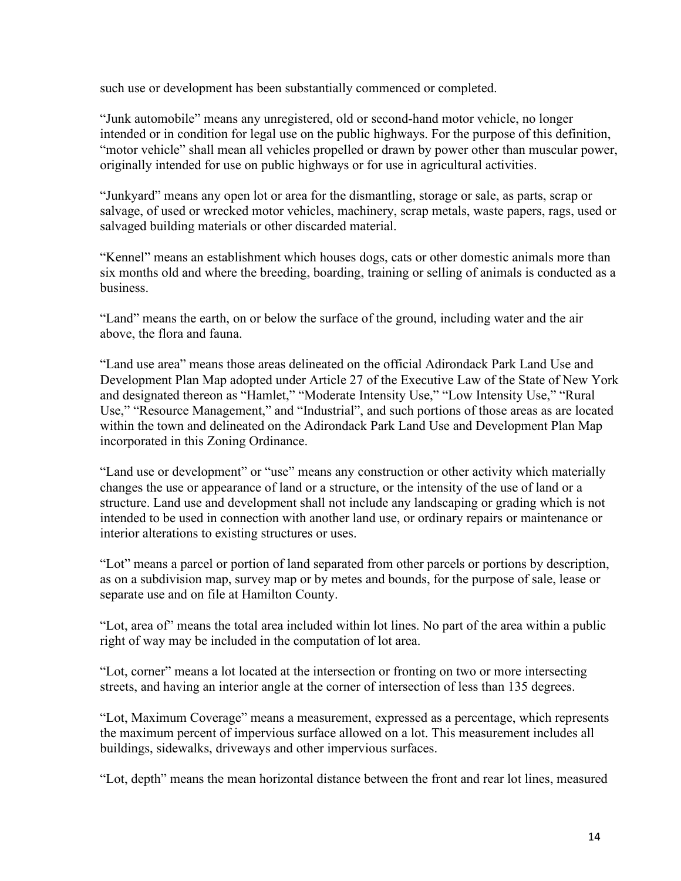such use or development has been substantially commenced or completed.

“Junk automobile” means any unregistered, old or second-hand motor vehicle, no longer intended or in condition for legal use on the public highways. For the purpose of this definition, “motor vehicle” shall mean all vehicles propelled or drawn by power other than muscular power, originally intended for use on public highways or for use in agricultural activities.

“Junkyard” means any open lot or area for the dismantling, storage or sale, as parts, scrap or salvage, of used or wrecked motor vehicles, machinery, scrap metals, waste papers, rags, used or salvaged building materials or other discarded material.

“Kennel” means an establishment which houses dogs, cats or other domestic animals more than six months old and where the breeding, boarding, training or selling of animals is conducted as a business.

“Land” means the earth, on or below the surface of the ground, including water and the air above, the flora and fauna.

“Land use area” means those areas delineated on the official Adirondack Park Land Use and Development Plan Map adopted under Article 27 of the Executive Law of the State of New York and designated thereon as “Hamlet,” “Moderate Intensity Use,” “Low Intensity Use,” “Rural Use,” “Resource Management,” and “Industrial”, and such portions of those areas as are located within the town and delineated on the Adirondack Park Land Use and Development Plan Map incorporated in this Zoning Ordinance.

“Land use or development” or “use” means any construction or other activity which materially changes the use or appearance of land or a structure, or the intensity of the use of land or a structure. Land use and development shall not include any landscaping or grading which is not intended to be used in connection with another land use, or ordinary repairs or maintenance or interior alterations to existing structures or uses.

“Lot” means a parcel or portion of land separated from other parcels or portions by description, as on a subdivision map, survey map or by metes and bounds, for the purpose of sale, lease or separate use and on file at Hamilton County.

“Lot, area of” means the total area included within lot lines. No part of the area within a public right of way may be included in the computation of lot area.

“Lot, corner” means a lot located at the intersection or fronting on two or more intersecting streets, and having an interior angle at the corner of intersection of less than 135 degrees.

“Lot, Maximum Coverage” means a measurement, expressed as a percentage, which represents the maximum percent of impervious surface allowed on a lot. This measurement includes all buildings, sidewalks, driveways and other impervious surfaces.

“Lot, depth” means the mean horizontal distance between the front and rear lot lines, measured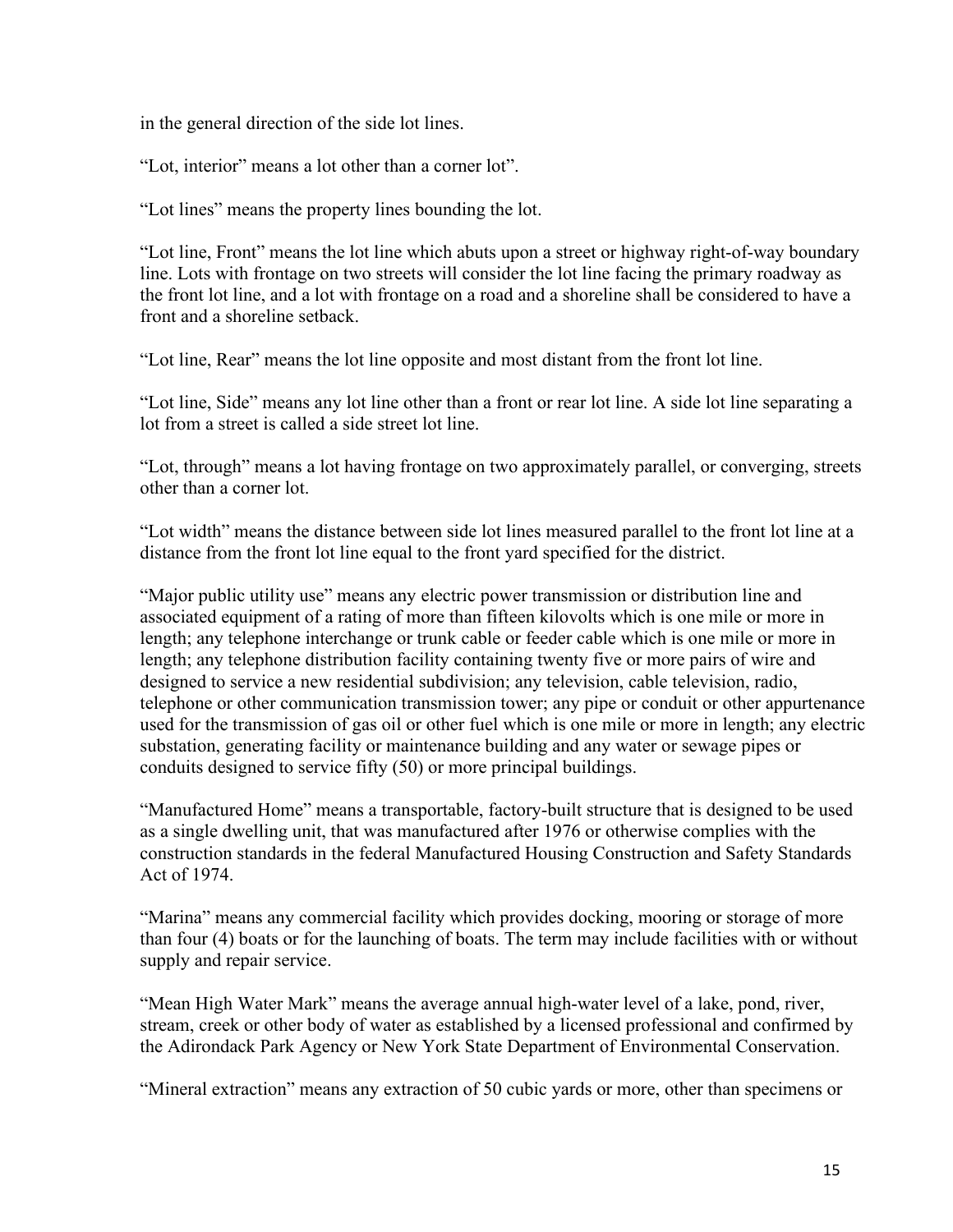in the general direction of the side lot lines.

“Lot, interior” means a lot other than a corner lot”.

“Lot lines” means the property lines bounding the lot.

“Lot line, Front” means the lot line which abuts upon a street or highway right-of-way boundary line. Lots with frontage on two streets will consider the lot line facing the primary roadway as the front lot line, and a lot with frontage on a road and a shoreline shall be considered to have a front and a shoreline setback.

“Lot line, Rear” means the lot line opposite and most distant from the front lot line.

“Lot line, Side” means any lot line other than a front or rear lot line. A side lot line separating a lot from a street is called a side street lot line.

“Lot, through” means a lot having frontage on two approximately parallel, or converging, streets other than a corner lot.

“Lot width” means the distance between side lot lines measured parallel to the front lot line at a distance from the front lot line equal to the front yard specified for the district.

“Major public utility use” means any electric power transmission or distribution line and associated equipment of a rating of more than fifteen kilovolts which is one mile or more in length; any telephone interchange or trunk cable or feeder cable which is one mile or more in length; any telephone distribution facility containing twenty five or more pairs of wire and designed to service a new residential subdivision; any television, cable television, radio, telephone or other communication transmission tower; any pipe or conduit or other appurtenance used for the transmission of gas oil or other fuel which is one mile or more in length; any electric substation, generating facility or maintenance building and any water or sewage pipes or conduits designed to service fifty (50) or more principal buildings.

“Manufactured Home” means a transportable, factory-built structure that is designed to be used as a single dwelling unit, that was manufactured after 1976 or otherwise complies with the construction standards in the federal Manufactured Housing Construction and Safety Standards Act of 1974.

“Marina” means any commercial facility which provides docking, mooring or storage of more than four (4) boats or for the launching of boats. The term may include facilities with or without supply and repair service.

“Mean High Water Mark” means the average annual high-water level of a lake, pond, river, stream, creek or other body of water as established by a licensed professional and confirmed by the Adirondack Park Agency or New York State Department of Environmental Conservation.

“Mineral extraction” means any extraction of 50 cubic yards or more, other than specimens or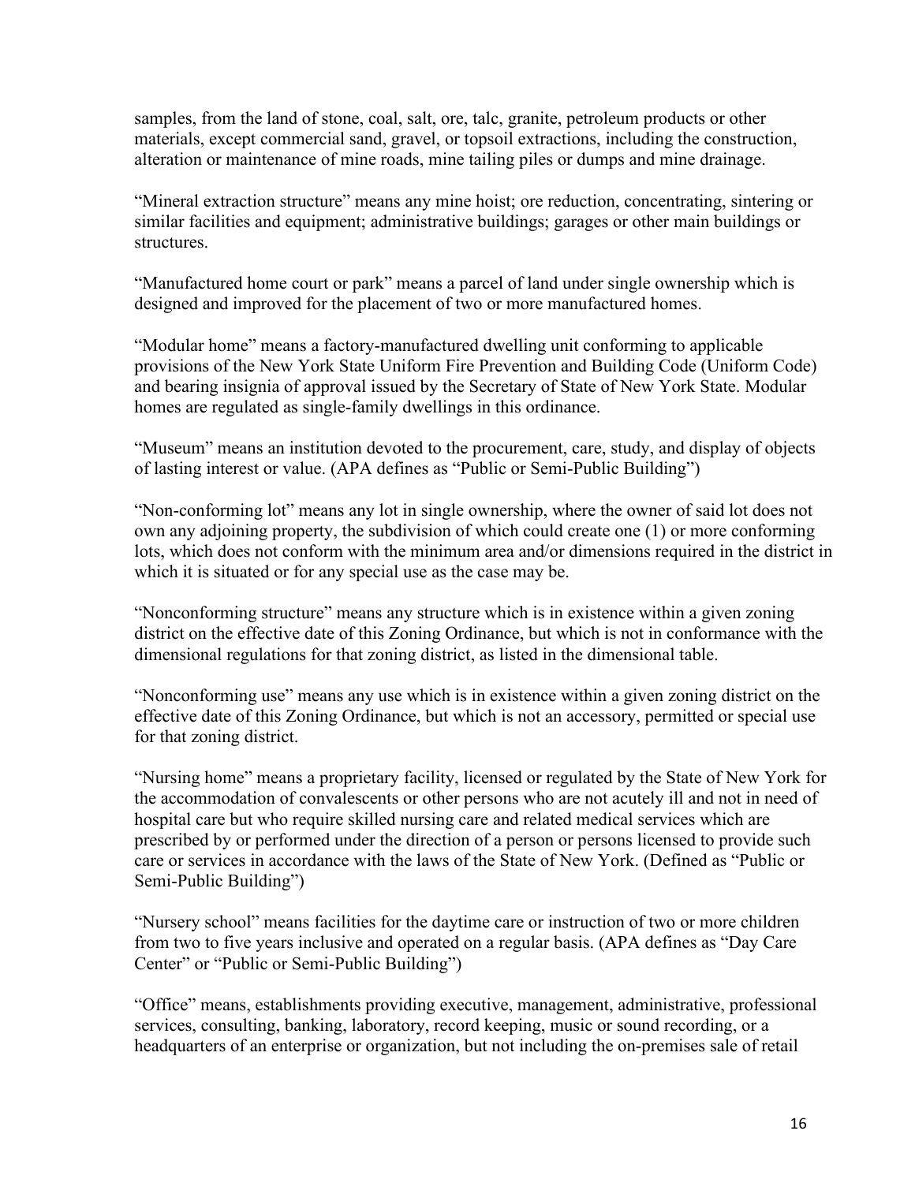samples, from the land of stone, coal, salt, ore, talc, granite, petroleum products or other materials, except commercial sand, gravel, or topsoil extractions, including the construction, alteration or maintenance of mine roads, mine tailing piles or dumps and mine drainage.

"Mineral extraction structure" means any mine hoist; ore reduction, concentrating, sintering or similar facilities and equipment; administrative buildings; garages or other main buildings or structures.

"Manufactured home court or park" means a parcel of land under single ownership which is designed and improved for the placement of two or more manufactured homes.

"Modular home" means a factory-manufactured dwelling unit conforming to applicable provisions of the New York State Uniform Fire Prevention and Building Code (Uniform Code) and bearing insignia of approval issued by the Secretary of State of New York State. Modular homes are regulated as single-family dwellings in this ordinance.

"Museum" means an institution devoted to the procurement, care, study, and display of objects of lasting interest or value. (APA defines as "Public or Semi-Public Building")

"Non-conforming lot" means any lot in single ownership, where the owner of said lot does not own any adjoining property, the subdivision of which could create one (1) or more conforming lots, which does not conform with the minimum area and/or dimensions required in the district in which it is situated or for any special use as the case may be.

"Nonconforming structure" means any structure which is in existence within a given zoning district on the effective date of this Zoning Ordinance, but which is not in conformance with the dimensional regulations for that zoning district, as listed in the dimensional table.

"Nonconforming use" means any use which is in existence within a given zoning district on the effective date of this Zoning Ordinance, but which is not an accessory, permitted or special use for that zoning district.

"Nursing home" means a proprietary facility, licensed or regulated by the State of New York for the accommodation of convalescents or other persons who are not acutely ill and not in need of hospital care but who require skilled nursing care and related medical services which are prescribed by or performed under the direction of a person or persons licensed to provide such care or services in accordance with the laws of the State of New York. (Defined as "Public or Semi-Public Building")

"Nursery school" means facilities for the daytime care or instruction of two or more children from two to five years inclusive and operated on a regular basis. (APA defines as "Day Care Center" or "Public or Semi-Public Building")

"Office" means, establishments providing executive, management, administrative, professional services, consulting, banking, laboratory, record keeping, music or sound recording, or a headquarters of an enterprise or organization, but not including the on-premises sale of retail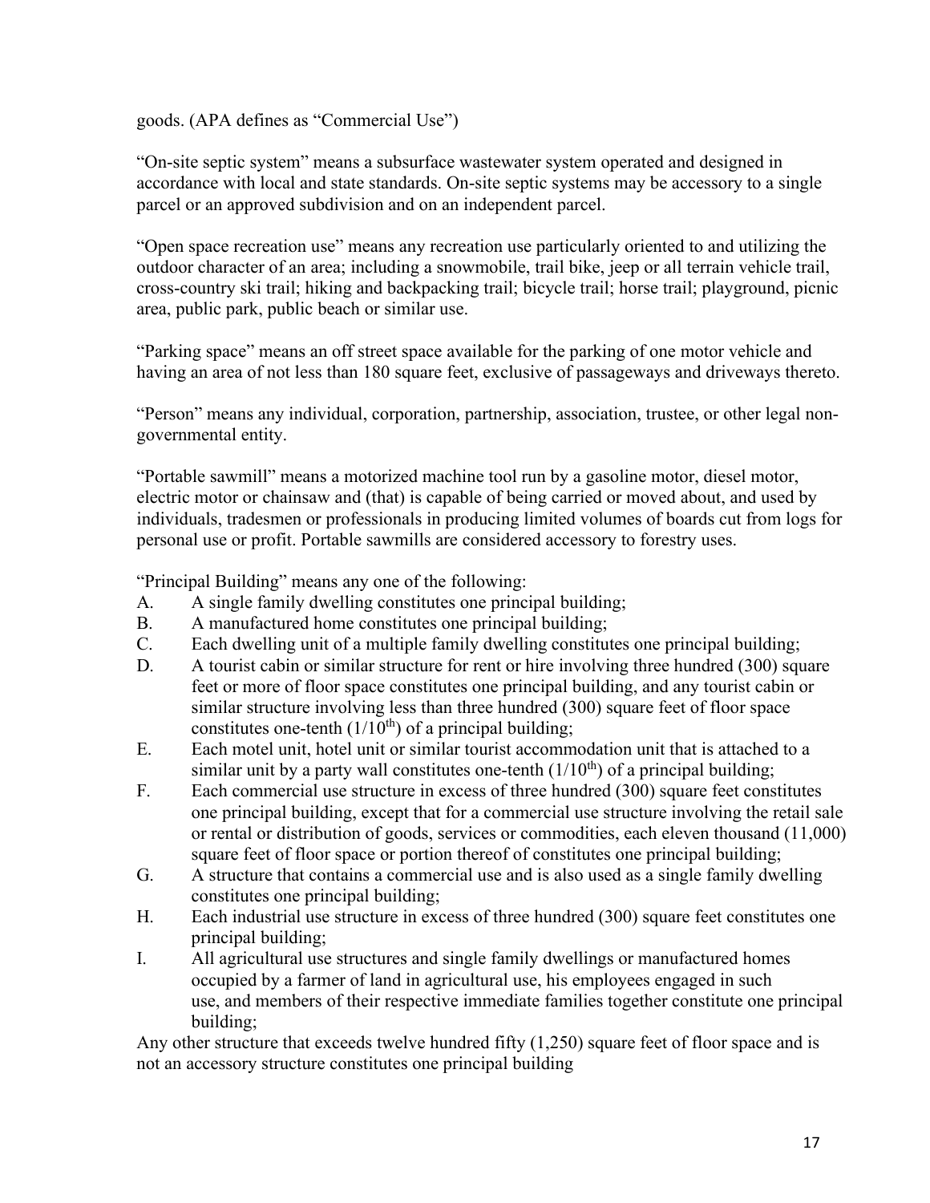goods. (APA defines as "Commercial Use")

"On-site septic system" means a subsurface wastewater system operated and designed in accordance with local and state standards. On-site septic systems may be accessory to a single parcel or an approved subdivision and on an independent parcel.

"Open space recreation use" means any recreation use particularly oriented to and utilizing the outdoor character of an area; including a snowmobile, trail bike, jeep or all terrain vehicle trail, cross-country ski trail; hiking and backpacking trail; bicycle trail; horse trail; playground, picnic area, public park, public beach or similar use.

"Parking space" means an off street space available for the parking of one motor vehicle and having an area of not less than 180 square feet, exclusive of passageways and driveways thereto.

"Person" means any individual, corporation, partnership, association, trustee, or other legal non-governmental entity.

"Portable sawmill" means a motorized machine tool run by a gasoline motor, diesel motor, electric motor or chainsaw and (that) is capable of being carried or moved about, and used by individuals, tradesmen or professionals in producing limited volumes of boards cut from logs for personal use or profit. Portable sawmills are considered accessory to forestry uses.

"Principal Building" means any one of the following:

A. A single family dwelling constitutes one principal building;
B. A manufactured home constitutes one principal building;
C. Each dwelling unit of a multiple family dwelling constitutes one principal building;
D. A tourist cabin or similar structure for rent or hire involving three hundred (300) square feet or more of floor space constitutes one principal building, and any tourist cabin or similar structure involving less than three hundred (300) square feet of floor space constitutes one-tenth ($1/10^{th}$) of a principal building;
E. Each motel unit, hotel unit or similar tourist accommodation unit that is attached to a similar unit by a party wall constitutes one-tenth ($1/10^{th}$) of a principal building;
F. Each commercial use structure in excess of three hundred (300) square feet constitutes one principal building, except that for a commercial use structure involving the retail sale or rental or distribution of goods, services or commodities, each eleven thousand (11,000) square feet of floor space or portion thereof of constitutes one principal building;
G. A structure that contains a commercial use and is also used as a single family dwelling constitutes one principal building;
H. Each industrial use structure in excess of three hundred (300) square feet constitutes one principal building;
I. All agricultural use structures and single family dwellings or manufactured homes occupied by a farmer of land in agricultural use, his employees engaged in such use, and members of their respective immediate families together constitute one principal building;

Any other structure that exceeds twelve hundred fifty (1,250) square feet of floor space and is not an accessory structure constitutes one principal building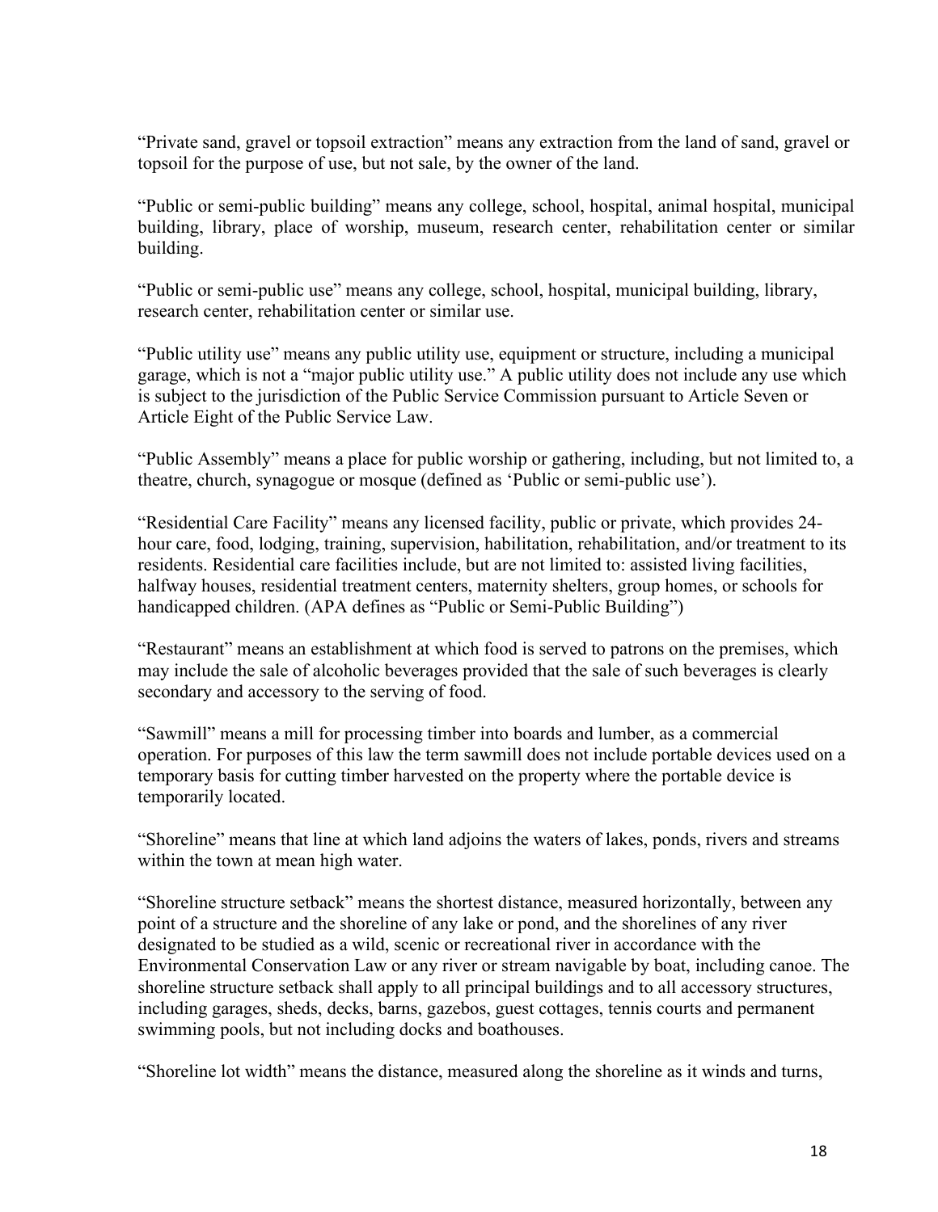"Private sand, gravel or topsoil extraction" means any extraction from the land of sand, gravel or topsoil for the purpose of use, but not sale, by the owner of the land.

"Public or semi-public building" means any college, school, hospital, animal hospital, municipal building, library, place of worship, museum, research center, rehabilitation center or similar building.

"Public or semi-public use" means any college, school, hospital, municipal building, library, research center, rehabilitation center or similar use.

"Public utility use" means any public utility use, equipment or structure, including a municipal garage, which is not a "major public utility use." A public utility does not include any use which is subject to the jurisdiction of the Public Service Commission pursuant to Article Seven or Article Eight of the Public Service Law.

"Public Assembly" means a place for public worship or gathering, including, but not limited to, a theatre, church, synagogue or mosque (defined as 'Public or semi-public use').

"Residential Care Facility" means any licensed facility, public or private, which provides 24-hour care, food, lodging, training, supervision, habilitation, rehabilitation, and/or treatment to its residents. Residential care facilities include, but are not limited to: assisted living facilities, halfway houses, residential treatment centers, maternity shelters, group homes, or schools for handicapped children. (APA defines as "Public or Semi-Public Building")

"Restaurant" means an establishment at which food is served to patrons on the premises, which may include the sale of alcoholic beverages provided that the sale of such beverages is clearly secondary and accessory to the serving of food.

"Sawmill" means a mill for processing timber into boards and lumber, as a commercial operation. For purposes of this law the term sawmill does not include portable devices used on a temporary basis for cutting timber harvested on the property where the portable device is temporarily located.

"Shoreline" means that line at which land adjoins the waters of lakes, ponds, rivers and streams within the town at mean high water.

"Shoreline structure setback" means the shortest distance, measured horizontally, between any point of a structure and the shoreline of any lake or pond, and the shorelines of any river designated to be studied as a wild, scenic or recreational river in accordance with the Environmental Conservation Law or any river or stream navigable by boat, including canoe. The shoreline structure setback shall apply to all principal buildings and to all accessory structures, including garages, sheds, decks, barns, gazebos, guest cottages, tennis courts and permanent swimming pools, but not including docks and boathouses.

"Shoreline lot width" means the distance, measured along the shoreline as it winds and turns,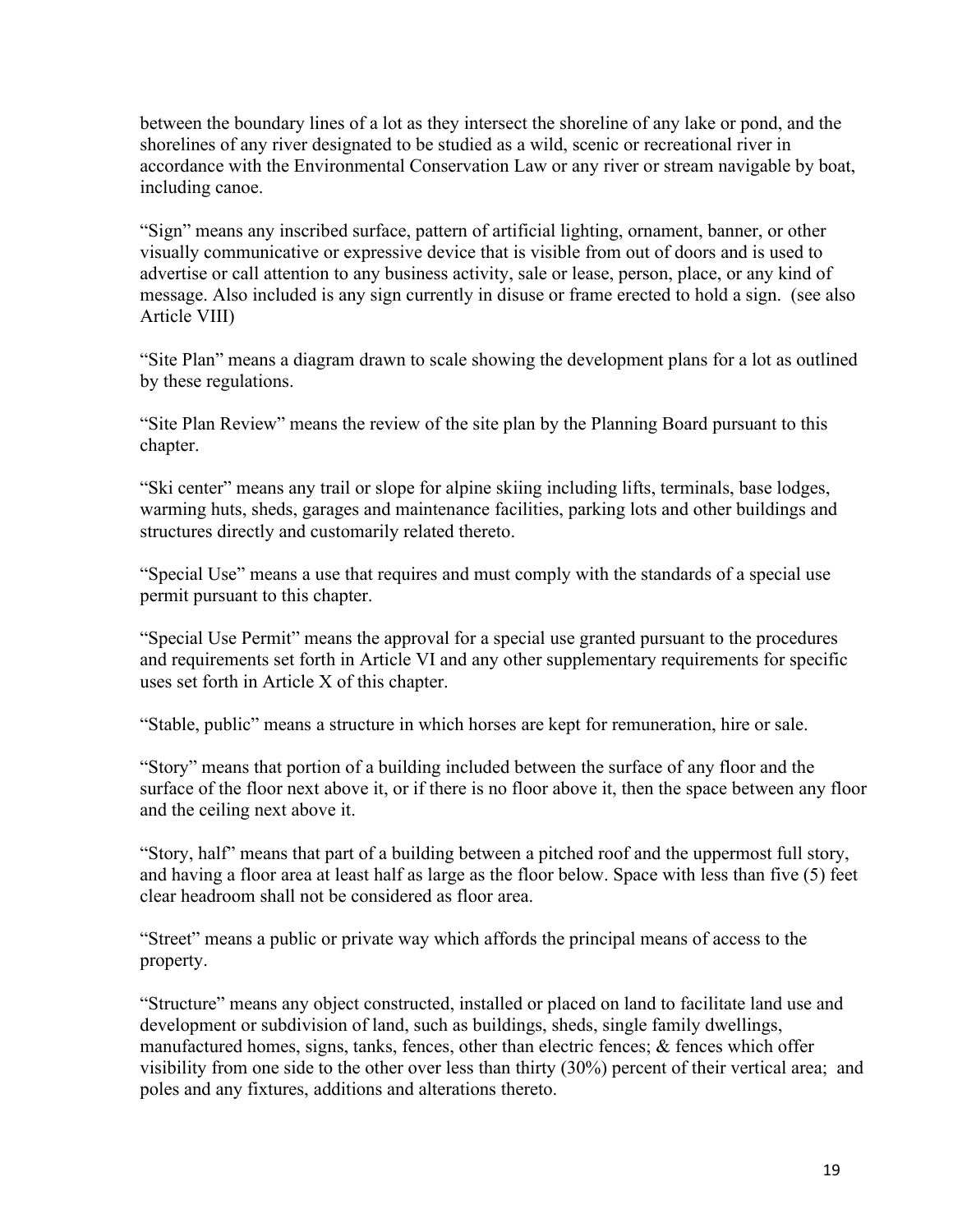between the boundary lines of a lot as they intersect the shoreline of any lake or pond, and the shorelines of any river designated to be studied as a wild, scenic or recreational river in accordance with the Environmental Conservation Law or any river or stream navigable by boat, including canoe.

"Sign" means any inscribed surface, pattern of artificial lighting, ornament, banner, or other visually communicative or expressive device that is visible from out of doors and is used to advertise or call attention to any business activity, sale or lease, person, place, or any kind of message. Also included is any sign currently in disuse or frame erected to hold a sign. (see also Article VIII)

"Site Plan" means a diagram drawn to scale showing the development plans for a lot as outlined by these regulations.

"Site Plan Review" means the review of the site plan by the Planning Board pursuant to this chapter.

"Ski center" means any trail or slope for alpine skiing including lifts, terminals, base lodges, warming huts, sheds, garages and maintenance facilities, parking lots and other buildings and structures directly and customarily related thereto.

"Special Use" means a use that requires and must comply with the standards of a special use permit pursuant to this chapter.

"Special Use Permit" means the approval for a special use granted pursuant to the procedures and requirements set forth in Article VI and any other supplementary requirements for specific uses set forth in Article X of this chapter.

"Stable, public" means a structure in which horses are kept for remuneration, hire or sale.

"Story" means that portion of a building included between the surface of any floor and the surface of the floor next above it, or if there is no floor above it, then the space between any floor and the ceiling next above it.

"Story, half" means that part of a building between a pitched roof and the uppermost full story, and having a floor area at least half as large as the floor below. Space with less than five (5) feet clear headroom shall not be considered as floor area.

"Street" means a public or private way which affords the principal means of access to the property.

"Structure" means any object constructed, installed or placed on land to facilitate land use and development or subdivision of land, such as buildings, sheds, single family dwellings, manufactured homes, signs, tanks, fences, other than electric fences; & fences which offer visibility from one side to the other over less than thirty (30%) percent of their vertical area; and poles and any fixtures, additions and alterations thereto.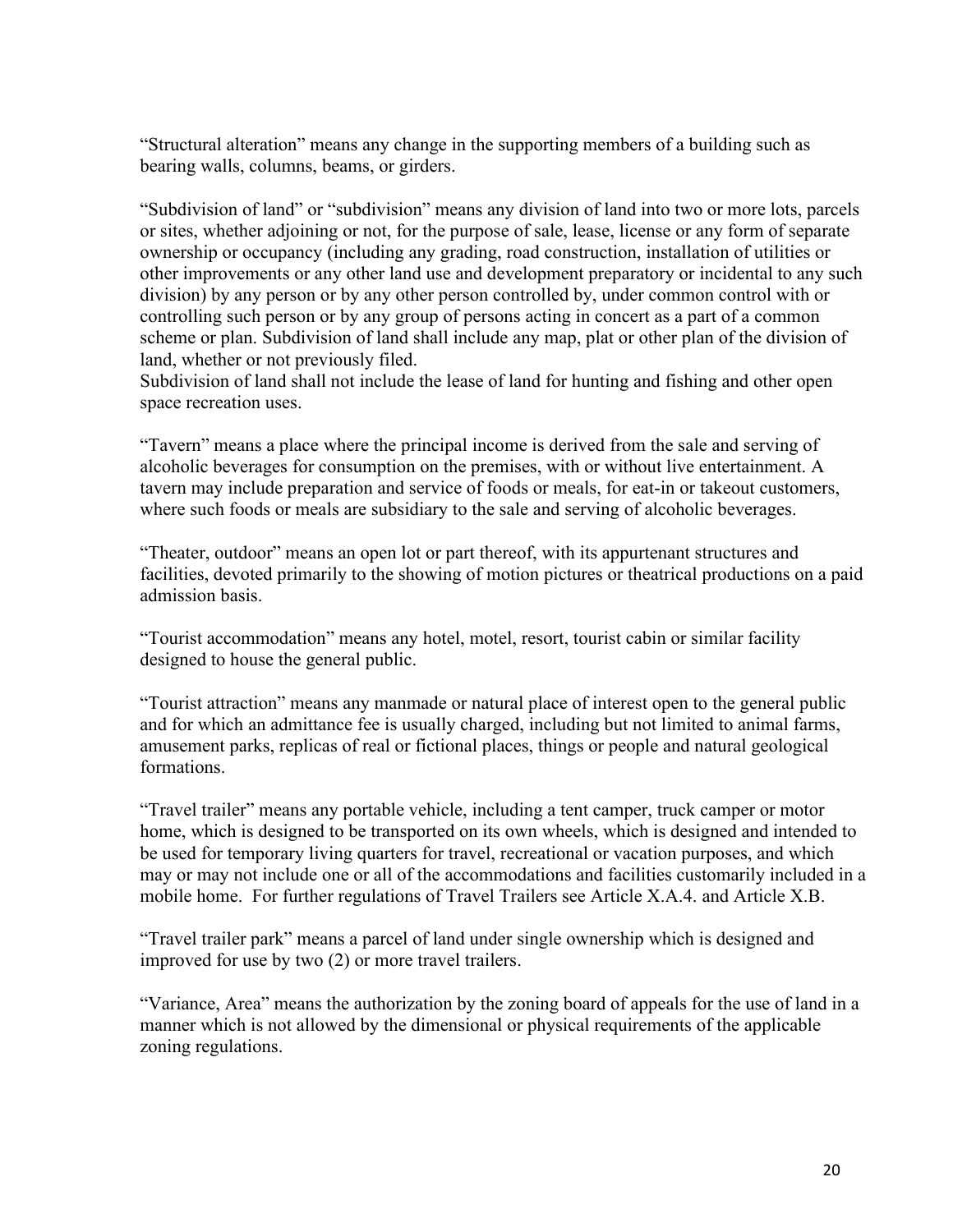"Structural alteration" means any change in the supporting members of a building such as bearing walls, columns, beams, or girders.

"Subdivision of land" or "subdivision" means any division of land into two or more lots, parcels or sites, whether adjoining or not, for the purpose of sale, lease, license or any form of separate ownership or occupancy (including any grading, road construction, installation of utilities or other improvements or any other land use and development preparatory or incidental to any such division) by any person or by any other person controlled by, under common control with or controlling such person or by any group of persons acting in concert as a part of a common scheme or plan. Subdivision of land shall include any map, plat or other plan of the division of land, whether or not previously filed.
Subdivision of land shall not include the lease of land for hunting and fishing and other open space recreation uses.

"Tavern" means a place where the principal income is derived from the sale and serving of alcoholic beverages for consumption on the premises, with or without live entertainment. A tavern may include preparation and service of foods or meals, for eat-in or takeout customers, where such foods or meals are subsidiary to the sale and serving of alcoholic beverages.

"Theater, outdoor" means an open lot or part thereof, with its appurtenant structures and facilities, devoted primarily to the showing of motion pictures or theatrical productions on a paid admission basis.

"Tourist accommodation" means any hotel, motel, resort, tourist cabin or similar facility designed to house the general public.

"Tourist attraction" means any manmade or natural place of interest open to the general public and for which an admittance fee is usually charged, including but not limited to animal farms, amusement parks, replicas of real or fictional places, things or people and natural geological formations.

"Travel trailer" means any portable vehicle, including a tent camper, truck camper or motor home, which is designed to be transported on its own wheels, which is designed and intended to be used for temporary living quarters for travel, recreational or vacation purposes, and which may or may not include one or all of the accommodations and facilities customarily included in a mobile home. For further regulations of Travel Trailers see Article X.A.4. and Article X.B.

"Travel trailer park" means a parcel of land under single ownership which is designed and improved for use by two (2) or more travel trailers.

"Variance, Area" means the authorization by the zoning board of appeals for the use of land in a manner which is not allowed by the dimensional or physical requirements of the applicable zoning regulations.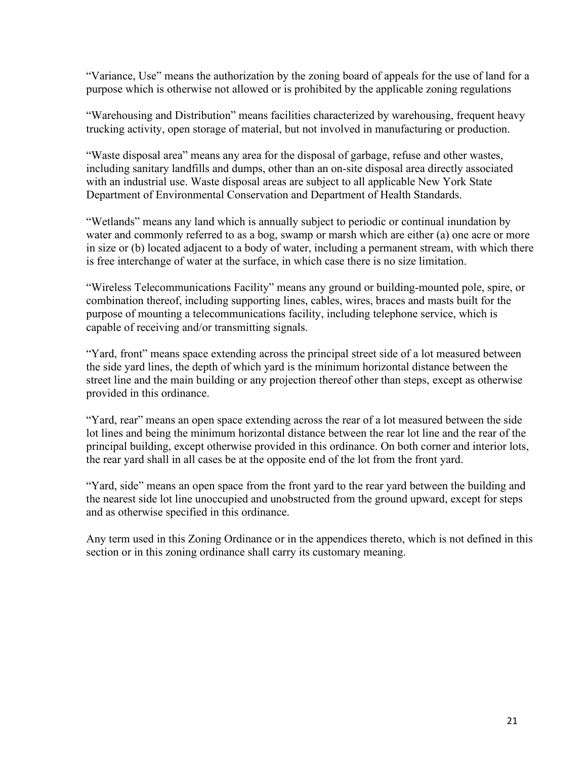“Variance, Use” means the authorization by the zoning board of appeals for the use of land for a purpose which is otherwise not allowed or is prohibited by the applicable zoning regulations

“Warehousing and Distribution” means facilities characterized by warehousing, frequent heavy trucking activity, open storage of material, but not involved in manufacturing or production.

“Waste disposal area” means any area for the disposal of garbage, refuse and other wastes, including sanitary landfills and dumps, other than an on-site disposal area directly associated with an industrial use. Waste disposal areas are subject to all applicable New York State Department of Environmental Conservation and Department of Health Standards.

“Wetlands” means any land which is annually subject to periodic or continual inundation by water and commonly referred to as a bog, swamp or marsh which are either (a) one acre or more in size or (b) located adjacent to a body of water, including a permanent stream, with which there is free interchange of water at the surface, in which case there is no size limitation.

“Wireless Telecommunications Facility” means any ground or building-mounted pole, spire, or combination thereof, including supporting lines, cables, wires, braces and masts built for the purpose of mounting a telecommunications facility, including telephone service, which is capable of receiving and/or transmitting signals.

“Yard, front” means space extending across the principal street side of a lot measured between the side yard lines, the depth of which yard is the minimum horizontal distance between the street line and the main building or any projection thereof other than steps, except as otherwise provided in this ordinance.

“Yard, rear” means an open space extending across the rear of a lot measured between the side lot lines and being the minimum horizontal distance between the rear lot line and the rear of the principal building, except otherwise provided in this ordinance. On both corner and interior lots, the rear yard shall in all cases be at the opposite end of the lot from the front yard.

“Yard, side” means an open space from the front yard to the rear yard between the building and the nearest side lot line unoccupied and unobstructed from the ground upward, except for steps and as otherwise specified in this ordinance.

Any term used in this Zoning Ordinance or in the appendices thereto, which is not defined in this section or in this zoning ordinance shall carry its customary meaning.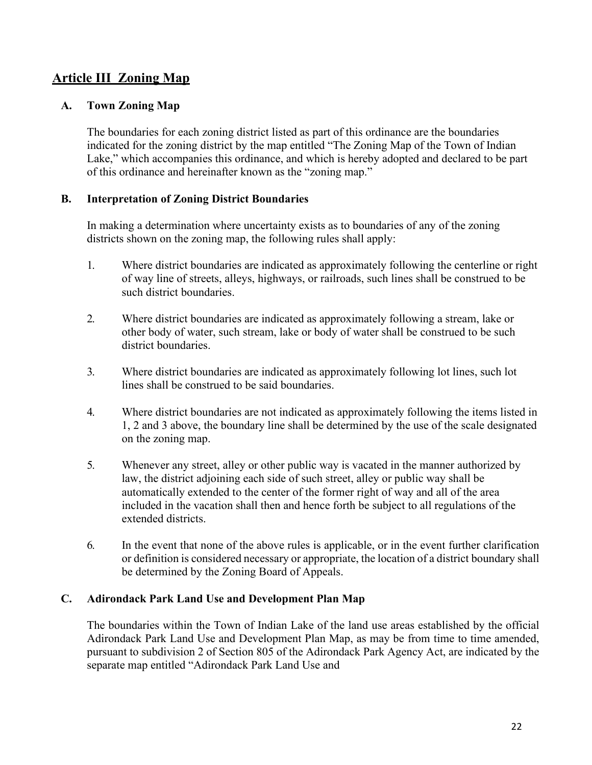## Article III Zoning Map

### A. Town Zoning Map

The boundaries for each zoning district listed as part of this ordinance are the boundaries indicated for the zoning district by the map entitled "The Zoning Map of the Town of Indian Lake," which accompanies this ordinance, and which is hereby adopted and declared to be part of this ordinance and hereinafter known as the "zoning map."

### B. Interpretation of Zoning District Boundaries

In making a determination where uncertainty exists as to boundaries of any of the zoning districts shown on the zoning map, the following rules shall apply:

1. Where district boundaries are indicated as approximately following the centerline or right of way line of streets, alleys, highways, or railroads, such lines shall be construed to be such district boundaries.

2. Where district boundaries are indicated as approximately following a stream, lake or other body of water, such stream, lake or body of water shall be construed to be such district boundaries.

3. Where district boundaries are indicated as approximately following lot lines, such lot lines shall be construed to be said boundaries.

4. Where district boundaries are not indicated as approximately following the items listed in 1, 2 and 3 above, the boundary line shall be determined by the use of the scale designated on the zoning map.

5. Whenever any street, alley or other public way is vacated in the manner authorized by law, the district adjoining each side of such street, alley or public way shall be automatically extended to the center of the former right of way and all of the area included in the vacation shall then and hence forth be subject to all regulations of the extended districts.

6. In the event that none of the above rules is applicable, or in the event further clarification or definition is considered necessary or appropriate, the location of a district boundary shall be determined by the Zoning Board of Appeals.

### C. Adirondack Park Land Use and Development Plan Map

The boundaries within the Town of Indian Lake of the land use areas established by the official Adirondack Park Land Use and Development Plan Map, as may be from time to time amended, pursuant to subdivision 2 of Section 805 of the Adirondack Park Agency Act, are indicated by the separate map entitled "Adirondack Park Land Use and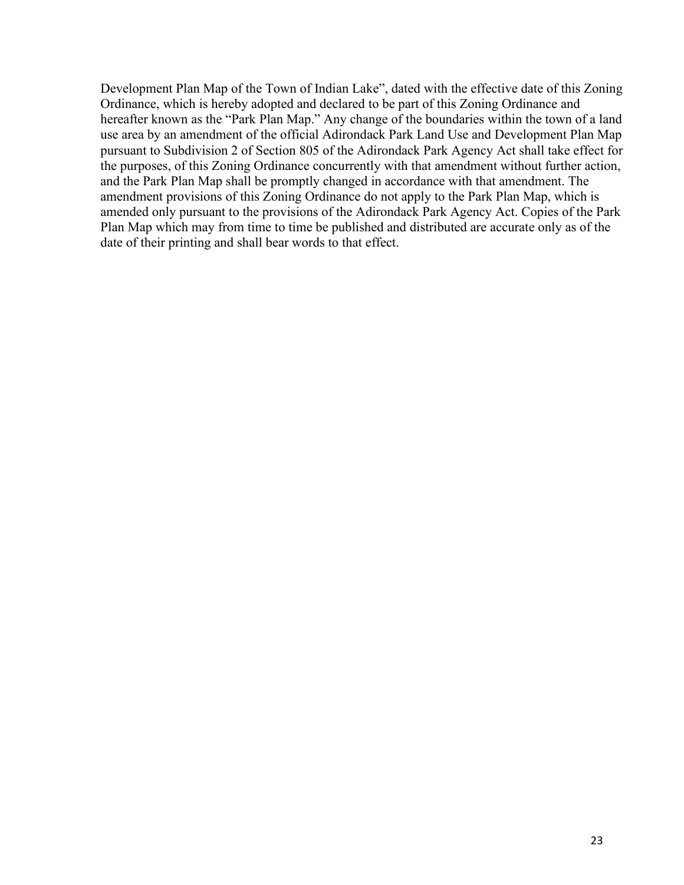Development Plan Map of the Town of Indian Lake", dated with the effective date of this Zoning Ordinance, which is hereby adopted and declared to be part of this Zoning Ordinance and hereafter known as the "Park Plan Map." Any change of the boundaries within the town of a land use area by an amendment of the official Adirondack Park Land Use and Development Plan Map pursuant to Subdivision 2 of Section 805 of the Adirondack Park Agency Act shall take effect for the purposes, of this Zoning Ordinance concurrently with that amendment without further action, and the Park Plan Map shall be promptly changed in accordance with that amendment. The amendment provisions of this Zoning Ordinance do not apply to the Park Plan Map, which is amended only pursuant to the provisions of the Adirondack Park Agency Act. Copies of the Park Plan Map which may from time to time be published and distributed are accurate only as of the date of their printing and shall bear words to that effect.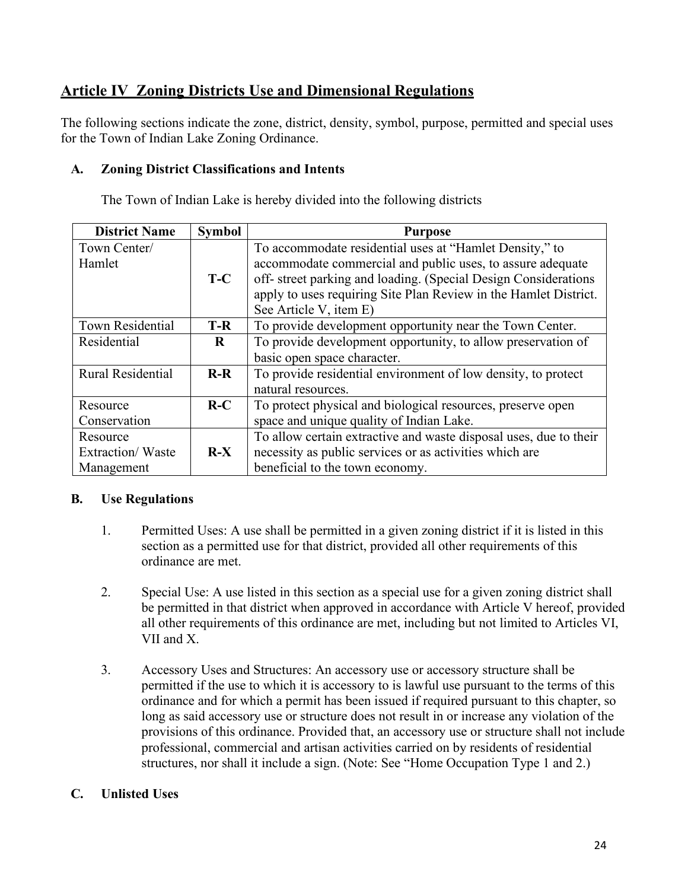## Article IV Zoning Districts Use and Dimensional Regulations

The following sections indicate the zone, district, density, symbol, purpose, permitted and special uses for the Town of Indian Lake Zoning Ordinance.

### A. Zoning District Classifications and Intents

The Town of Indian Lake is hereby divided into the following districts

| District Name | Symbol | Purpose |
|---|---|---|
| Town Center/ Hamlet | **T-C** | To accommodate residential uses at "Hamlet Density," to accommodate commercial and public uses, to assure adequate off- street parking and loading. (Special Design Considerations apply to uses requiring Site Plan Review in the Hamlet District. See Article V, item E) |
| Town Residential | **T-R** | To provide development opportunity near the Town Center. |
| Residential | **R** | To provide development opportunity, to allow preservation of basic open space character. |
| Rural Residential | **R-R** | To provide residential environment of low density, to protect natural resources. |
| Resource Conservation | **R-C** | To protect physical and biological resources, preserve open space and unique quality of Indian Lake. |
| Resource Extraction/ Waste Management | **R-X** | To allow certain extractive and waste disposal uses, due to their necessity as public services or as activities which are beneficial to the town economy. |

### B. Use Regulations

1. Permitted Uses: A use shall be permitted in a given zoning district if it is listed in this section as a permitted use for that district, provided all other requirements of this ordinance are met.

2. Special Use: A use listed in this section as a special use for a given zoning district shall be permitted in that district when approved in accordance with Article V hereof, provided all other requirements of this ordinance are met, including but not limited to Articles VI, VII and X.

3. Accessory Uses and Structures: An accessory use or accessory structure shall be permitted if the use to which it is accessory to is lawful use pursuant to the terms of this ordinance and for which a permit has been issued if required pursuant to this chapter, so long as said accessory use or structure does not result in or increase any violation of the provisions of this ordinance. Provided that, an accessory use or structure shall not include professional, commercial and artisan activities carried on by residents of residential structures, nor shall it include a sign. (Note: See "Home Occupation Type 1 and 2.)

### C. Unlisted Uses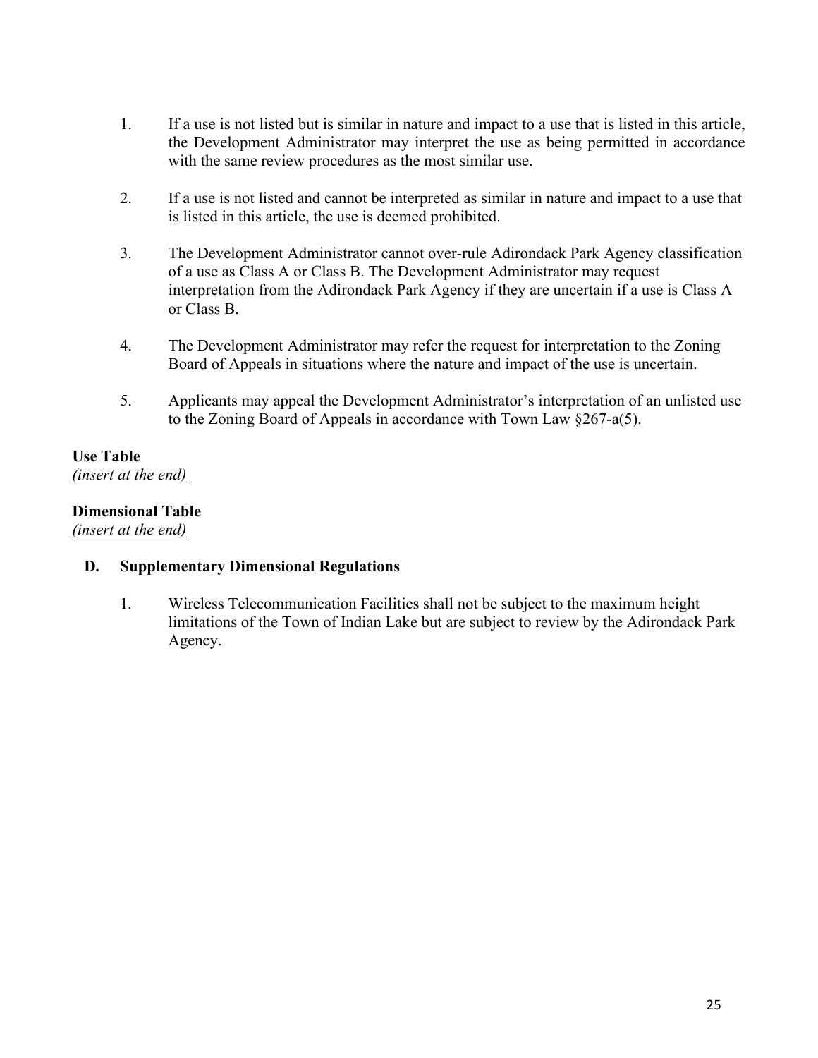1. If a use is not listed but is similar in nature and impact to a use that is listed in this article, the Development Administrator may interpret the use as being permitted in accordance with the same review procedures as the most similar use.

2. If a use is not listed and cannot be interpreted as similar in nature and impact to a use that is listed in this article, the use is deemed prohibited.

3. The Development Administrator cannot over-rule Adirondack Park Agency classification of a use as Class A or Class B. The Development Administrator may request interpretation from the Adirondack Park Agency if they are uncertain if a use is Class A or Class B.

4. The Development Administrator may refer the request for interpretation to the Zoning Board of Appeals in situations where the nature and impact of the use is uncertain.

5. Applicants may appeal the Development Administrator's interpretation of an unlisted use to the Zoning Board of Appeals in accordance with Town Law §267-a(5).

**Use Table**
*(insert at the end)*

**Dimensional Table**
*(insert at the end)*

**D. Supplementary Dimensional Regulations**

1. Wireless Telecommunication Facilities shall not be subject to the maximum height limitations of the Town of Indian Lake but are subject to review by the Adirondack Park Agency.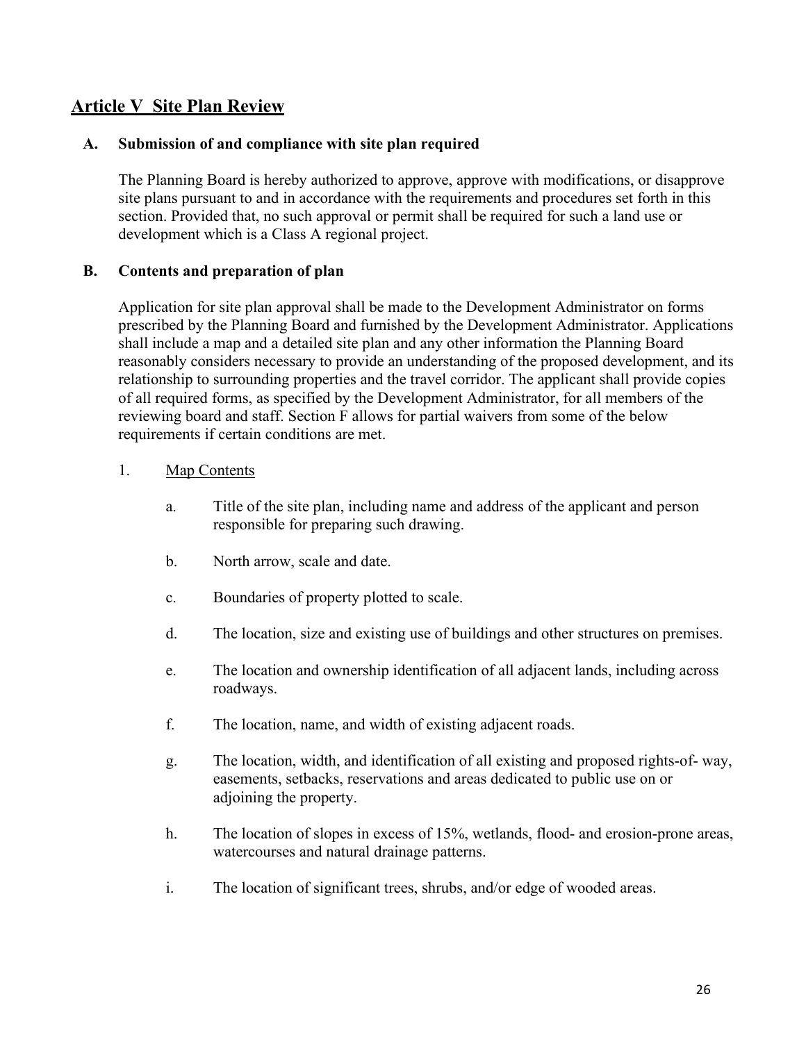## Article V Site Plan Review

### A. Submission of and compliance with site plan required

The Planning Board is hereby authorized to approve, approve with modifications, or disapprove site plans pursuant to and in accordance with the requirements and procedures set forth in this section. Provided that, no such approval or permit shall be required for such a land use or development which is a Class A regional project.

### B. Contents and preparation of plan

Application for site plan approval shall be made to the Development Administrator on forms prescribed by the Planning Board and furnished by the Development Administrator. Applications shall include a map and a detailed site plan and any other information the Planning Board reasonably considers necessary to provide an understanding of the proposed development, and its relationship to surrounding properties and the travel corridor. The applicant shall provide copies of all required forms, as specified by the Development Administrator, for all members of the reviewing board and staff. Section F allows for partial waivers from some of the below requirements if certain conditions are met.

1. Map Contents

   a. Title of the site plan, including name and address of the applicant and person responsible for preparing such drawing.

   b. North arrow, scale and date.

   c. Boundaries of property plotted to scale.

   d. The location, size and existing use of buildings and other structures on premises.

   e. The location and ownership identification of all adjacent lands, including across roadways.

   f. The location, name, and width of existing adjacent roads.

   g. The location, width, and identification of all existing and proposed rights-of- way, easements, setbacks, reservations and areas dedicated to public use on or adjoining the property.

   h. The location of slopes in excess of 15%, wetlands, flood- and erosion-prone areas, watercourses and natural drainage patterns.

   i. The location of significant trees, shrubs, and/or edge of wooded areas.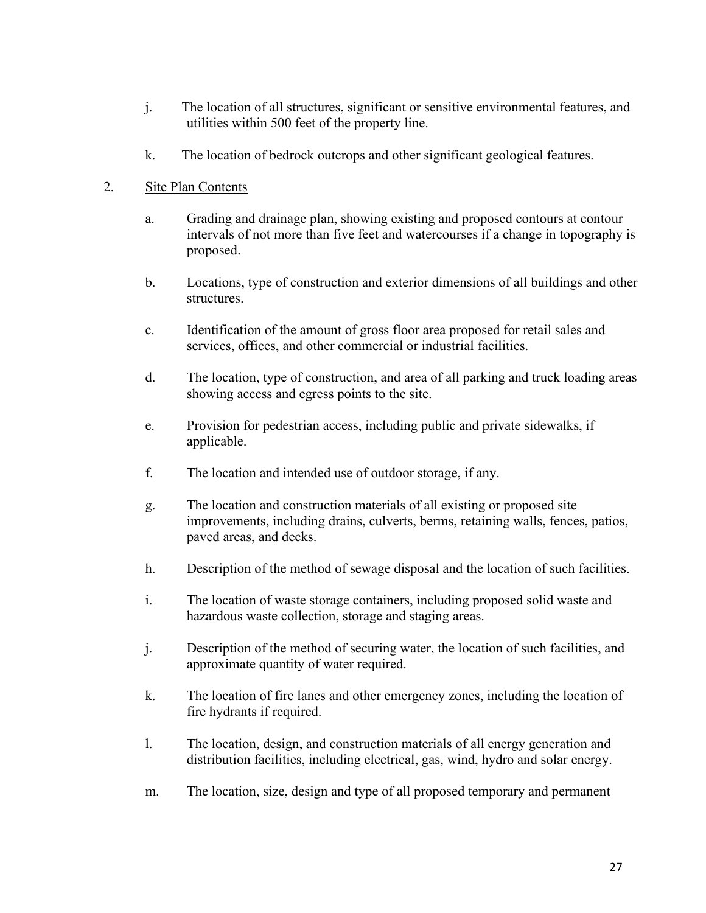j. The location of all structures, significant or sensitive environmental features, and utilities within 500 feet of the property line.

k. The location of bedrock outcrops and other significant geological features.

2. <u>Site Plan Contents</u>

a. Grading and drainage plan, showing existing and proposed contours at contour intervals of not more than five feet and watercourses if a change in topography is proposed.

b. Locations, type of construction and exterior dimensions of all buildings and other structures.

c. Identification of the amount of gross floor area proposed for retail sales and services, offices, and other commercial or industrial facilities.

d. The location, type of construction, and area of all parking and truck loading areas showing access and egress points to the site.

e. Provision for pedestrian access, including public and private sidewalks, if applicable.

f. The location and intended use of outdoor storage, if any.

g. The location and construction materials of all existing or proposed site improvements, including drains, culverts, berms, retaining walls, fences, patios, paved areas, and decks.

h. Description of the method of sewage disposal and the location of such facilities.

i. The location of waste storage containers, including proposed solid waste and hazardous waste collection, storage and staging areas.

j. Description of the method of securing water, the location of such facilities, and approximate quantity of water required.

k. The location of fire lanes and other emergency zones, including the location of fire hydrants if required.

l. The location, design, and construction materials of all energy generation and distribution facilities, including electrical, gas, wind, hydro and solar energy.

m. The location, size, design and type of all proposed temporary and permanent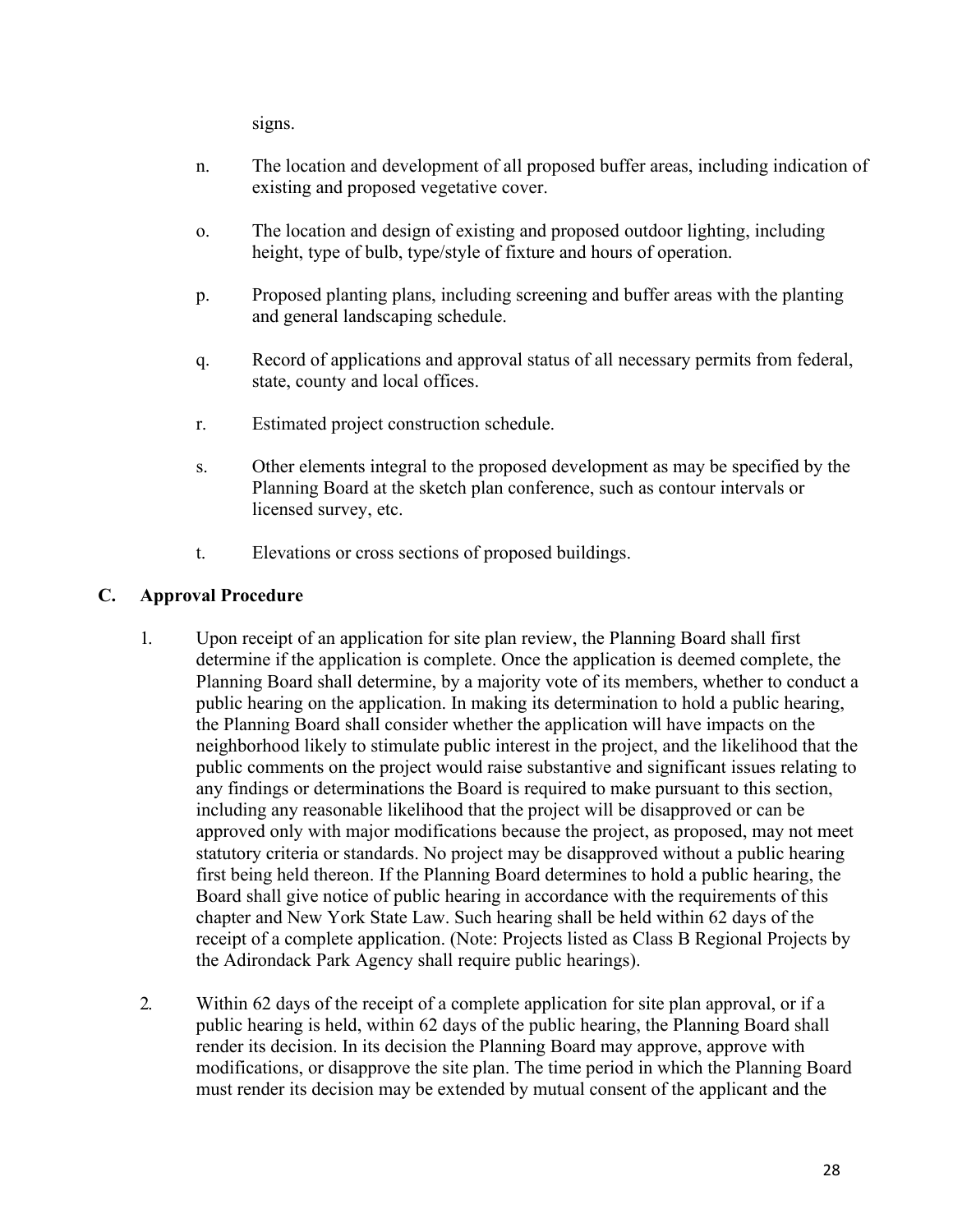signs.

n. The location and development of all proposed buffer areas, including indication of existing and proposed vegetative cover.

o. The location and design of existing and proposed outdoor lighting, including height, type of bulb, type/style of fixture and hours of operation.

p. Proposed planting plans, including screening and buffer areas with the planting and general landscaping schedule.

q. Record of applications and approval status of all necessary permits from federal, state, county and local offices.

r. Estimated project construction schedule.

s. Other elements integral to the proposed development as may be specified by the Planning Board at the sketch plan conference, such as contour intervals or licensed survey, etc.

t. Elevations or cross sections of proposed buildings.

## C. Approval Procedure

1. Upon receipt of an application for site plan review, the Planning Board shall first determine if the application is complete. Once the application is deemed complete, the Planning Board shall determine, by a majority vote of its members, whether to conduct a public hearing on the application. In making its determination to hold a public hearing, the Planning Board shall consider whether the application will have impacts on the neighborhood likely to stimulate public interest in the project, and the likelihood that the public comments on the project would raise substantive and significant issues relating to any findings or determinations the Board is required to make pursuant to this section, including any reasonable likelihood that the project will be disapproved or can be approved only with major modifications because the project, as proposed, may not meet statutory criteria or standards. No project may be disapproved without a public hearing first being held thereon. If the Planning Board determines to hold a public hearing, the Board shall give notice of public hearing in accordance with the requirements of this chapter and New York State Law. Such hearing shall be held within 62 days of the receipt of a complete application. (Note: Projects listed as Class B Regional Projects by the Adirondack Park Agency shall require public hearings).

2. Within 62 days of the receipt of a complete application for site plan approval, or if a public hearing is held, within 62 days of the public hearing, the Planning Board shall render its decision. In its decision the Planning Board may approve, approve with modifications, or disapprove the site plan. The time period in which the Planning Board must render its decision may be extended by mutual consent of the applicant and the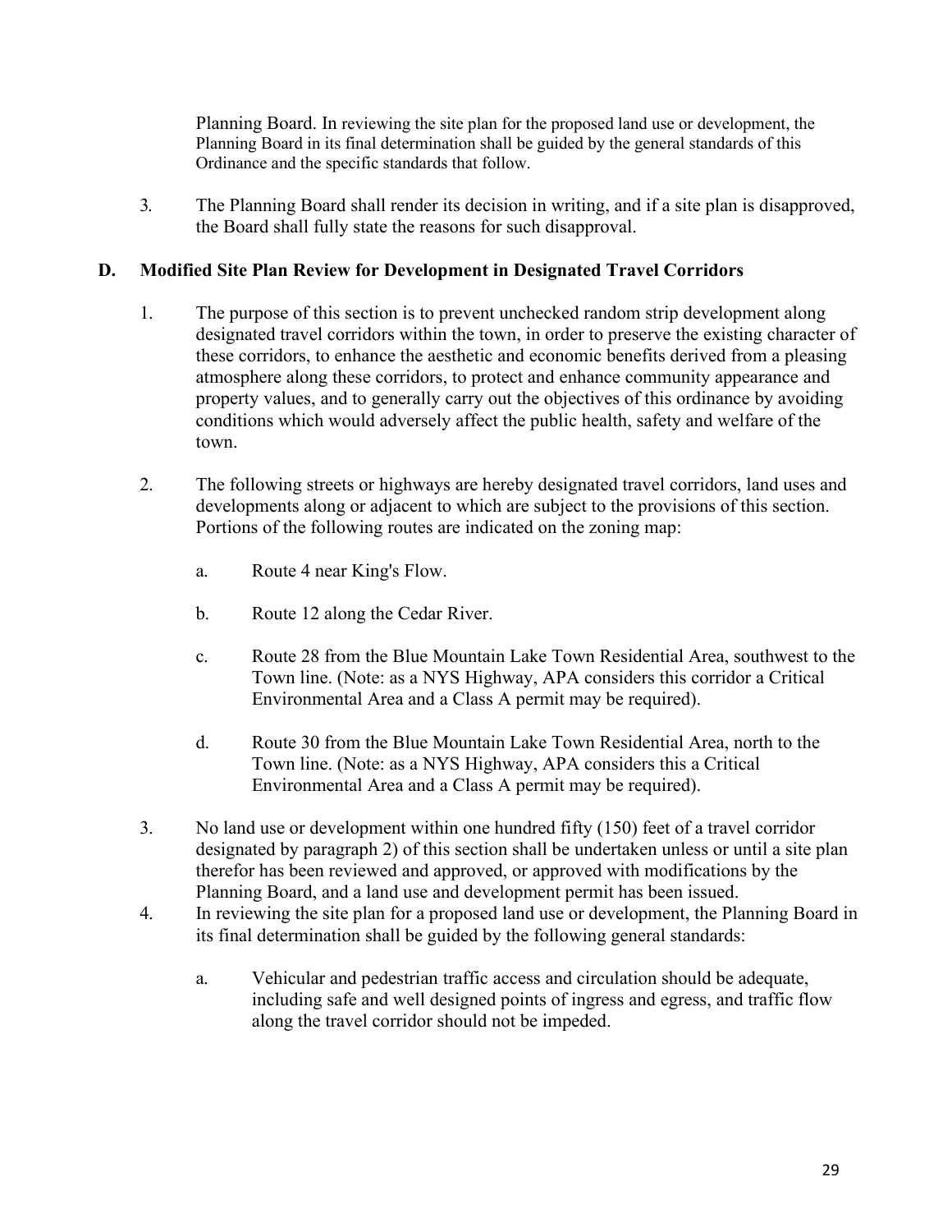Planning Board. In reviewing the site plan for the proposed land use or development, the Planning Board in its final determination shall be guided by the general standards of this Ordinance and the specific standards that follow.

3. The Planning Board shall render its decision in writing, and if a site plan is disapproved, the Board shall fully state the reasons for such disapproval.

## D. Modified Site Plan Review for Development in Designated Travel Corridors

1. The purpose of this section is to prevent unchecked random strip development along designated travel corridors within the town, in order to preserve the existing character of these corridors, to enhance the aesthetic and economic benefits derived from a pleasing atmosphere along these corridors, to protect and enhance community appearance and property values, and to generally carry out the objectives of this ordinance by avoiding conditions which would adversely affect the public health, safety and welfare of the town.

2. The following streets or highways are hereby designated travel corridors, land uses and developments along or adjacent to which are subject to the provisions of this section. Portions of the following routes are indicated on the zoning map:

   a. Route 4 near King's Flow.

   b. Route 12 along the Cedar River.

   c. Route 28 from the Blue Mountain Lake Town Residential Area, southwest to the Town line. (Note: as a NYS Highway, APA considers this corridor a Critical Environmental Area and a Class A permit may be required).

   d. Route 30 from the Blue Mountain Lake Town Residential Area, north to the Town line. (Note: as a NYS Highway, APA considers this a Critical Environmental Area and a Class A permit may be required).

3. No land use or development within one hundred fifty (150) feet of a travel corridor designated by paragraph 2) of this section shall be undertaken unless or until a site plan therefor has been reviewed and approved, or approved with modifications by the Planning Board, and a land use and development permit has been issued.

4. In reviewing the site plan for a proposed land use or development, the Planning Board in its final determination shall be guided by the following general standards:

   a. Vehicular and pedestrian traffic access and circulation should be adequate, including safe and well designed points of ingress and egress, and traffic flow along the travel corridor should not be impeded.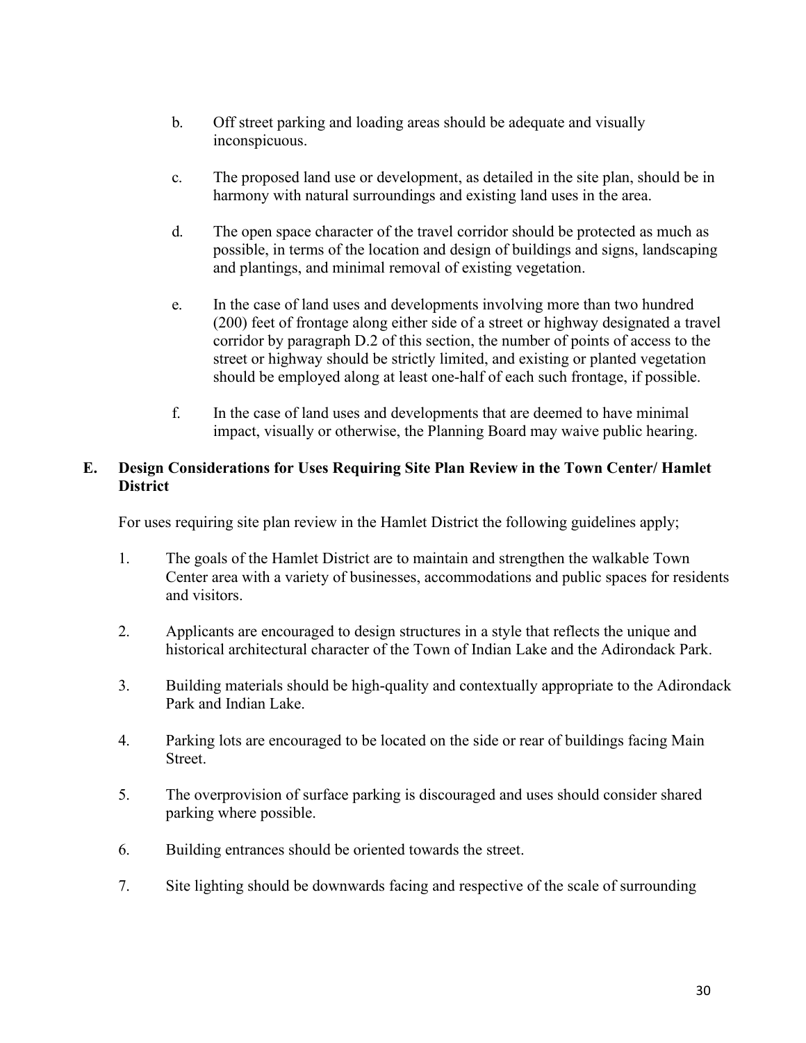b. Off street parking and loading areas should be adequate and visually inconspicuous.

c. The proposed land use or development, as detailed in the site plan, should be in harmony with natural surroundings and existing land uses in the area.

d. The open space character of the travel corridor should be protected as much as possible, in terms of the location and design of buildings and signs, landscaping and plantings, and minimal removal of existing vegetation.

e. In the case of land uses and developments involving more than two hundred (200) feet of frontage along either side of a street or highway designated a travel corridor by paragraph D.2 of this section, the number of points of access to the street or highway should be strictly limited, and existing or planted vegetation should be employed along at least one-half of each such frontage, if possible.

f. In the case of land uses and developments that are deemed to have minimal impact, visually or otherwise, the Planning Board may waive public hearing.

### E. Design Considerations for Uses Requiring Site Plan Review in the Town Center/ Hamlet District

For uses requiring site plan review in the Hamlet District the following guidelines apply;

1. The goals of the Hamlet District are to maintain and strengthen the walkable Town Center area with a variety of businesses, accommodations and public spaces for residents and visitors.

2. Applicants are encouraged to design structures in a style that reflects the unique and historical architectural character of the Town of Indian Lake and the Adirondack Park.

3. Building materials should be high-quality and contextually appropriate to the Adirondack Park and Indian Lake.

4. Parking lots are encouraged to be located on the side or rear of buildings facing Main Street.

5. The overprovision of surface parking is discouraged and uses should consider shared parking where possible.

6. Building entrances should be oriented towards the street.

7. Site lighting should be downwards facing and respective of the scale of surrounding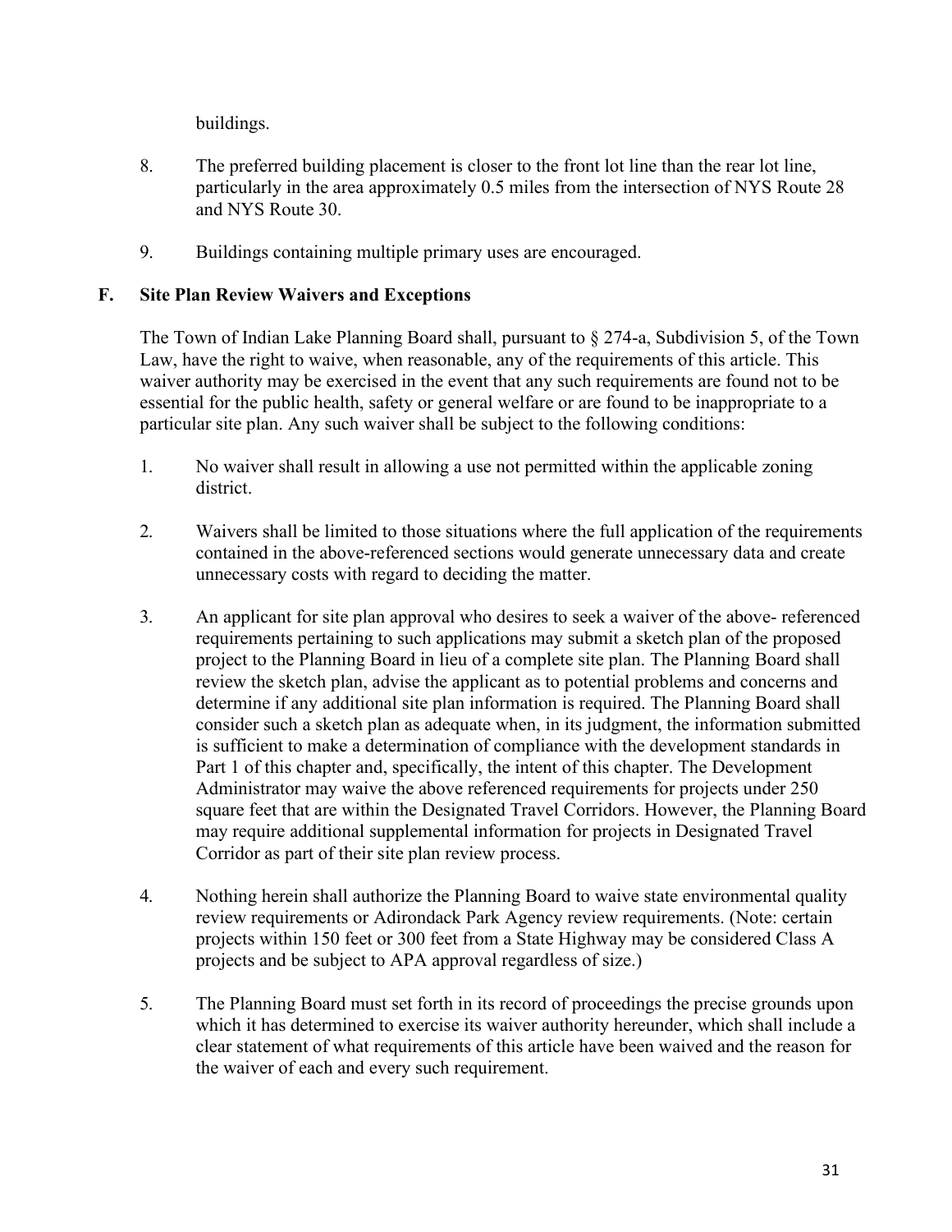buildings.

8. The preferred building placement is closer to the front lot line than the rear lot line, particularly in the area approximately 0.5 miles from the intersection of NYS Route 28 and NYS Route 30.

9. Buildings containing multiple primary uses are encouraged.

## F. Site Plan Review Waivers and Exceptions

The Town of Indian Lake Planning Board shall, pursuant to § 274-a, Subdivision 5, of the Town Law, have the right to waive, when reasonable, any of the requirements of this article. This waiver authority may be exercised in the event that any such requirements are found not to be essential for the public health, safety or general welfare or are found to be inappropriate to a particular site plan. Any such waiver shall be subject to the following conditions:

1. No waiver shall result in allowing a use not permitted within the applicable zoning district.

2. Waivers shall be limited to those situations where the full application of the requirements contained in the above-referenced sections would generate unnecessary data and create unnecessary costs with regard to deciding the matter.

3. An applicant for site plan approval who desires to seek a waiver of the above- referenced requirements pertaining to such applications may submit a sketch plan of the proposed project to the Planning Board in lieu of a complete site plan. The Planning Board shall review the sketch plan, advise the applicant as to potential problems and concerns and determine if any additional site plan information is required. The Planning Board shall consider such a sketch plan as adequate when, in its judgment, the information submitted is sufficient to make a determination of compliance with the development standards in Part 1 of this chapter and, specifically, the intent of this chapter. The Development Administrator may waive the above referenced requirements for projects under 250 square feet that are within the Designated Travel Corridors. However, the Planning Board may require additional supplemental information for projects in Designated Travel Corridor as part of their site plan review process.

4. Nothing herein shall authorize the Planning Board to waive state environmental quality review requirements or Adirondack Park Agency review requirements. (Note: certain projects within 150 feet or 300 feet from a State Highway may be considered Class A projects and be subject to APA approval regardless of size.)

5. The Planning Board must set forth in its record of proceedings the precise grounds upon which it has determined to exercise its waiver authority hereunder, which shall include a clear statement of what requirements of this article have been waived and the reason for the waiver of each and every such requirement.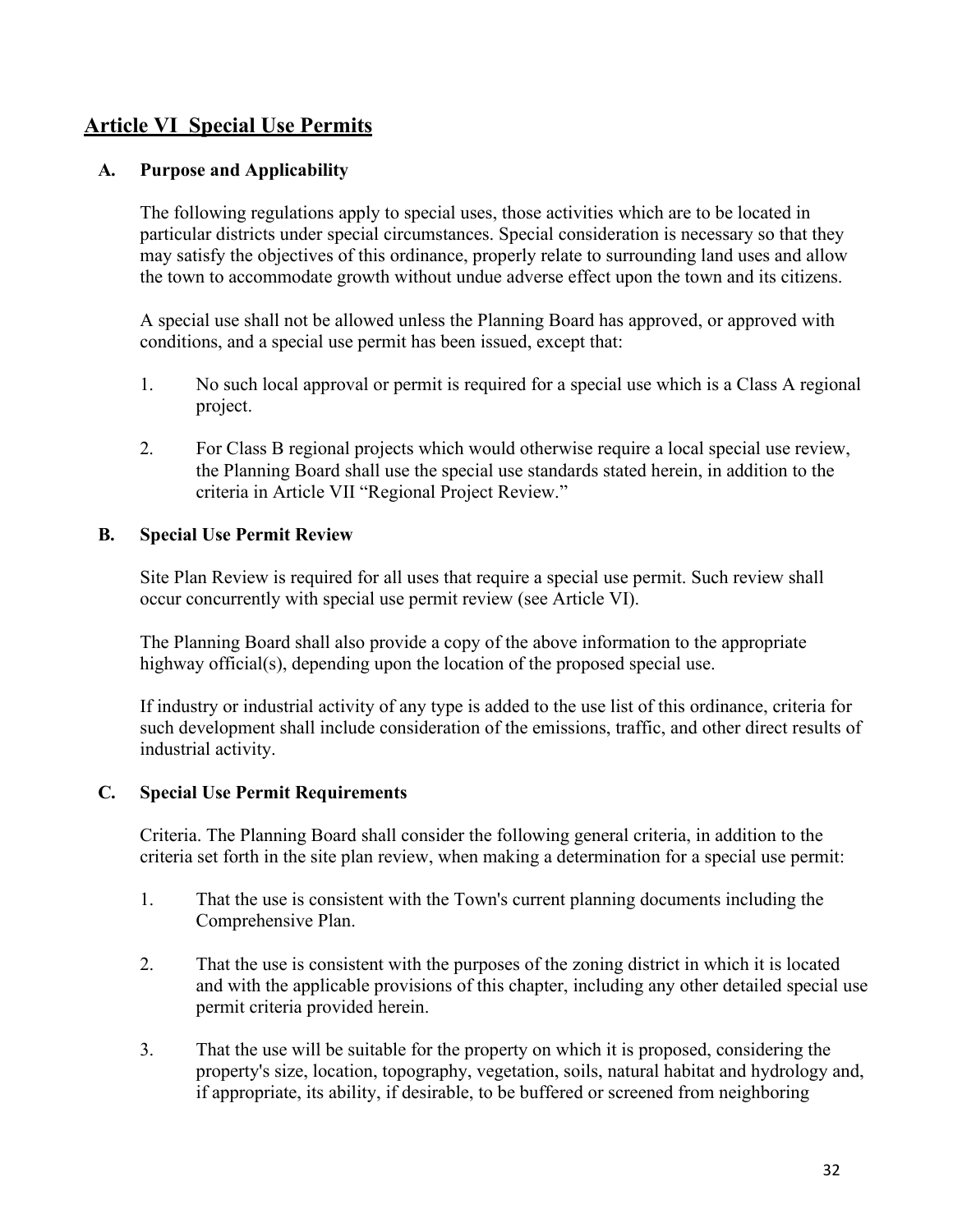## Article VI Special Use Permits

### A. Purpose and Applicability

The following regulations apply to special uses, those activities which are to be located in particular districts under special circumstances. Special consideration is necessary so that they may satisfy the objectives of this ordinance, properly relate to surrounding land uses and allow the town to accommodate growth without undue adverse effect upon the town and its citizens.

A special use shall not be allowed unless the Planning Board has approved, or approved with conditions, and a special use permit has been issued, except that:

1. No such local approval or permit is required for a special use which is a Class A regional project.
2. For Class B regional projects which would otherwise require a local special use review, the Planning Board shall use the special use standards stated herein, in addition to the criteria in Article VII "Regional Project Review."

### B. Special Use Permit Review

Site Plan Review is required for all uses that require a special use permit. Such review shall occur concurrently with special use permit review (see Article VI).

The Planning Board shall also provide a copy of the above information to the appropriate highway official(s), depending upon the location of the proposed special use.

If industry or industrial activity of any type is added to the use list of this ordinance, criteria for such development shall include consideration of the emissions, traffic, and other direct results of industrial activity.

### C. Special Use Permit Requirements

Criteria. The Planning Board shall consider the following general criteria, in addition to the criteria set forth in the site plan review, when making a determination for a special use permit:

1. That the use is consistent with the Town's current planning documents including the Comprehensive Plan.
2. That the use is consistent with the purposes of the zoning district in which it is located and with the applicable provisions of this chapter, including any other detailed special use permit criteria provided herein.
3. That the use will be suitable for the property on which it is proposed, considering the property's size, location, topography, vegetation, soils, natural habitat and hydrology and, if appropriate, its ability, if desirable, to be buffered or screened from neighboring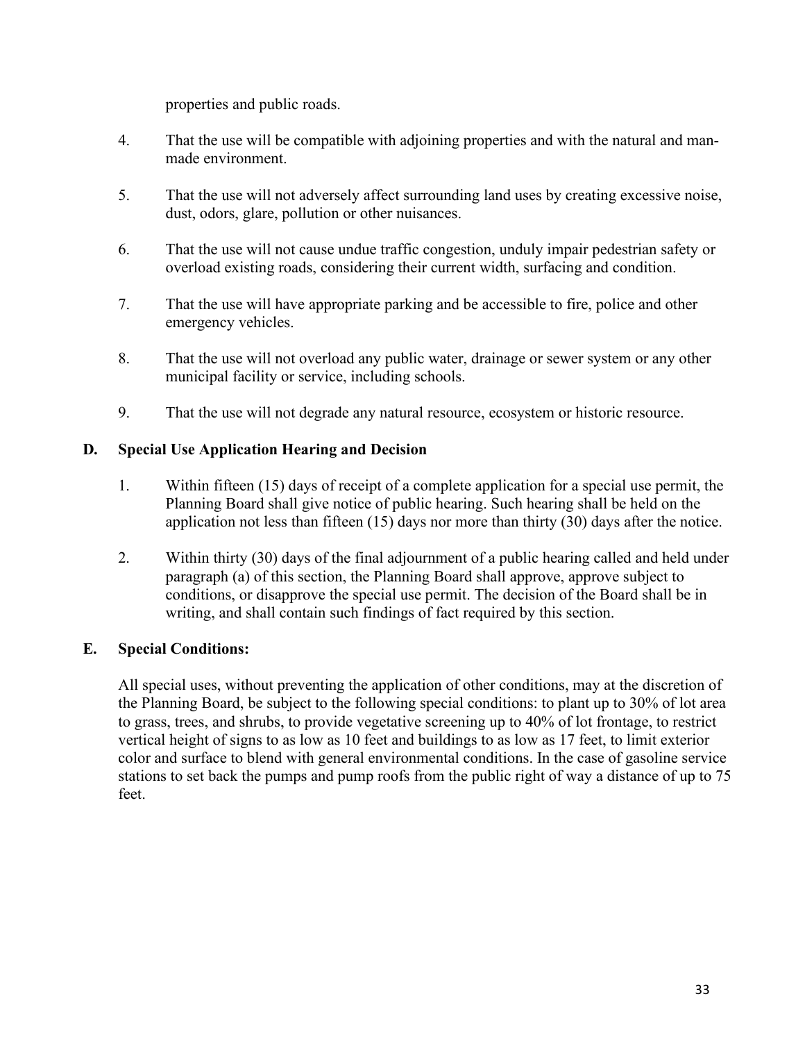properties and public roads.

4. That the use will be compatible with adjoining properties and with the natural and man-made environment.

5. That the use will not adversely affect surrounding land uses by creating excessive noise, dust, odors, glare, pollution or other nuisances.

6. That the use will not cause undue traffic congestion, unduly impair pedestrian safety or overload existing roads, considering their current width, surfacing and condition.

7. That the use will have appropriate parking and be accessible to fire, police and other emergency vehicles.

8. That the use will not overload any public water, drainage or sewer system or any other municipal facility or service, including schools.

9. That the use will not degrade any natural resource, ecosystem or historic resource.

**D. Special Use Application Hearing and Decision**

1. Within fifteen (15) days of receipt of a complete application for a special use permit, the Planning Board shall give notice of public hearing. Such hearing shall be held on the application not less than fifteen (15) days nor more than thirty (30) days after the notice.

2. Within thirty (30) days of the final adjournment of a public hearing called and held under paragraph (a) of this section, the Planning Board shall approve, approve subject to conditions, or disapprove the special use permit. The decision of the Board shall be in writing, and shall contain such findings of fact required by this section.

**E. Special Conditions:**

All special uses, without preventing the application of other conditions, may at the discretion of the Planning Board, be subject to the following special conditions: to plant up to 30% of lot area to grass, trees, and shrubs, to provide vegetative screening up to 40% of lot frontage, to restrict vertical height of signs to as low as 10 feet and buildings to as low as 17 feet, to limit exterior color and surface to blend with general environmental conditions. In the case of gasoline service stations to set back the pumps and pump roofs from the public right of way a distance of up to 75 feet.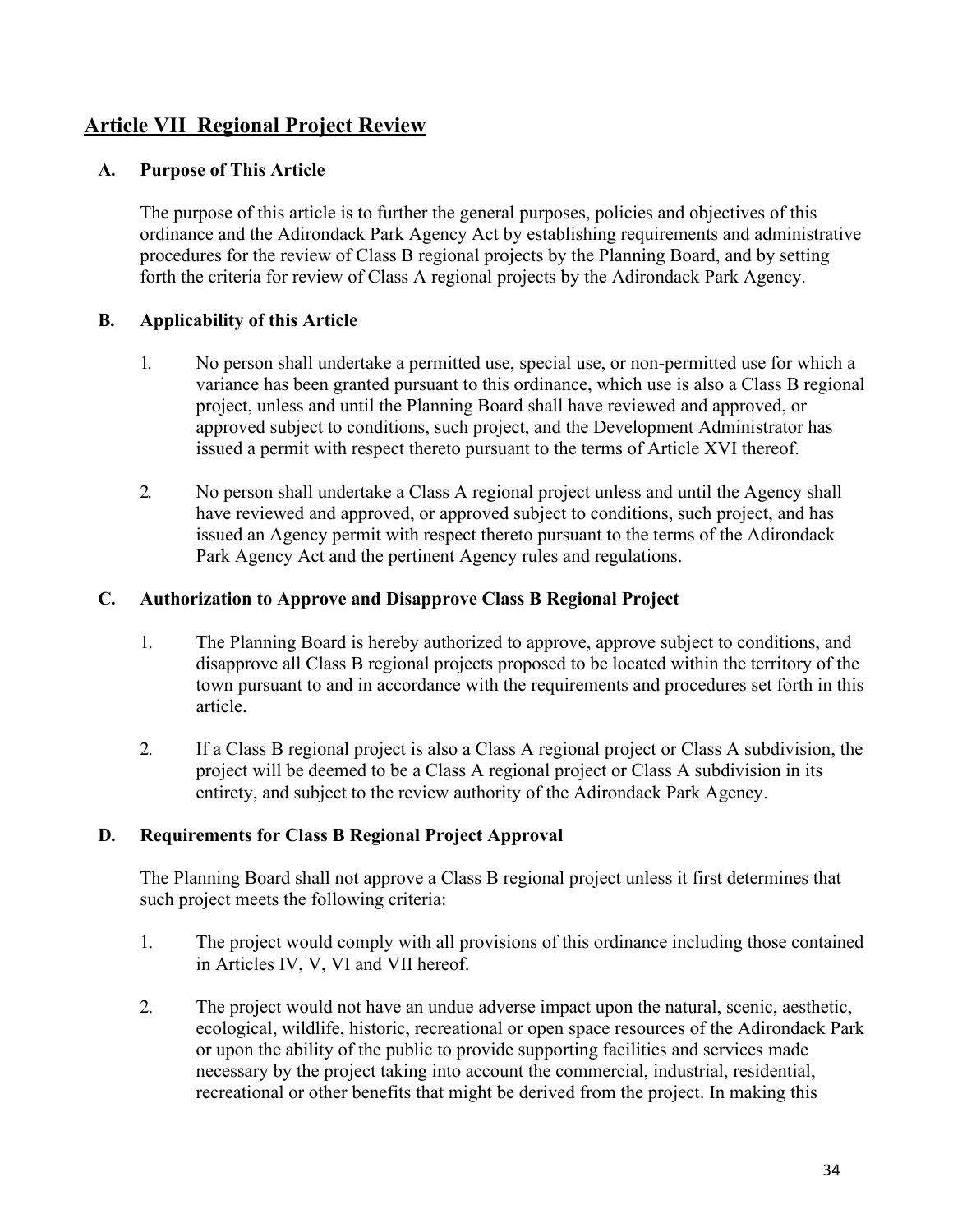## Article VII Regional Project Review

### A. Purpose of This Article

The purpose of this article is to further the general purposes, policies and objectives of this ordinance and the Adirondack Park Agency Act by establishing requirements and administrative procedures for the review of Class B regional projects by the Planning Board, and by setting forth the criteria for review of Class A regional projects by the Adirondack Park Agency.

### B. Applicability of this Article

1. No person shall undertake a permitted use, special use, or non-permitted use for which a variance has been granted pursuant to this ordinance, which use is also a Class B regional project, unless and until the Planning Board shall have reviewed and approved, or approved subject to conditions, such project, and the Development Administrator has issued a permit with respect thereto pursuant to the terms of Article XVI thereof.

2. No person shall undertake a Class A regional project unless and until the Agency shall have reviewed and approved, or approved subject to conditions, such project, and has issued an Agency permit with respect thereto pursuant to the terms of the Adirondack Park Agency Act and the pertinent Agency rules and regulations.

### C. Authorization to Approve and Disapprove Class B Regional Project

1. The Planning Board is hereby authorized to approve, approve subject to conditions, and disapprove all Class B regional projects proposed to be located within the territory of the town pursuant to and in accordance with the requirements and procedures set forth in this article.

2. If a Class B regional project is also a Class A regional project or Class A subdivision, the project will be deemed to be a Class A regional project or Class A subdivision in its entirety, and subject to the review authority of the Adirondack Park Agency.

### D. Requirements for Class B Regional Project Approval

The Planning Board shall not approve a Class B regional project unless it first determines that such project meets the following criteria:

1. The project would comply with all provisions of this ordinance including those contained in Articles IV, V, VI and VII hereof.

2. The project would not have an undue adverse impact upon the natural, scenic, aesthetic, ecological, wildlife, historic, recreational or open space resources of the Adirondack Park or upon the ability of the public to provide supporting facilities and services made necessary by the project taking into account the commercial, industrial, residential, recreational or other benefits that might be derived from the project. In making this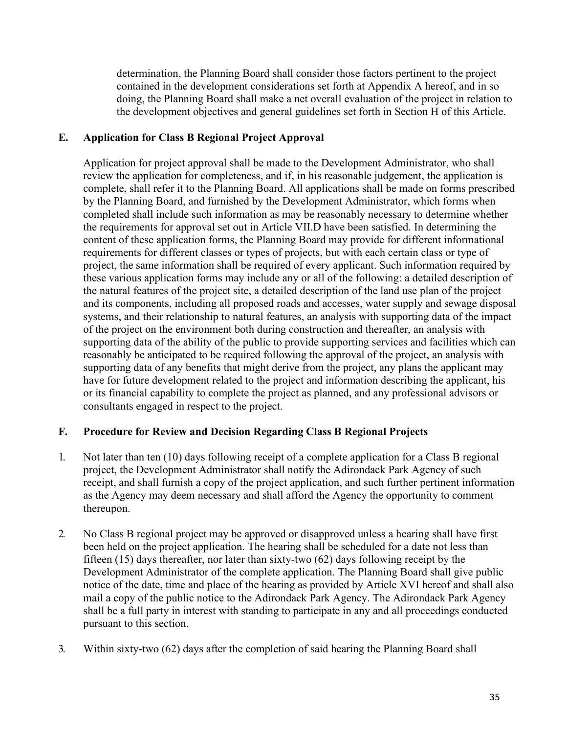determination, the Planning Board shall consider those factors pertinent to the project contained in the development considerations set forth at Appendix A hereof, and in so doing, the Planning Board shall make a net overall evaluation of the project in relation to the development objectives and general guidelines set forth in Section H of this Article.

### E. Application for Class B Regional Project Approval

Application for project approval shall be made to the Development Administrator, who shall review the application for completeness, and if, in his reasonable judgement, the application is complete, shall refer it to the Planning Board. All applications shall be made on forms prescribed by the Planning Board, and furnished by the Development Administrator, which forms when completed shall include such information as may be reasonably necessary to determine whether the requirements for approval set out in Article VII.D have been satisfied. In determining the content of these application forms, the Planning Board may provide for different informational requirements for different classes or types of projects, but with each certain class or type of project, the same information shall be required of every applicant. Such information required by these various application forms may include any or all of the following: a detailed description of the natural features of the project site, a detailed description of the land use plan of the project and its components, including all proposed roads and accesses, water supply and sewage disposal systems, and their relationship to natural features, an analysis with supporting data of the impact of the project on the environment both during construction and thereafter, an analysis with supporting data of the ability of the public to provide supporting services and facilities which can reasonably be anticipated to be required following the approval of the project, an analysis with supporting data of any benefits that might derive from the project, any plans the applicant may have for future development related to the project and information describing the applicant, his or its financial capability to complete the project as planned, and any professional advisors or consultants engaged in respect to the project.

### F. Procedure for Review and Decision Regarding Class B Regional Projects

1. Not later than ten (10) days following receipt of a complete application for a Class B regional project, the Development Administrator shall notify the Adirondack Park Agency of such receipt, and shall furnish a copy of the project application, and such further pertinent information as the Agency may deem necessary and shall afford the Agency the opportunity to comment thereupon.

2. No Class B regional project may be approved or disapproved unless a hearing shall have first been held on the project application. The hearing shall be scheduled for a date not less than fifteen (15) days thereafter, nor later than sixty-two (62) days following receipt by the Development Administrator of the complete application. The Planning Board shall give public notice of the date, time and place of the hearing as provided by Article XVI hereof and shall also mail a copy of the public notice to the Adirondack Park Agency. The Adirondack Park Agency shall be a full party in interest with standing to participate in any and all proceedings conducted pursuant to this section.

3. Within sixty-two (62) days after the completion of said hearing the Planning Board shall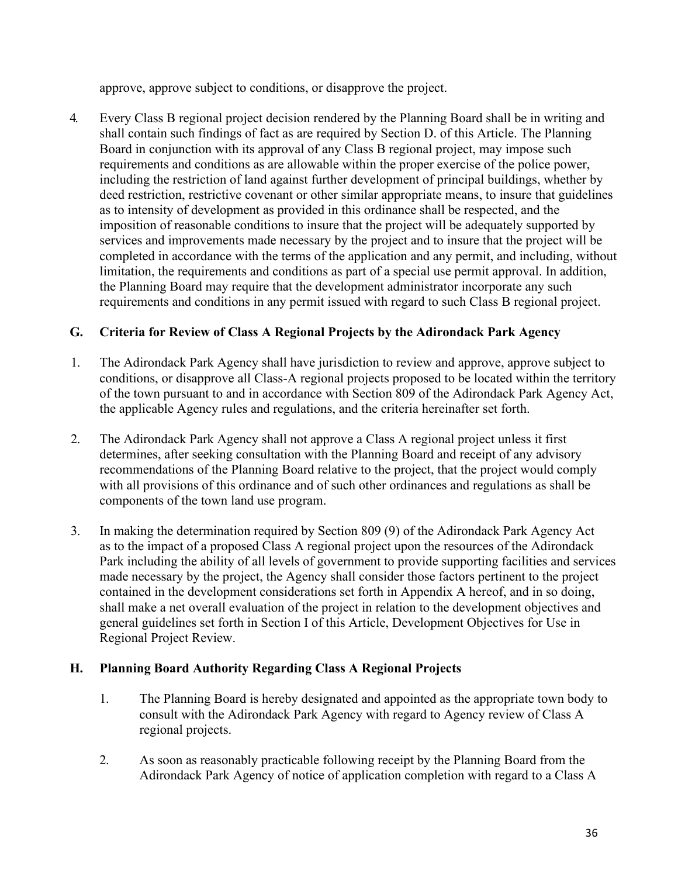approve, approve subject to conditions, or disapprove the project.

4. Every Class B regional project decision rendered by the Planning Board shall be in writing and shall contain such findings of fact as are required by Section D. of this Article. The Planning Board in conjunction with its approval of any Class B regional project, may impose such requirements and conditions as are allowable within the proper exercise of the police power, including the restriction of land against further development of principal buildings, whether by deed restriction, restrictive covenant or other similar appropriate means, to insure that guidelines as to intensity of development as provided in this ordinance shall be respected, and the imposition of reasonable conditions to insure that the project will be adequately supported by services and improvements made necessary by the project and to insure that the project will be completed in accordance with the terms of the application and any permit, and including, without limitation, the requirements and conditions as part of a special use permit approval. In addition, the Planning Board may require that the development administrator incorporate any such requirements and conditions in any permit issued with regard to such Class B regional project.

## G. Criteria for Review of Class A Regional Projects by the Adirondack Park Agency

1. The Adirondack Park Agency shall have jurisdiction to review and approve, approve subject to conditions, or disapprove all Class-A regional projects proposed to be located within the territory of the town pursuant to and in accordance with Section 809 of the Adirondack Park Agency Act, the applicable Agency rules and regulations, and the criteria hereinafter set forth.

2. The Adirondack Park Agency shall not approve a Class A regional project unless it first determines, after seeking consultation with the Planning Board and receipt of any advisory recommendations of the Planning Board relative to the project, that the project would comply with all provisions of this ordinance and of such other ordinances and regulations as shall be components of the town land use program.

3. In making the determination required by Section 809 (9) of the Adirondack Park Agency Act as to the impact of a proposed Class A regional project upon the resources of the Adirondack Park including the ability of all levels of government to provide supporting facilities and services made necessary by the project, the Agency shall consider those factors pertinent to the project contained in the development considerations set forth in Appendix A hereof, and in so doing, shall make a net overall evaluation of the project in relation to the development objectives and general guidelines set forth in Section I of this Article, Development Objectives for Use in Regional Project Review.

## H. Planning Board Authority Regarding Class A Regional Projects

1. The Planning Board is hereby designated and appointed as the appropriate town body to consult with the Adirondack Park Agency with regard to Agency review of Class A regional projects.

2. As soon as reasonably practicable following receipt by the Planning Board from the Adirondack Park Agency of notice of application completion with regard to a Class A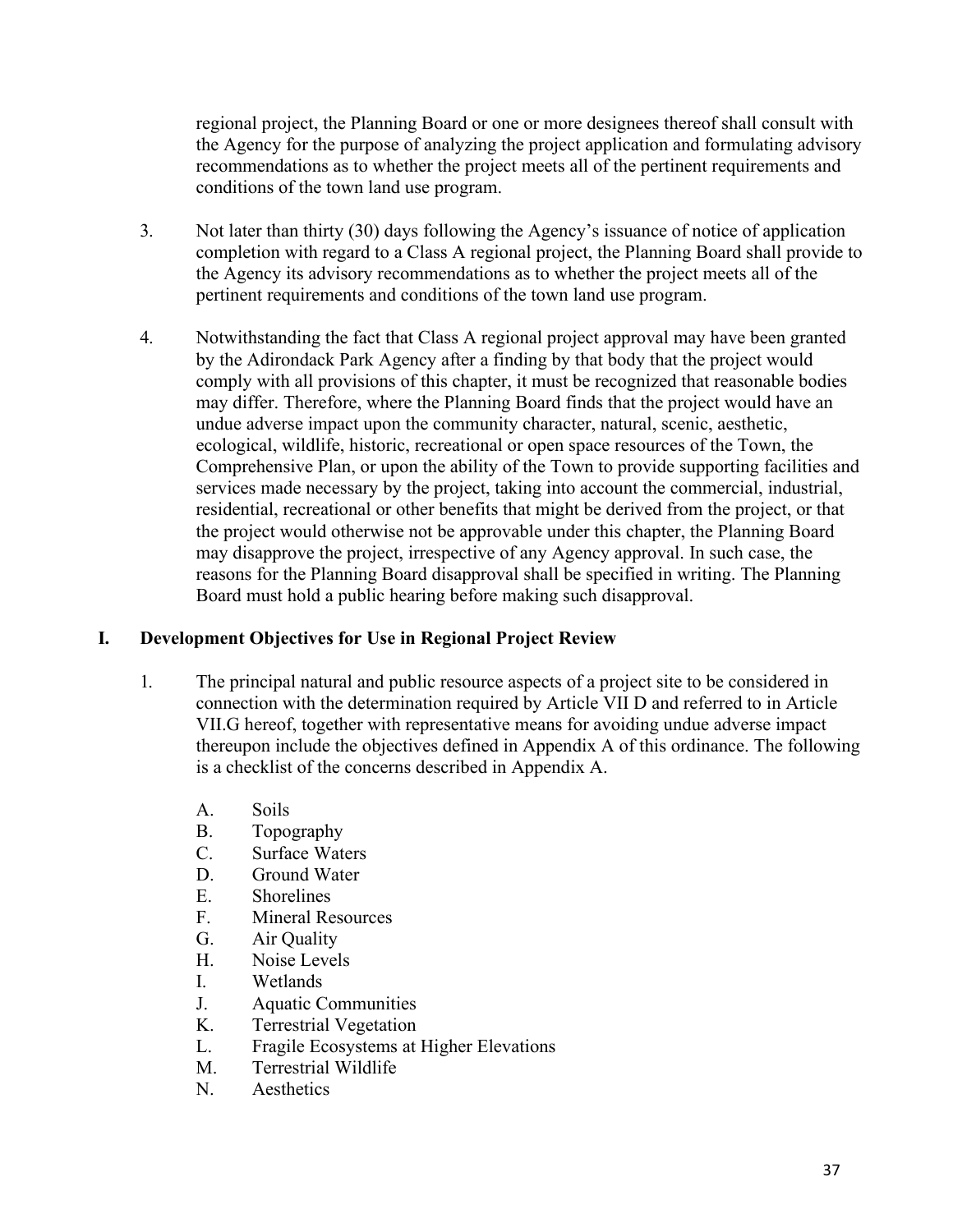regional project, the Planning Board or one or more designees thereof shall consult with the Agency for the purpose of analyzing the project application and formulating advisory recommendations as to whether the project meets all of the pertinent requirements and conditions of the town land use program.

3. Not later than thirty (30) days following the Agency's issuance of notice of application completion with regard to a Class A regional project, the Planning Board shall provide to the Agency its advisory recommendations as to whether the project meets all of the pertinent requirements and conditions of the town land use program.

4. Notwithstanding the fact that Class A regional project approval may have been granted by the Adirondack Park Agency after a finding by that body that the project would comply with all provisions of this chapter, it must be recognized that reasonable bodies may differ. Therefore, where the Planning Board finds that the project would have an undue adverse impact upon the community character, natural, scenic, aesthetic, ecological, wildlife, historic, recreational or open space resources of the Town, the Comprehensive Plan, or upon the ability of the Town to provide supporting facilities and services made necessary by the project, taking into account the commercial, industrial, residential, recreational or other benefits that might be derived from the project, or that the project would otherwise not be approvable under this chapter, the Planning Board may disapprove the project, irrespective of any Agency approval. In such case, the reasons for the Planning Board disapproval shall be specified in writing. The Planning Board must hold a public hearing before making such disapproval.

## I. Development Objectives for Use in Regional Project Review

1. The principal natural and public resource aspects of a project site to be considered in connection with the determination required by Article VII D and referred to in Article VII.G hereof, together with representative means for avoiding undue adverse impact thereupon include the objectives defined in Appendix A of this ordinance. The following is a checklist of the concerns described in Appendix A.

   A. Soils
   B. Topography
   C. Surface Waters
   D. Ground Water
   E. Shorelines
   F. Mineral Resources
   G. Air Quality
   H. Noise Levels
   I. Wetlands
   J. Aquatic Communities
   K. Terrestrial Vegetation
   L. Fragile Ecosystems at Higher Elevations
   M. Terrestrial Wildlife
   N. Aesthetics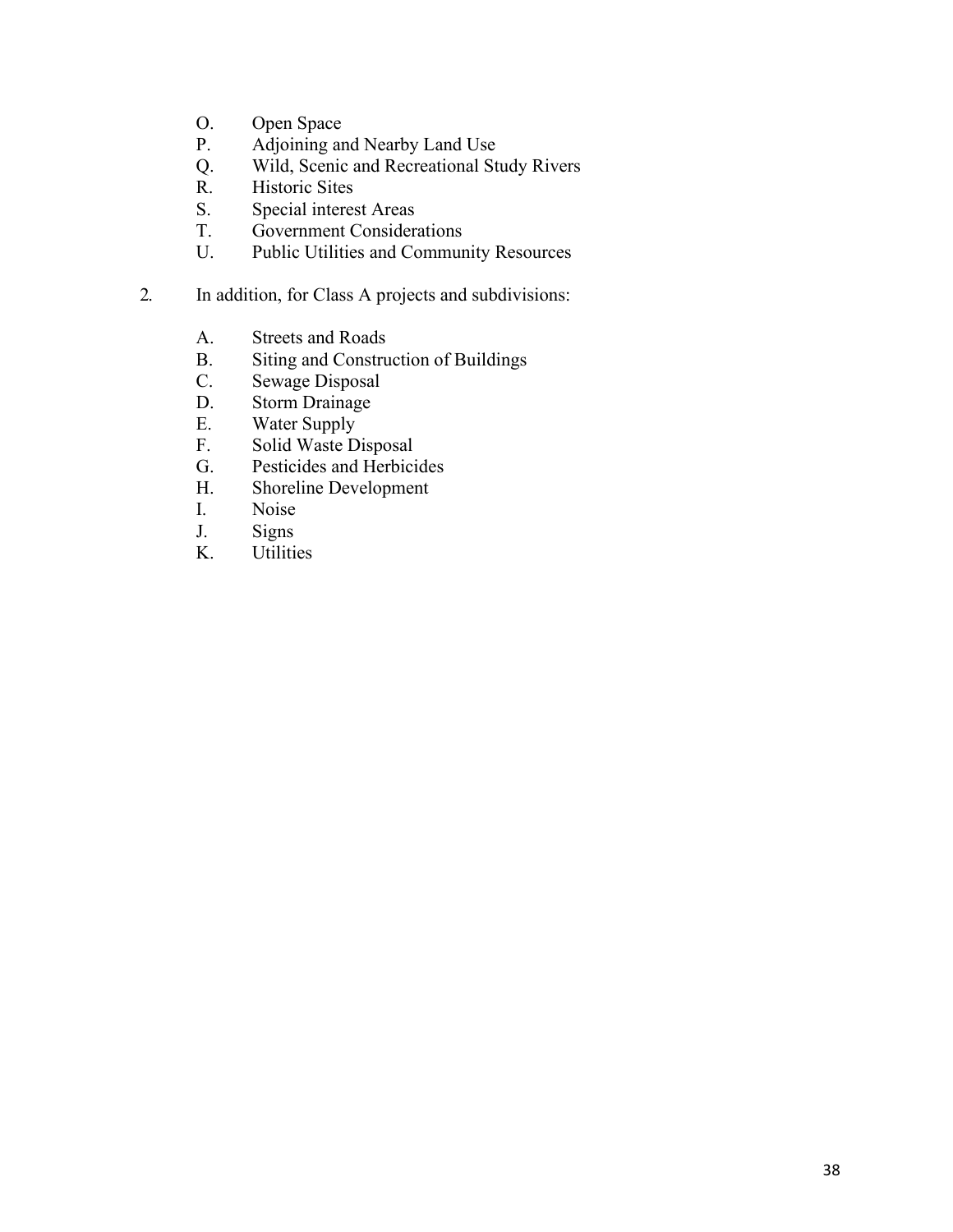O. Open Space
P. Adjoining and Nearby Land Use
Q. Wild, Scenic and Recreational Study Rivers
R. Historic Sites
S. Special interest Areas
T. Government Considerations
U. Public Utilities and Community Resources

2. In addition, for Class A projects and subdivisions:

A. Streets and Roads
B. Siting and Construction of Buildings
C. Sewage Disposal
D. Storm Drainage
E. Water Supply
F. Solid Waste Disposal
G. Pesticides and Herbicides
H. Shoreline Development
I. Noise
J. Signs
K. Utilities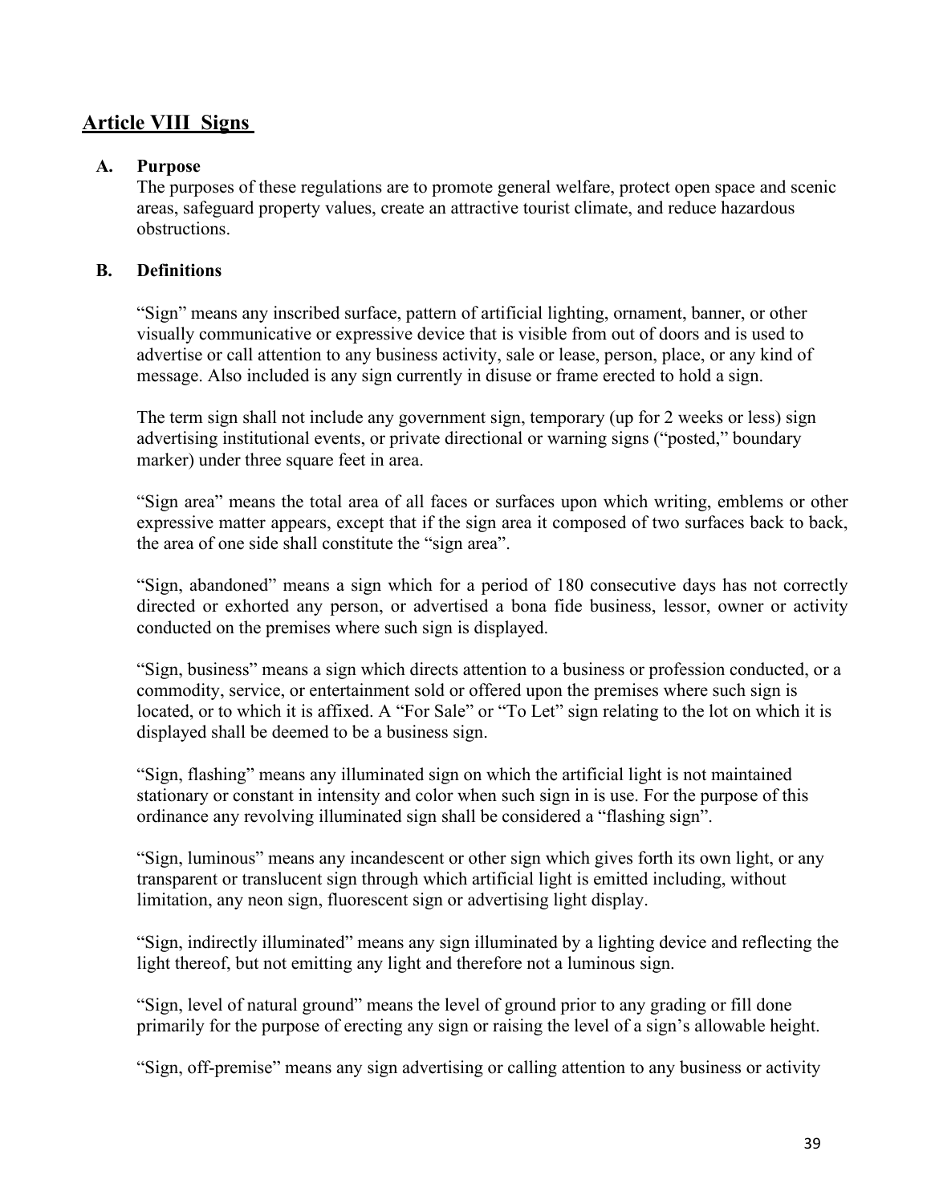## Article VIII Signs

### A. Purpose

The purposes of these regulations are to promote general welfare, protect open space and scenic areas, safeguard property values, create an attractive tourist climate, and reduce hazardous obstructions.

### B. Definitions

"Sign" means any inscribed surface, pattern of artificial lighting, ornament, banner, or other visually communicative or expressive device that is visible from out of doors and is used to advertise or call attention to any business activity, sale or lease, person, place, or any kind of message. Also included is any sign currently in disuse or frame erected to hold a sign.

The term sign shall not include any government sign, temporary (up for 2 weeks or less) sign advertising institutional events, or private directional or warning signs ("posted," boundary marker) under three square feet in area.

"Sign area" means the total area of all faces or surfaces upon which writing, emblems or other expressive matter appears, except that if the sign area it composed of two surfaces back to back, the area of one side shall constitute the "sign area".

"Sign, abandoned" means a sign which for a period of 180 consecutive days has not correctly directed or exhorted any person, or advertised a bona fide business, lessor, owner or activity conducted on the premises where such sign is displayed.

"Sign, business" means a sign which directs attention to a business or profession conducted, or a commodity, service, or entertainment sold or offered upon the premises where such sign is located, or to which it is affixed. A "For Sale" or "To Let" sign relating to the lot on which it is displayed shall be deemed to be a business sign.

"Sign, flashing" means any illuminated sign on which the artificial light is not maintained stationary or constant in intensity and color when such sign in is use. For the purpose of this ordinance any revolving illuminated sign shall be considered a "flashing sign".

"Sign, luminous" means any incandescent or other sign which gives forth its own light, or any transparent or translucent sign through which artificial light is emitted including, without limitation, any neon sign, fluorescent sign or advertising light display.

"Sign, indirectly illuminated" means any sign illuminated by a lighting device and reflecting the light thereof, but not emitting any light and therefore not a luminous sign.

"Sign, level of natural ground" means the level of ground prior to any grading or fill done primarily for the purpose of erecting any sign or raising the level of a sign's allowable height.

"Sign, off-premise" means any sign advertising or calling attention to any business or activity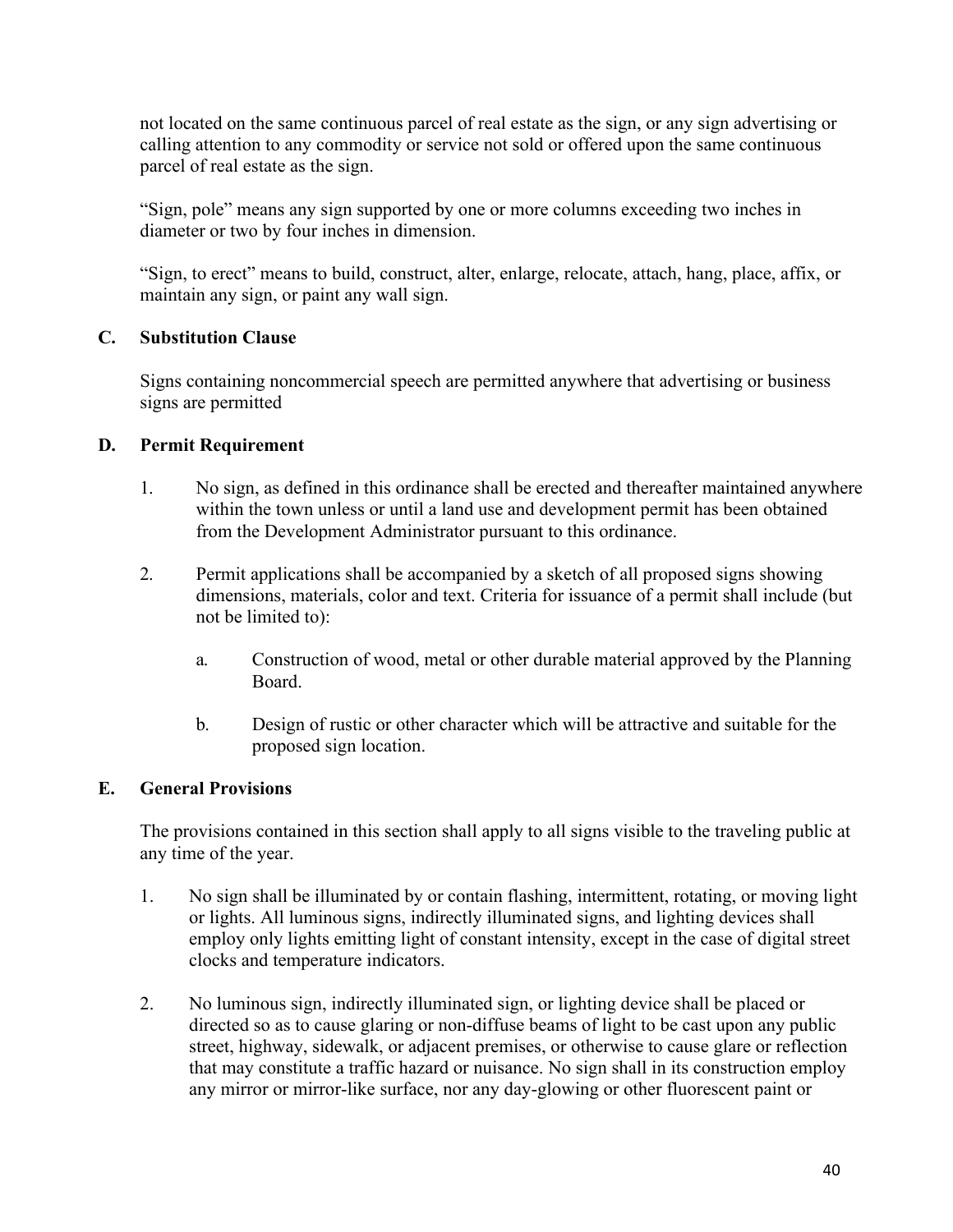not located on the same continuous parcel of real estate as the sign, or any sign advertising or calling attention to any commodity or service not sold or offered upon the same continuous parcel of real estate as the sign.

"Sign, pole" means any sign supported by one or more columns exceeding two inches in diameter or two by four inches in dimension.

"Sign, to erect" means to build, construct, alter, enlarge, relocate, attach, hang, place, affix, or maintain any sign, or paint any wall sign.

## C. Substitution Clause

Signs containing noncommercial speech are permitted anywhere that advertising or business signs are permitted

## D. Permit Requirement

1. No sign, as defined in this ordinance shall be erected and thereafter maintained anywhere within the town unless or until a land use and development permit has been obtained from the Development Administrator pursuant to this ordinance.

2. Permit applications shall be accompanied by a sketch of all proposed signs showing dimensions, materials, color and text. Criteria for issuance of a permit shall include (but not be limited to):

    a. Construction of wood, metal or other durable material approved by the Planning Board.

    b. Design of rustic or other character which will be attractive and suitable for the proposed sign location.

## E. General Provisions

The provisions contained in this section shall apply to all signs visible to the traveling public at any time of the year.

1. No sign shall be illuminated by or contain flashing, intermittent, rotating, or moving light or lights. All luminous signs, indirectly illuminated signs, and lighting devices shall employ only lights emitting light of constant intensity, except in the case of digital street clocks and temperature indicators.

2. No luminous sign, indirectly illuminated sign, or lighting device shall be placed or directed so as to cause glaring or non-diffuse beams of light to be cast upon any public street, highway, sidewalk, or adjacent premises, or otherwise to cause glare or reflection that may constitute a traffic hazard or nuisance. No sign shall in its construction employ any mirror or mirror-like surface, nor any day-glowing or other fluorescent paint or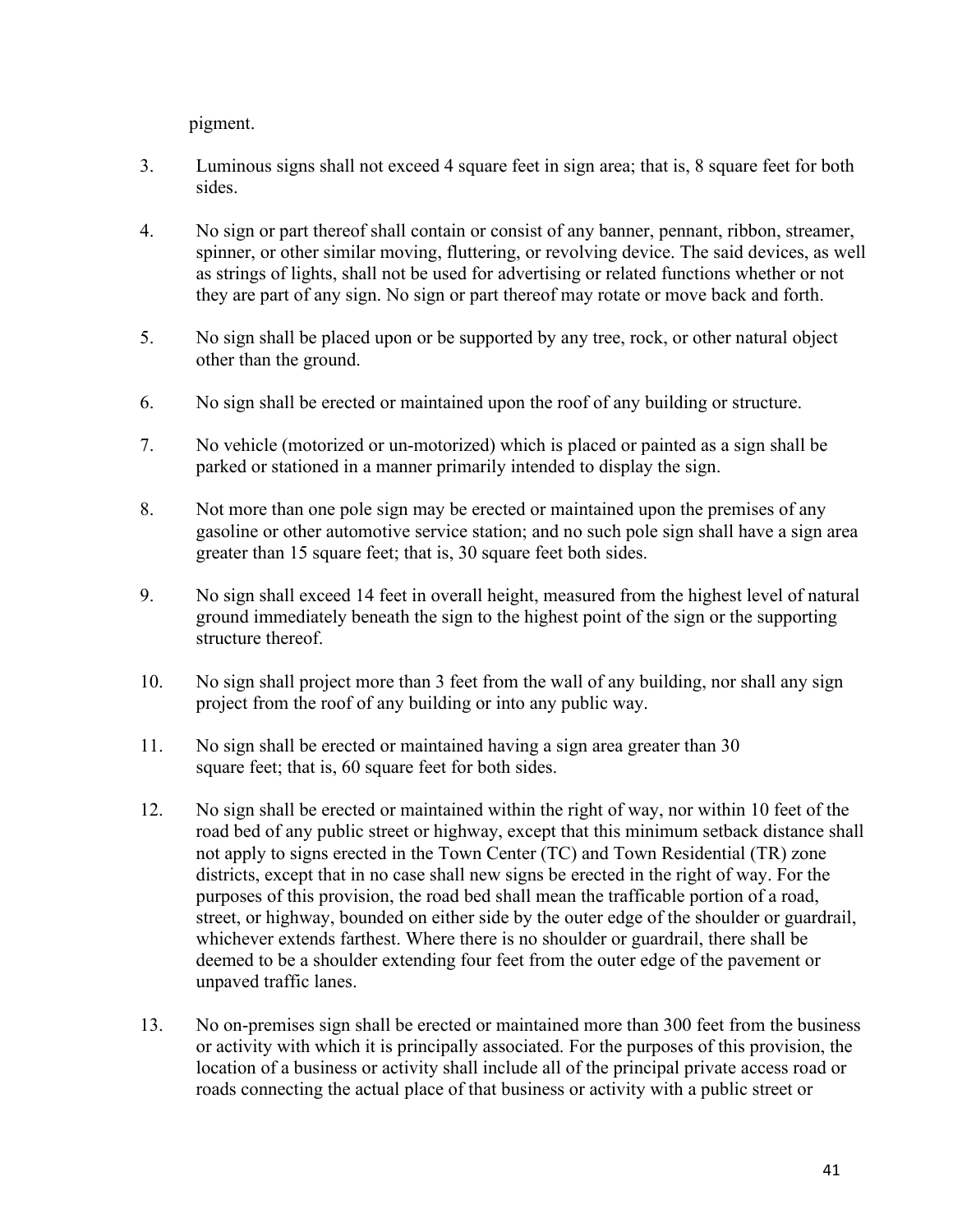pigment.

3. Luminous signs shall not exceed 4 square feet in sign area; that is, 8 square feet for both sides.

4. No sign or part thereof shall contain or consist of any banner, pennant, ribbon, streamer, spinner, or other similar moving, fluttering, or revolving device. The said devices, as well as strings of lights, shall not be used for advertising or related functions whether or not they are part of any sign. No sign or part thereof may rotate or move back and forth.

5. No sign shall be placed upon or be supported by any tree, rock, or other natural object other than the ground.

6. No sign shall be erected or maintained upon the roof of any building or structure.

7. No vehicle (motorized or un-motorized) which is placed or painted as a sign shall be parked or stationed in a manner primarily intended to display the sign.

8. Not more than one pole sign may be erected or maintained upon the premises of any gasoline or other automotive service station; and no such pole sign shall have a sign area greater than 15 square feet; that is, 30 square feet both sides.

9. No sign shall exceed 14 feet in overall height, measured from the highest level of natural ground immediately beneath the sign to the highest point of the sign or the supporting structure thereof.

10. No sign shall project more than 3 feet from the wall of any building, nor shall any sign project from the roof of any building or into any public way.

11. No sign shall be erected or maintained having a sign area greater than 30 square feet; that is, 60 square feet for both sides.

12. No sign shall be erected or maintained within the right of way, nor within 10 feet of the road bed of any public street or highway, except that this minimum setback distance shall not apply to signs erected in the Town Center (TC) and Town Residential (TR) zone districts, except that in no case shall new signs be erected in the right of way. For the purposes of this provision, the road bed shall mean the trafficable portion of a road, street, or highway, bounded on either side by the outer edge of the shoulder or guardrail, whichever extends farthest. Where there is no shoulder or guardrail, there shall be deemed to be a shoulder extending four feet from the outer edge of the pavement or unpaved traffic lanes.

13. No on-premises sign shall be erected or maintained more than 300 feet from the business or activity with which it is principally associated. For the purposes of this provision, the location of a business or activity shall include all of the principal private access road or roads connecting the actual place of that business or activity with a public street or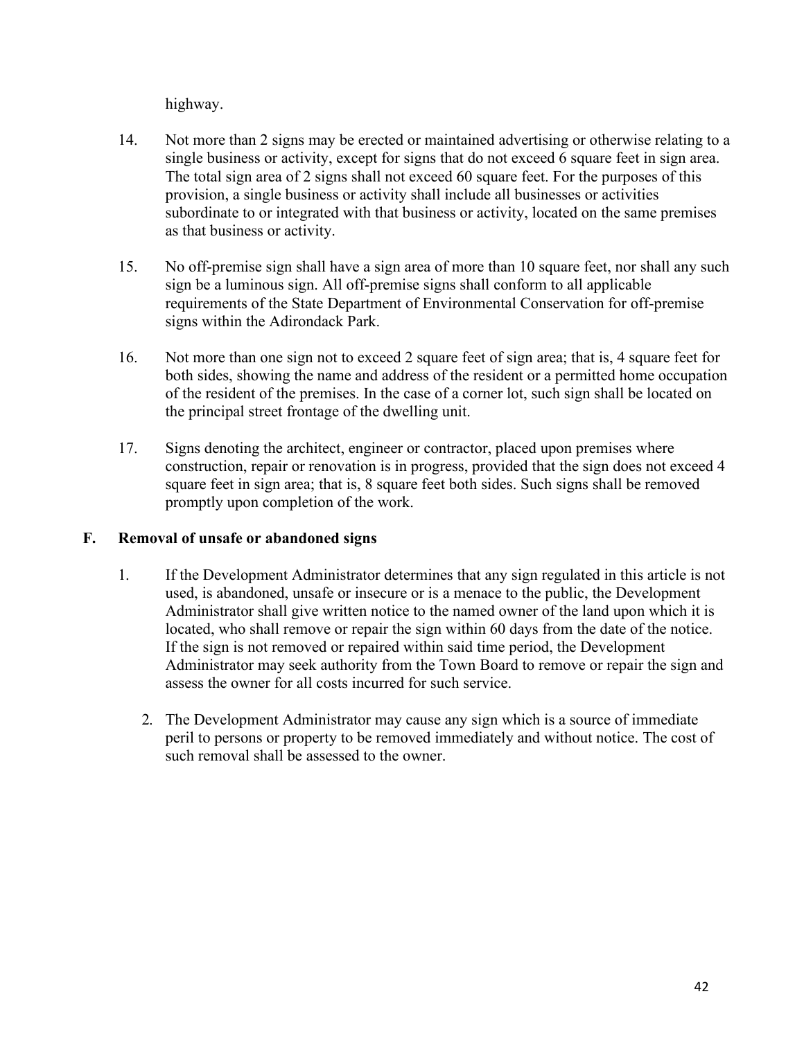highway.

14. Not more than 2 signs may be erected or maintained advertising or otherwise relating to a single business or activity, except for signs that do not exceed 6 square feet in sign area. The total sign area of 2 signs shall not exceed 60 square feet. For the purposes of this provision, a single business or activity shall include all businesses or activities subordinate to or integrated with that business or activity, located on the same premises as that business or activity.

15. No off-premise sign shall have a sign area of more than 10 square feet, nor shall any such sign be a luminous sign. All off-premise signs shall conform to all applicable requirements of the State Department of Environmental Conservation for off-premise signs within the Adirondack Park.

16. Not more than one sign not to exceed 2 square feet of sign area; that is, 4 square feet for both sides, showing the name and address of the resident or a permitted home occupation of the resident of the premises. In the case of a corner lot, such sign shall be located on the principal street frontage of the dwelling unit.

17. Signs denoting the architect, engineer or contractor, placed upon premises where construction, repair or renovation is in progress, provided that the sign does not exceed 4 square feet in sign area; that is, 8 square feet both sides. Such signs shall be removed promptly upon completion of the work.

### F. Removal of unsafe or abandoned signs

1. If the Development Administrator determines that any sign regulated in this article is not used, is abandoned, unsafe or insecure or is a menace to the public, the Development Administrator shall give written notice to the named owner of the land upon which it is located, who shall remove or repair the sign within 60 days from the date of the notice. If the sign is not removed or repaired within said time period, the Development Administrator may seek authority from the Town Board to remove or repair the sign and assess the owner for all costs incurred for such service.

2. The Development Administrator may cause any sign which is a source of immediate peril to persons or property to be removed immediately and without notice. The cost of such removal shall be assessed to the owner.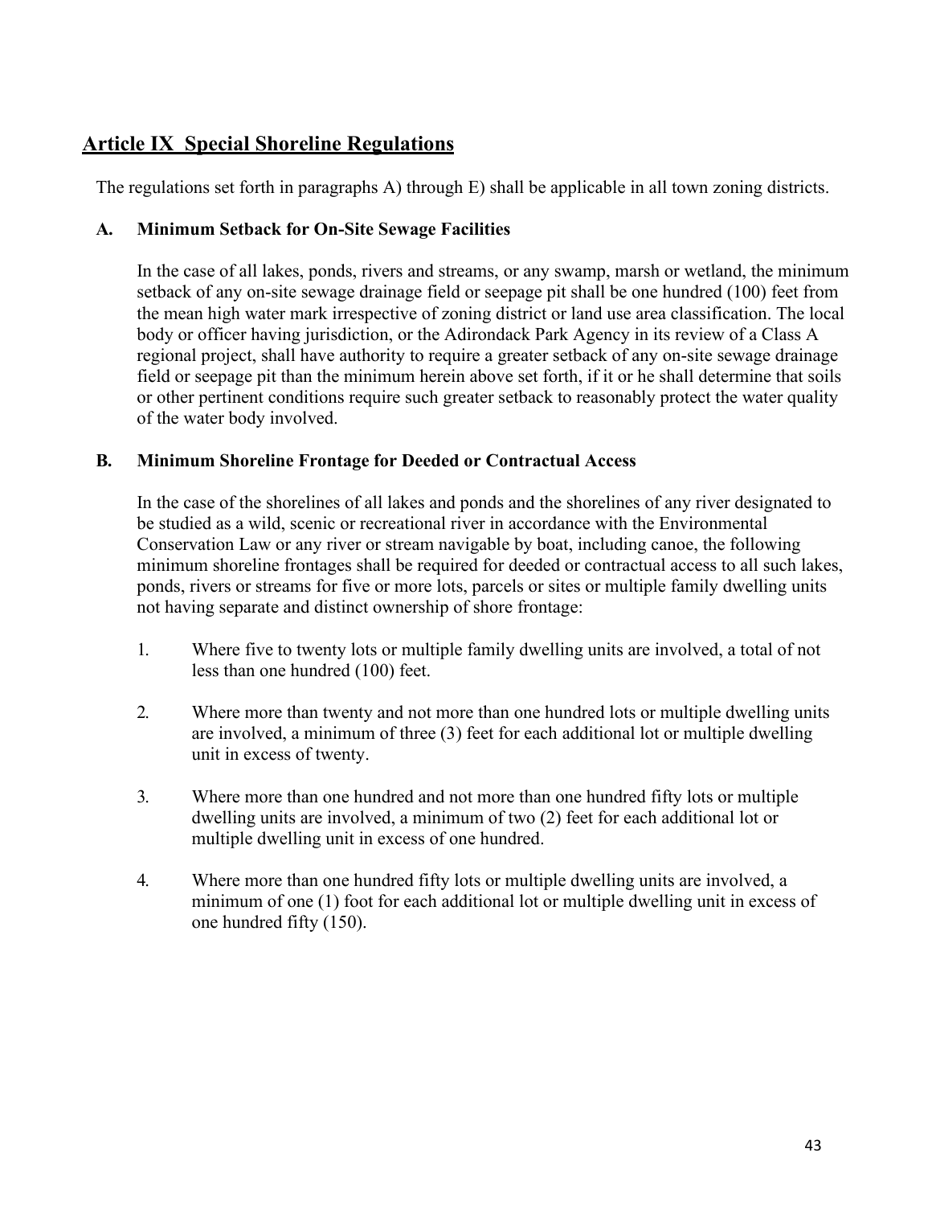## Article IX Special Shoreline Regulations

The regulations set forth in paragraphs A) through E) shall be applicable in all town zoning districts.

### A. Minimum Setback for On-Site Sewage Facilities

In the case of all lakes, ponds, rivers and streams, or any swamp, marsh or wetland, the minimum setback of any on-site sewage drainage field or seepage pit shall be one hundred (100) feet from the mean high water mark irrespective of zoning district or land use area classification. The local body or officer having jurisdiction, or the Adirondack Park Agency in its review of a Class A regional project, shall have authority to require a greater setback of any on-site sewage drainage field or seepage pit than the minimum herein above set forth, if it or he shall determine that soils or other pertinent conditions require such greater setback to reasonably protect the water quality of the water body involved.

### B. Minimum Shoreline Frontage for Deeded or Contractual Access

In the case of the shorelines of all lakes and ponds and the shorelines of any river designated to be studied as a wild, scenic or recreational river in accordance with the Environmental Conservation Law or any river or stream navigable by boat, including canoe, the following minimum shoreline frontages shall be required for deeded or contractual access to all such lakes, ponds, rivers or streams for five or more lots, parcels or sites or multiple family dwelling units not having separate and distinct ownership of shore frontage:

1. Where five to twenty lots or multiple family dwelling units are involved, a total of not less than one hundred (100) feet.

2. Where more than twenty and not more than one hundred lots or multiple dwelling units are involved, a minimum of three (3) feet for each additional lot or multiple dwelling unit in excess of twenty.

3. Where more than one hundred and not more than one hundred fifty lots or multiple dwelling units are involved, a minimum of two (2) feet for each additional lot or multiple dwelling unit in excess of one hundred.

4. Where more than one hundred fifty lots or multiple dwelling units are involved, a minimum of one (1) foot for each additional lot or multiple dwelling unit in excess of one hundred fifty (150).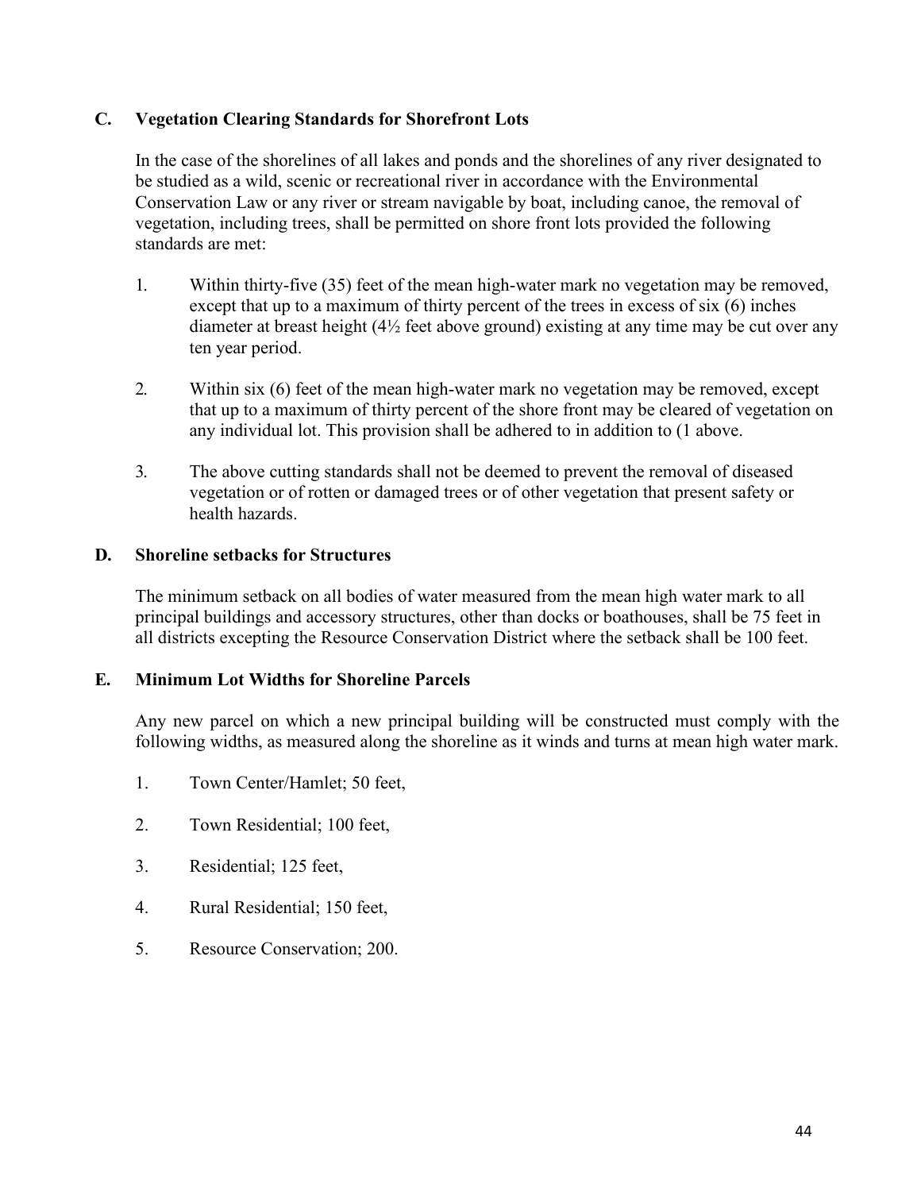### C. Vegetation Clearing Standards for Shorefront Lots

In the case of the shorelines of all lakes and ponds and the shorelines of any river designated to be studied as a wild, scenic or recreational river in accordance with the Environmental Conservation Law or any river or stream navigable by boat, including canoe, the removal of vegetation, including trees, shall be permitted on shore front lots provided the following standards are met:

1. Within thirty-five (35) feet of the mean high-water mark no vegetation may be removed, except that up to a maximum of thirty percent of the trees in excess of six (6) inches diameter at breast height (4½ feet above ground) existing at any time may be cut over any ten year period.

2. Within six (6) feet of the mean high-water mark no vegetation may be removed, except that up to a maximum of thirty percent of the shore front may be cleared of vegetation on any individual lot. This provision shall be adhered to in addition to (1 above.

3. The above cutting standards shall not be deemed to prevent the removal of diseased vegetation or of rotten or damaged trees or of other vegetation that present safety or health hazards.

### D. Shoreline setbacks for Structures

The minimum setback on all bodies of water measured from the mean high water mark to all principal buildings and accessory structures, other than docks or boathouses, shall be 75 feet in all districts excepting the Resource Conservation District where the setback shall be 100 feet.

### E. Minimum Lot Widths for Shoreline Parcels

Any new parcel on which a new principal building will be constructed must comply with the following widths, as measured along the shoreline as it winds and turns at mean high water mark.

1. Town Center/Hamlet; 50 feet,

2. Town Residential; 100 feet,

3. Residential; 125 feet,

4. Rural Residential; 150 feet,

5. Resource Conservation; 200.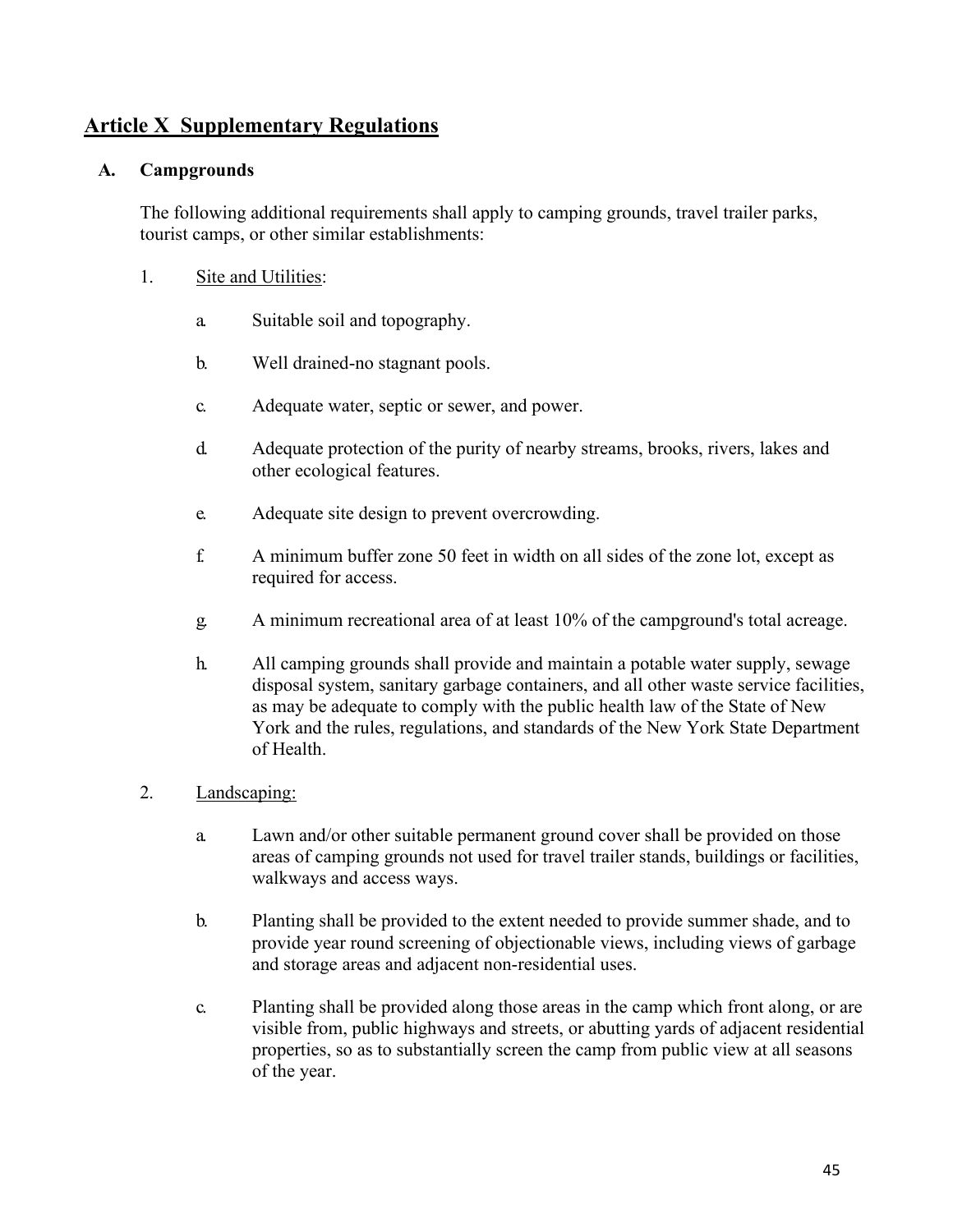## Article X Supplementary Regulations

### A. Campgrounds

The following additional requirements shall apply to camping grounds, travel trailer parks, tourist camps, or other similar establishments:

1. Site and Utilities:

   a. Suitable soil and topography.

   b. Well drained-no stagnant pools.

   c. Adequate water, septic or sewer, and power.

   d. Adequate protection of the purity of nearby streams, brooks, rivers, lakes and other ecological features.

   e. Adequate site design to prevent overcrowding.

   f. A minimum buffer zone 50 feet in width on all sides of the zone lot, except as required for access.

   g. A minimum recreational area of at least 10% of the campground's total acreage.

   h. All camping grounds shall provide and maintain a potable water supply, sewage disposal system, sanitary garbage containers, and all other waste service facilities, as may be adequate to comply with the public health law of the State of New York and the rules, regulations, and standards of the New York State Department of Health.

2. Landscaping:

   a. Lawn and/or other suitable permanent ground cover shall be provided on those areas of camping grounds not used for travel trailer stands, buildings or facilities, walkways and access ways.

   b. Planting shall be provided to the extent needed to provide summer shade, and to provide year round screening of objectionable views, including views of garbage and storage areas and adjacent non-residential uses.

   c. Planting shall be provided along those areas in the camp which front along, or are visible from, public highways and streets, or abutting yards of adjacent residential properties, so as to substantially screen the camp from public view at all seasons of the year.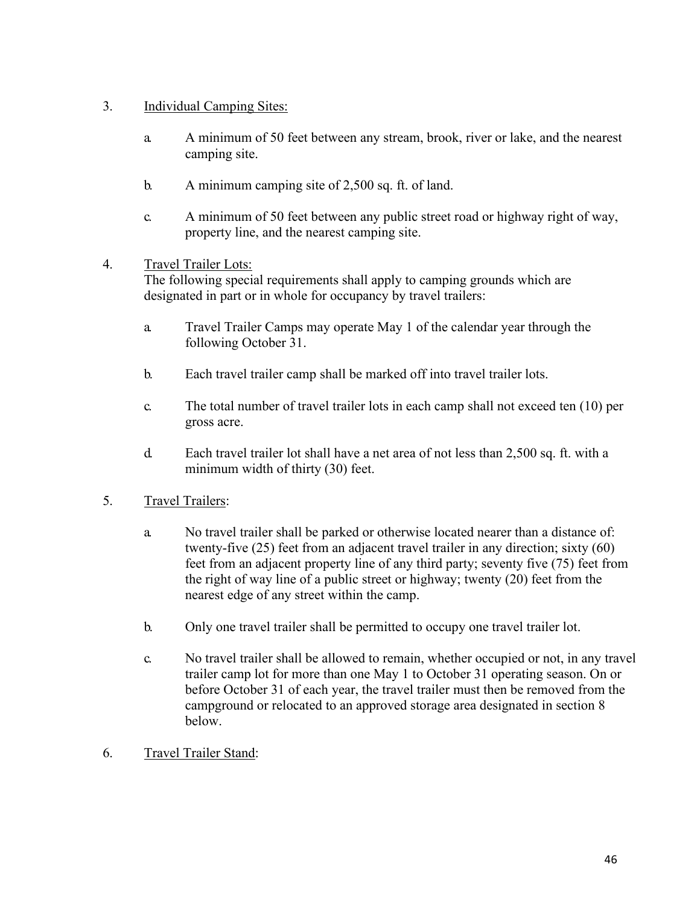3. Individual Camping Sites:

   a. A minimum of 50 feet between any stream, brook, river or lake, and the nearest camping site.

   b. A minimum camping site of 2,500 sq. ft. of land.

   c. A minimum of 50 feet between any public street road or highway right of way, property line, and the nearest camping site.

4. Travel Trailer Lots:
   The following special requirements shall apply to camping grounds which are designated in part or in whole for occupancy by travel trailers:

   a. Travel Trailer Camps may operate May 1 of the calendar year through the following October 31.

   b. Each travel trailer camp shall be marked off into travel trailer lots.

   c. The total number of travel trailer lots in each camp shall not exceed ten (10) per gross acre.

   d. Each travel trailer lot shall have a net area of not less than 2,500 sq. ft. with a minimum width of thirty (30) feet.

5. Travel Trailers:

   a. No travel trailer shall be parked or otherwise located nearer than a distance of: twenty-five (25) feet from an adjacent travel trailer in any direction; sixty (60) feet from an adjacent property line of any third party; seventy five (75) feet from the right of way line of a public street or highway; twenty (20) feet from the nearest edge of any street within the camp.

   b. Only one travel trailer shall be permitted to occupy one travel trailer lot.

   c. No travel trailer shall be allowed to remain, whether occupied or not, in any travel trailer camp lot for more than one May 1 to October 31 operating season. On or before October 31 of each year, the travel trailer must then be removed from the campground or relocated to an approved storage area designated in section 8 below.

6. Travel Trailer Stand: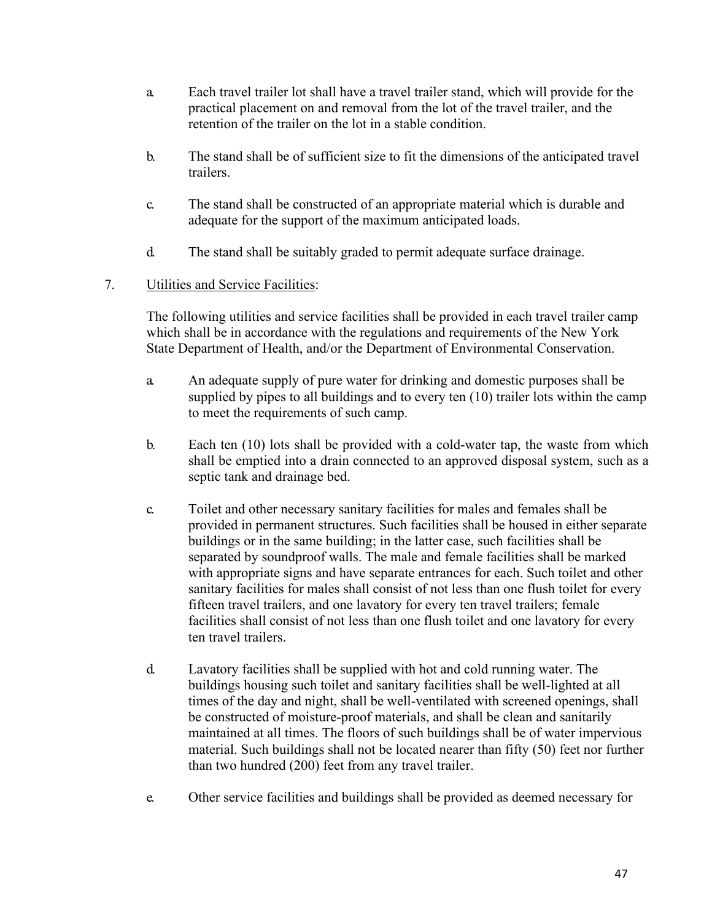a. Each travel trailer lot shall have a travel trailer stand, which will provide for the practical placement on and removal from the lot of the travel trailer, and the retention of the trailer on the lot in a stable condition.

b. The stand shall be of sufficient size to fit the dimensions of the anticipated travel trailers.

c. The stand shall be constructed of an appropriate material which is durable and adequate for the support of the maximum anticipated loads.

d. The stand shall be suitably graded to permit adequate surface drainage.

7. Utilities and Service Facilities:

The following utilities and service facilities shall be provided in each travel trailer camp which shall be in accordance with the regulations and requirements of the New York State Department of Health, and/or the Department of Environmental Conservation.

a. An adequate supply of pure water for drinking and domestic purposes shall be supplied by pipes to all buildings and to every ten (10) trailer lots within the camp to meet the requirements of such camp.

b. Each ten (10) lots shall be provided with a cold-water tap, the waste from which shall be emptied into a drain connected to an approved disposal system, such as a septic tank and drainage bed.

c. Toilet and other necessary sanitary facilities for males and females shall be provided in permanent structures. Such facilities shall be housed in either separate buildings or in the same building; in the latter case, such facilities shall be separated by soundproof walls. The male and female facilities shall be marked with appropriate signs and have separate entrances for each. Such toilet and other sanitary facilities for males shall consist of not less than one flush toilet for every fifteen travel trailers, and one lavatory for every ten travel trailers; female facilities shall consist of not less than one flush toilet and one lavatory for every ten travel trailers.

d. Lavatory facilities shall be supplied with hot and cold running water. The buildings housing such toilet and sanitary facilities shall be well-lighted at all times of the day and night, shall be well-ventilated with screened openings, shall be constructed of moisture-proof materials, and shall be clean and sanitarily maintained at all times. The floors of such buildings shall be of water impervious material. Such buildings shall not be located nearer than fifty (50) feet nor further than two hundred (200) feet from any travel trailer.

e. Other service facilities and buildings shall be provided as deemed necessary for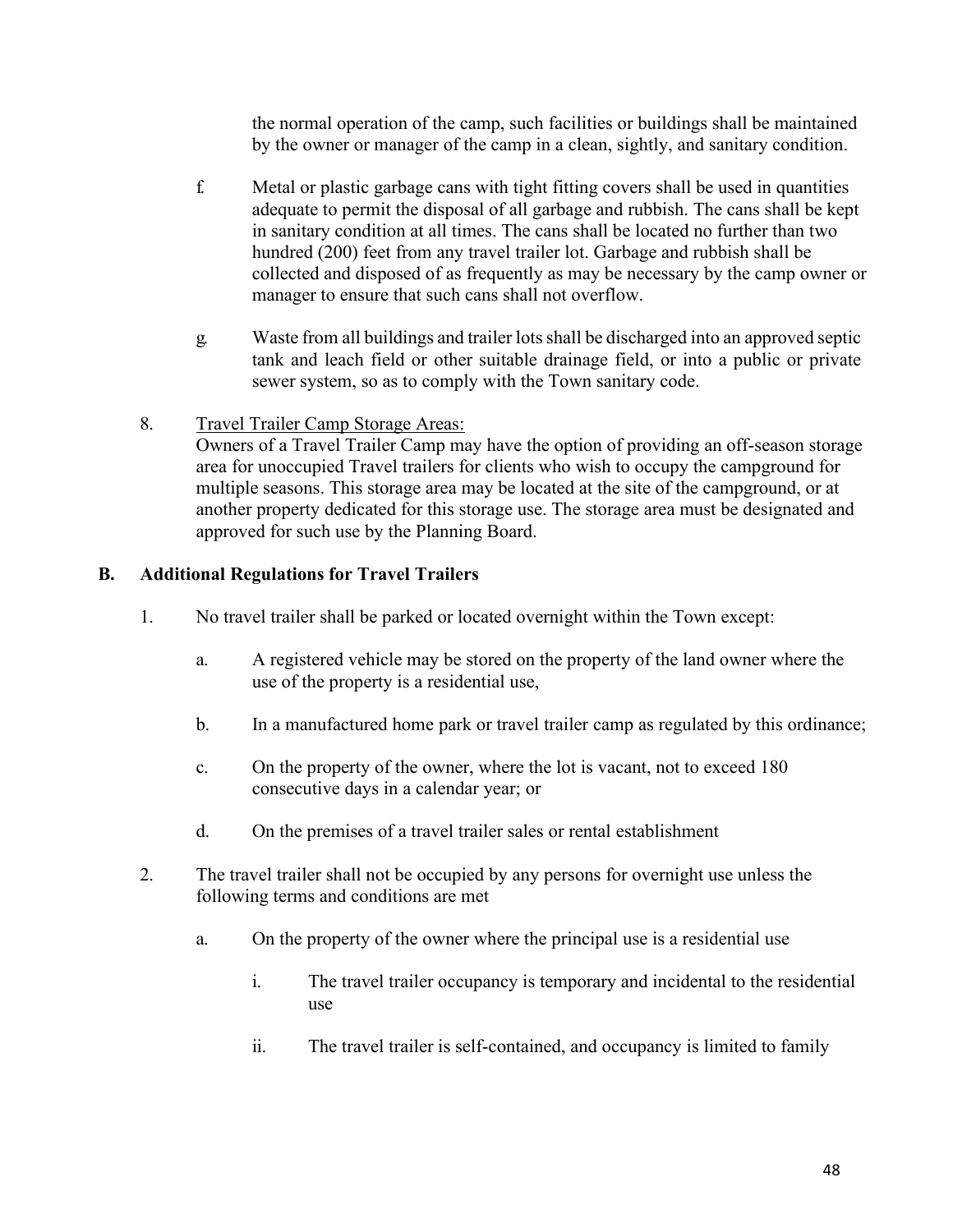the normal operation of the camp, such facilities or buildings shall be maintained by the owner or manager of the camp in a clean, sightly, and sanitary condition.

f. Metal or plastic garbage cans with tight fitting covers shall be used in quantities adequate to permit the disposal of all garbage and rubbish. The cans shall be kept in sanitary condition at all times. The cans shall be located no further than two hundred (200) feet from any travel trailer lot. Garbage and rubbish shall be collected and disposed of as frequently as may be necessary by the camp owner or manager to ensure that such cans shall not overflow.

g. Waste from all buildings and trailer lots shall be discharged into an approved septic tank and leach field or other suitable drainage field, or into a public or private sewer system, so as to comply with the Town sanitary code.

8. Travel Trailer Camp Storage Areas:
Owners of a Travel Trailer Camp may have the option of providing an off-season storage area for unoccupied Travel trailers for clients who wish to occupy the campground for multiple seasons. This storage area may be located at the site of the campground, or at another property dedicated for this storage use. The storage area must be designated and approved for such use by the Planning Board.

## B. Additional Regulations for Travel Trailers

1. No travel trailer shall be parked or located overnight within the Town except:

   a. A registered vehicle may be stored on the property of the land owner where the use of the property is a residential use,

   b. In a manufactured home park or travel trailer camp as regulated by this ordinance;

   c. On the property of the owner, where the lot is vacant, not to exceed 180 consecutive days in a calendar year; or

   d. On the premises of a travel trailer sales or rental establishment

2. The travel trailer shall not be occupied by any persons for overnight use unless the following terms and conditions are met

   a. On the property of the owner where the principal use is a residential use

      i. The travel trailer occupancy is temporary and incidental to the residential use

      ii. The travel trailer is self-contained, and occupancy is limited to family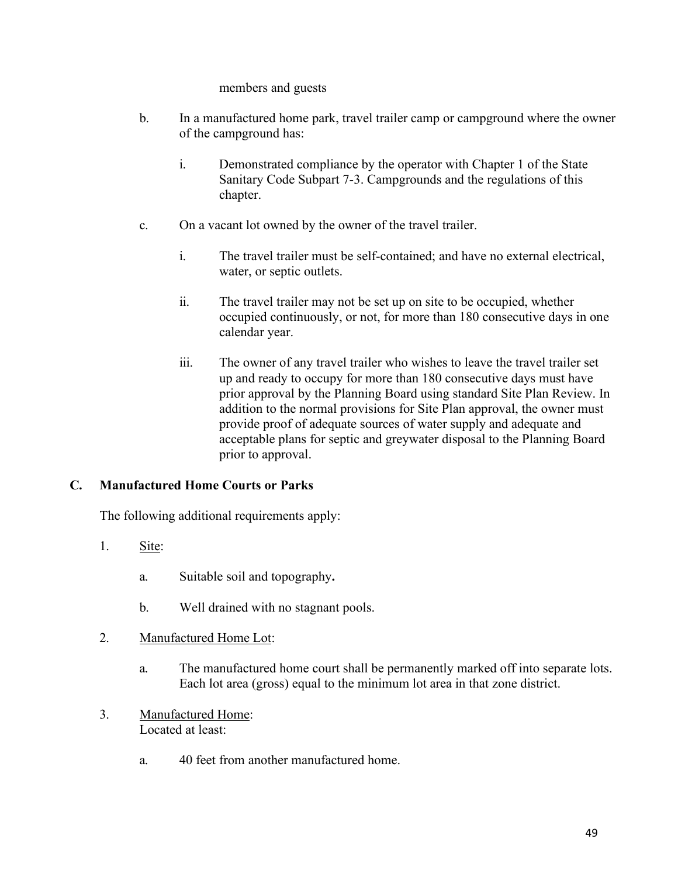members and guests

b. In a manufactured home park, travel trailer camp or campground where the owner of the campground has:

   i. Demonstrated compliance by the operator with Chapter 1 of the State Sanitary Code Subpart 7-3. Campgrounds and the regulations of this chapter.

c. On a vacant lot owned by the owner of the travel trailer.

   i. The travel trailer must be self-contained; and have no external electrical, water, or septic outlets.

   ii. The travel trailer may not be set up on site to be occupied, whether occupied continuously, or not, for more than 180 consecutive days in one calendar year.

   iii. The owner of any travel trailer who wishes to leave the travel trailer set up and ready to occupy for more than 180 consecutive days must have prior approval by the Planning Board using standard Site Plan Review. In addition to the normal provisions for Site Plan approval, the owner must provide proof of adequate sources of water supply and adequate and acceptable plans for septic and greywater disposal to the Planning Board prior to approval.

## C. Manufactured Home Courts or Parks

The following additional requirements apply:

1. Site:

   a. Suitable soil and topography**.**

   b. Well drained with no stagnant pools.

2. Manufactured Home Lot:

   a. The manufactured home court shall be permanently marked off into separate lots. Each lot area (gross) equal to the minimum lot area in that zone district.

3. Manufactured Home:
   Located at least:

   a. 40 feet from another manufactured home.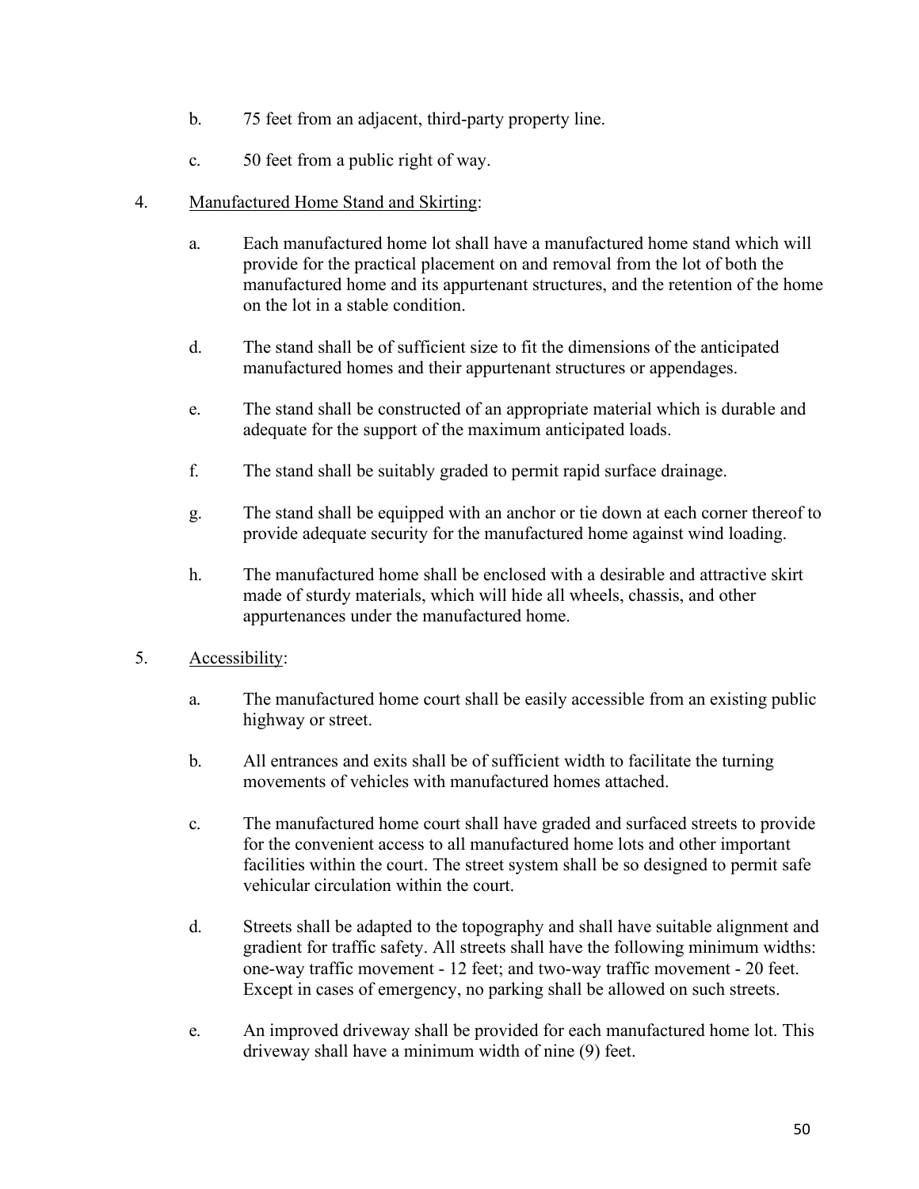b. 75 feet from an adjacent, third-party property line.

c. 50 feet from a public right of way.

4. Manufactured Home Stand and Skirting:

a. Each manufactured home lot shall have a manufactured home stand which will provide for the practical placement on and removal from the lot of both the manufactured home and its appurtenant structures, and the retention of the home on the lot in a stable condition.

d. The stand shall be of sufficient size to fit the dimensions of the anticipated manufactured homes and their appurtenant structures or appendages.

e. The stand shall be constructed of an appropriate material which is durable and adequate for the support of the maximum anticipated loads.

f. The stand shall be suitably graded to permit rapid surface drainage.

g. The stand shall be equipped with an anchor or tie down at each corner thereof to provide adequate security for the manufactured home against wind loading.

h. The manufactured home shall be enclosed with a desirable and attractive skirt made of sturdy materials, which will hide all wheels, chassis, and other appurtenances under the manufactured home.

5. Accessibility:

a. The manufactured home court shall be easily accessible from an existing public highway or street.

b. All entrances and exits shall be of sufficient width to facilitate the turning movements of vehicles with manufactured homes attached.

c. The manufactured home court shall have graded and surfaced streets to provide for the convenient access to all manufactured home lots and other important facilities within the court. The street system shall be so designed to permit safe vehicular circulation within the court.

d. Streets shall be adapted to the topography and shall have suitable alignment and gradient for traffic safety. All streets shall have the following minimum widths: one-way traffic movement - 12 feet; and two-way traffic movement - 20 feet. Except in cases of emergency, no parking shall be allowed on such streets.

e. An improved driveway shall be provided for each manufactured home lot. This driveway shall have a minimum width of nine (9) feet.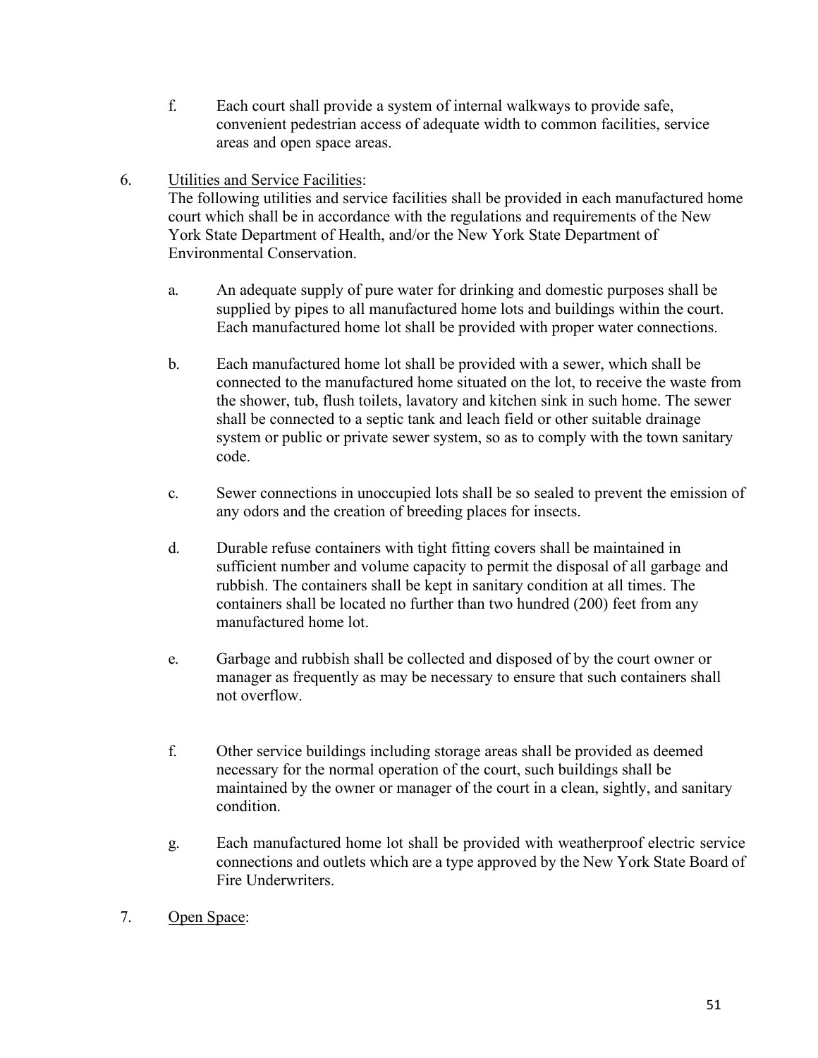f. Each court shall provide a system of internal walkways to provide safe, convenient pedestrian access of adequate width to common facilities, service areas and open space areas.

6. Utilities and Service Facilities:
   The following utilities and service facilities shall be provided in each manufactured home court which shall be in accordance with the regulations and requirements of the New York State Department of Health, and/or the New York State Department of Environmental Conservation.

   a. An adequate supply of pure water for drinking and domestic purposes shall be supplied by pipes to all manufactured home lots and buildings within the court. Each manufactured home lot shall be provided with proper water connections.

   b. Each manufactured home lot shall be provided with a sewer, which shall be connected to the manufactured home situated on the lot, to receive the waste from the shower, tub, flush toilets, lavatory and kitchen sink in such home. The sewer shall be connected to a septic tank and leach field or other suitable drainage system or public or private sewer system, so as to comply with the town sanitary code.

   c. Sewer connections in unoccupied lots shall be so sealed to prevent the emission of any odors and the creation of breeding places for insects.

   d. Durable refuse containers with tight fitting covers shall be maintained in sufficient number and volume capacity to permit the disposal of all garbage and rubbish. The containers shall be kept in sanitary condition at all times. The containers shall be located no further than two hundred (200) feet from any manufactured home lot.

   e. Garbage and rubbish shall be collected and disposed of by the court owner or manager as frequently as may be necessary to ensure that such containers shall not overflow.

   f. Other service buildings including storage areas shall be provided as deemed necessary for the normal operation of the court, such buildings shall be maintained by the owner or manager of the court in a clean, sightly, and sanitary condition.

   g. Each manufactured home lot shall be provided with weatherproof electric service connections and outlets which are a type approved by the New York State Board of Fire Underwriters.

7. Open Space: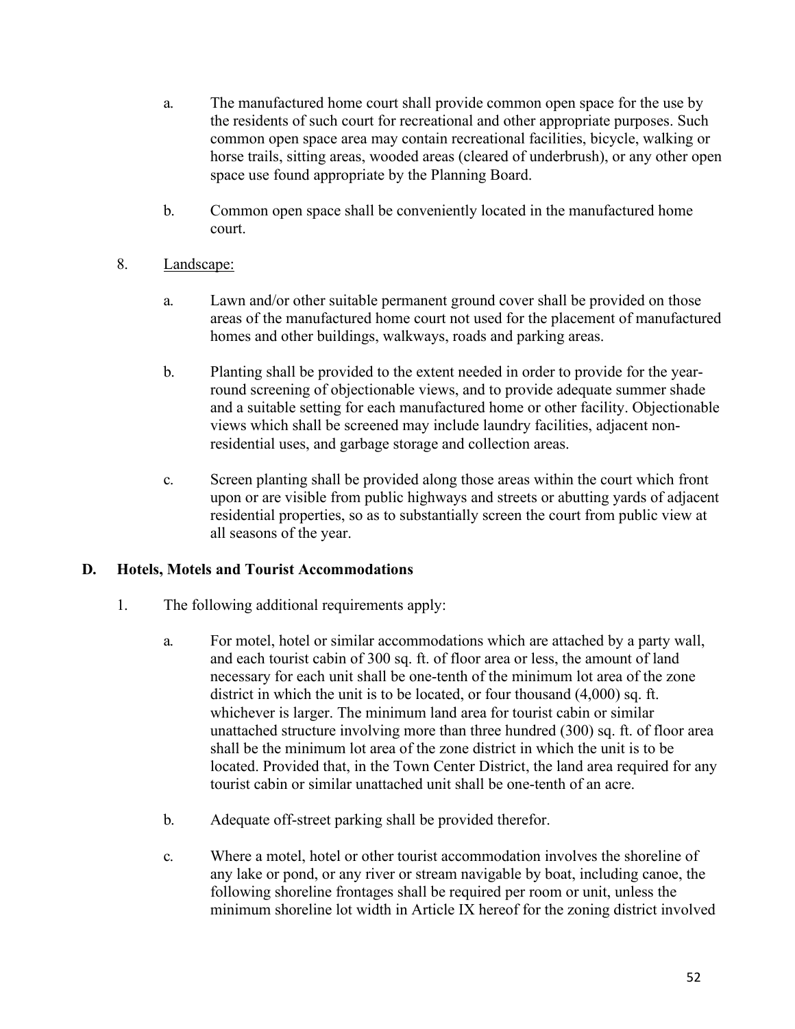a. The manufactured home court shall provide common open space for the use by the residents of such court for recreational and other appropriate purposes. Such common open space area may contain recreational facilities, bicycle, walking or horse trails, sitting areas, wooded areas (cleared of underbrush), or any other open space use found appropriate by the Planning Board.

b. Common open space shall be conveniently located in the manufactured home court.

8. Landscape:

   a. Lawn and/or other suitable permanent ground cover shall be provided on those areas of the manufactured home court not used for the placement of manufactured homes and other buildings, walkways, roads and parking areas.

   b. Planting shall be provided to the extent needed in order to provide for the year-round screening of objectionable views, and to provide adequate summer shade and a suitable setting for each manufactured home or other facility. Objectionable views which shall be screened may include laundry facilities, adjacent non-residential uses, and garbage storage and collection areas.

   c. Screen planting shall be provided along those areas within the court which front upon or are visible from public highways and streets or abutting yards of adjacent residential properties, so as to substantially screen the court from public view at all seasons of the year.

## D. Hotels, Motels and Tourist Accommodations

1. The following additional requirements apply:

   a. For motel, hotel or similar accommodations which are attached by a party wall, and each tourist cabin of 300 sq. ft. of floor area or less, the amount of land necessary for each unit shall be one-tenth of the minimum lot area of the zone district in which the unit is to be located, or four thousand (4,000) sq. ft. whichever is larger. The minimum land area for tourist cabin or similar unattached structure involving more than three hundred (300) sq. ft. of floor area shall be the minimum lot area of the zone district in which the unit is to be located. Provided that, in the Town Center District, the land area required for any tourist cabin or similar unattached unit shall be one-tenth of an acre.

   b. Adequate off-street parking shall be provided therefor.

   c. Where a motel, hotel or other tourist accommodation involves the shoreline of any lake or pond, or any river or stream navigable by boat, including canoe, the following shoreline frontages shall be required per room or unit, unless the minimum shoreline lot width in Article IX hereof for the zoning district involved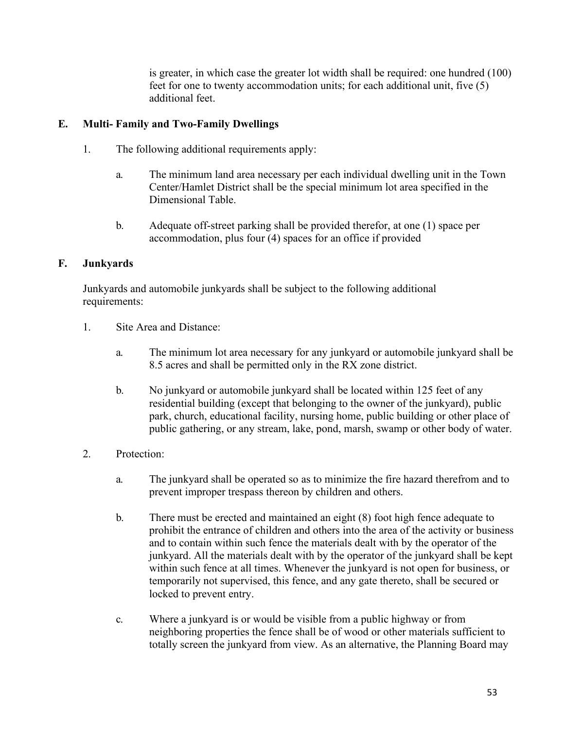is greater, in which case the greater lot width shall be required: one hundred (100) feet for one to twenty accommodation units; for each additional unit, five (5) additional feet.

## E. Multi- Family and Two-Family Dwellings

1. The following additional requirements apply:

   a. The minimum land area necessary per each individual dwelling unit in the Town Center/Hamlet District shall be the special minimum lot area specified in the Dimensional Table.

   b. Adequate off-street parking shall be provided therefor, at one (1) space per accommodation, plus four (4) spaces for an office if provided

## F. Junkyards

Junkyards and automobile junkyards shall be subject to the following additional requirements:

1. Site Area and Distance:

   a. The minimum lot area necessary for any junkyard or automobile junkyard shall be 8.5 acres and shall be permitted only in the RX zone district.

   b. No junkyard or automobile junkyard shall be located within 125 feet of any residential building (except that belonging to the owner of the junkyard), public park, church, educational facility, nursing home, public building or other place of public gathering, or any stream, lake, pond, marsh, swamp or other body of water.

2. Protection:

   a. The junkyard shall be operated so as to minimize the fire hazard therefrom and to prevent improper trespass thereon by children and others.

   b. There must be erected and maintained an eight (8) foot high fence adequate to prohibit the entrance of children and others into the area of the activity or business and to contain within such fence the materials dealt with by the operator of the junkyard. All the materials dealt with by the operator of the junkyard shall be kept within such fence at all times. Whenever the junkyard is not open for business, or temporarily not supervised, this fence, and any gate thereto, shall be secured or locked to prevent entry.

   c. Where a junkyard is or would be visible from a public highway or from neighboring properties the fence shall be of wood or other materials sufficient to totally screen the junkyard from view. As an alternative, the Planning Board may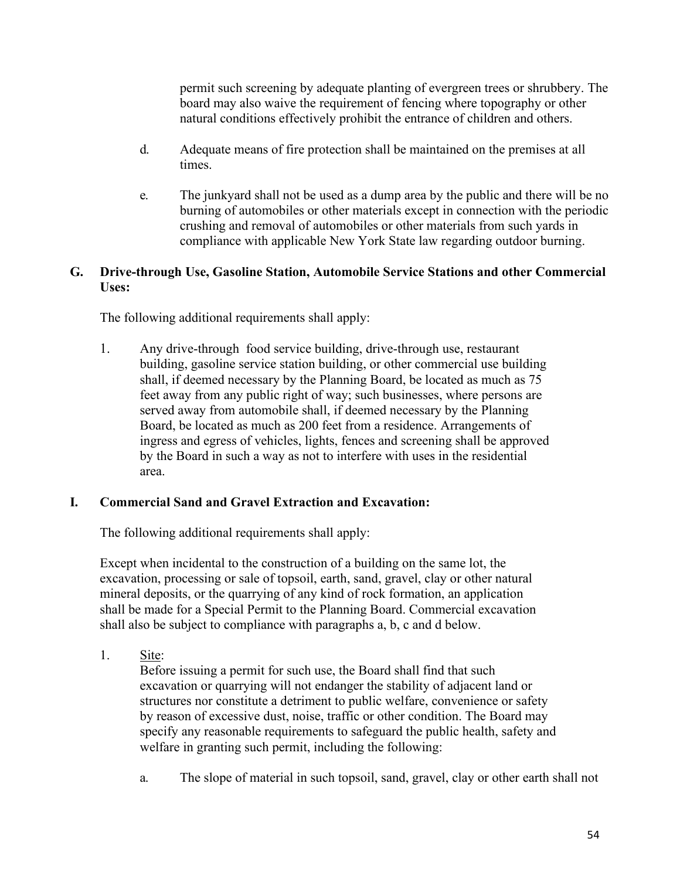permit such screening by adequate planting of evergreen trees or shrubbery. The board may also waive the requirement of fencing where topography or other natural conditions effectively prohibit the entrance of children and others.

d. Adequate means of fire protection shall be maintained on the premises at all times.

e. The junkyard shall not be used as a dump area by the public and there will be no burning of automobiles or other materials except in connection with the periodic crushing and removal of automobiles or other materials from such yards in compliance with applicable New York State law regarding outdoor burning.

**G. Drive-through Use, Gasoline Station, Automobile Service Stations and other Commercial Uses:**

The following additional requirements shall apply:

1. Any drive-through food service building, drive-through use, restaurant building, gasoline service station building, or other commercial use building shall, if deemed necessary by the Planning Board, be located as much as 75 feet away from any public right of way; such businesses, where persons are served away from automobile shall, if deemed necessary by the Planning Board, be located as much as 200 feet from a residence. Arrangements of ingress and egress of vehicles, lights, fences and screening shall be approved by the Board in such a way as not to interfere with uses in the residential area.

**I. Commercial Sand and Gravel Extraction and Excavation:**

The following additional requirements shall apply:

Except when incidental to the construction of a building on the same lot, the excavation, processing or sale of topsoil, earth, sand, gravel, clay or other natural mineral deposits, or the quarrying of any kind of rock formation, an application shall be made for a Special Permit to the Planning Board. Commercial excavation shall also be subject to compliance with paragraphs a, b, c and d below.

1. <u>Site</u>:
   Before issuing a permit for such use, the Board shall find that such excavation or quarrying will not endanger the stability of adjacent land or structures nor constitute a detriment to public welfare, convenience or safety by reason of excessive dust, noise, traffic or other condition. The Board may specify any reasonable requirements to safeguard the public health, safety and welfare in granting such permit, including the following:

   a. The slope of material in such topsoil, sand, gravel, clay or other earth shall not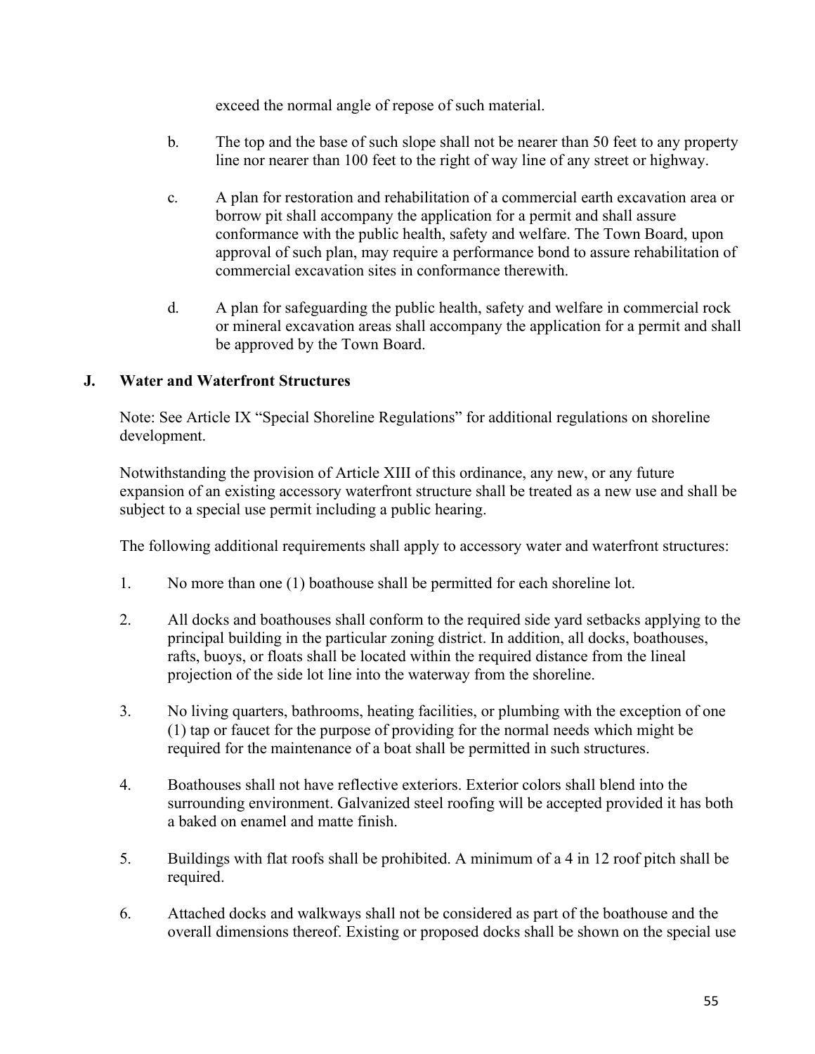exceed the normal angle of repose of such material.

b. The top and the base of such slope shall not be nearer than 50 feet to any property line nor nearer than 100 feet to the right of way line of any street or highway.

c. A plan for restoration and rehabilitation of a commercial earth excavation area or borrow pit shall accompany the application for a permit and shall assure conformance with the public health, safety and welfare. The Town Board, upon approval of such plan, may require a performance bond to assure rehabilitation of commercial excavation sites in conformance therewith.

d. A plan for safeguarding the public health, safety and welfare in commercial rock or mineral excavation areas shall accompany the application for a permit and shall be approved by the Town Board.

## J. Water and Waterfront Structures

Note: See Article IX "Special Shoreline Regulations" for additional regulations on shoreline development.

Notwithstanding the provision of Article XIII of this ordinance, any new, or any future expansion of an existing accessory waterfront structure shall be treated as a new use and shall be subject to a special use permit including a public hearing.

The following additional requirements shall apply to accessory water and waterfront structures:

1. No more than one (1) boathouse shall be permitted for each shoreline lot.

2. All docks and boathouses shall conform to the required side yard setbacks applying to the principal building in the particular zoning district. In addition, all docks, boathouses, rafts, buoys, or floats shall be located within the required distance from the lineal projection of the side lot line into the waterway from the shoreline.

3. No living quarters, bathrooms, heating facilities, or plumbing with the exception of one (1) tap or faucet for the purpose of providing for the normal needs which might be required for the maintenance of a boat shall be permitted in such structures.

4. Boathouses shall not have reflective exteriors. Exterior colors shall blend into the surrounding environment. Galvanized steel roofing will be accepted provided it has both a baked on enamel and matte finish.

5. Buildings with flat roofs shall be prohibited. A minimum of a 4 in 12 roof pitch shall be required.

6. Attached docks and walkways shall not be considered as part of the boathouse and the overall dimensions thereof. Existing or proposed docks shall be shown on the special use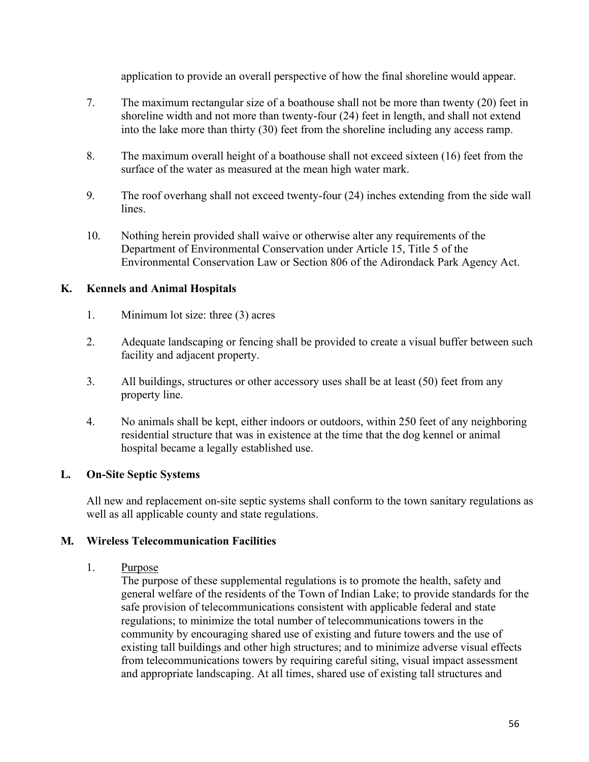application to provide an overall perspective of how the final shoreline would appear.

7. The maximum rectangular size of a boathouse shall not be more than twenty (20) feet in shoreline width and not more than twenty-four (24) feet in length, and shall not extend into the lake more than thirty (30) feet from the shoreline including any access ramp.

8. The maximum overall height of a boathouse shall not exceed sixteen (16) feet from the surface of the water as measured at the mean high water mark.

9. The roof overhang shall not exceed twenty-four (24) inches extending from the side wall lines.

10. Nothing herein provided shall waive or otherwise alter any requirements of the Department of Environmental Conservation under Article 15, Title 5 of the Environmental Conservation Law or Section 806 of the Adirondack Park Agency Act.

**K. Kennels and Animal Hospitals**

1. Minimum lot size: three (3) acres

2. Adequate landscaping or fencing shall be provided to create a visual buffer between such facility and adjacent property.

3. All buildings, structures or other accessory uses shall be at least (50) feet from any property line.

4. No animals shall be kept, either indoors or outdoors, within 250 feet of any neighboring residential structure that was in existence at the time that the dog kennel or animal hospital became a legally established use.

**L. On-Site Septic Systems**

All new and replacement on-site septic systems shall conform to the town sanitary regulations as well as all applicable county and state regulations.

**M. Wireless Telecommunication Facilities**

1. <u>Purpose</u>
   The purpose of these supplemental regulations is to promote the health, safety and general welfare of the residents of the Town of Indian Lake; to provide standards for the safe provision of telecommunications consistent with applicable federal and state regulations; to minimize the total number of telecommunications towers in the community by encouraging shared use of existing and future towers and the use of existing tall buildings and other high structures; and to minimize adverse visual effects from telecommunications towers by requiring careful siting, visual impact assessment and appropriate landscaping. At all times, shared use of existing tall structures and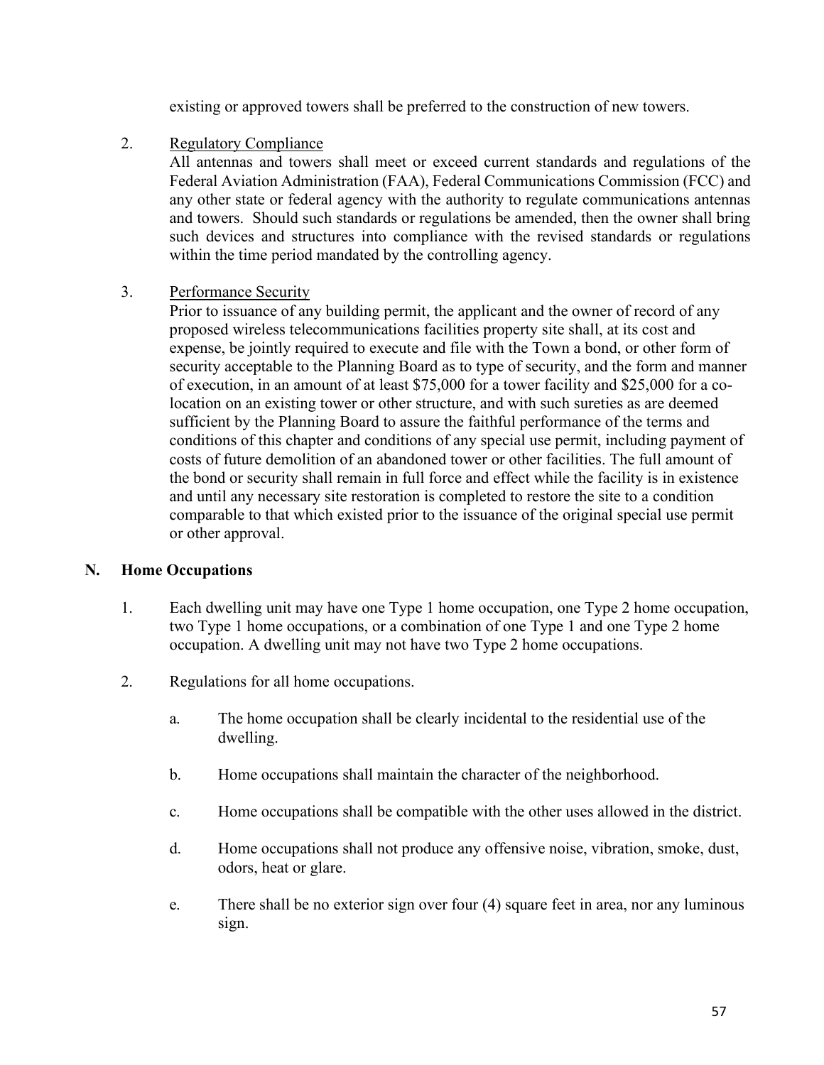existing or approved towers shall be preferred to the construction of new towers.

2. Regulatory Compliance

   All antennas and towers shall meet or exceed current standards and regulations of the Federal Aviation Administration (FAA), Federal Communications Commission (FCC) and any other state or federal agency with the authority to regulate communications antennas and towers. Should such standards or regulations be amended, then the owner shall bring such devices and structures into compliance with the revised standards or regulations within the time period mandated by the controlling agency.

3. Performance Security

   Prior to issuance of any building permit, the applicant and the owner of record of any proposed wireless telecommunications facilities property site shall, at its cost and expense, be jointly required to execute and file with the Town a bond, or other form of security acceptable to the Planning Board as to type of security, and the form and manner of execution, in an amount of at least $75,000 for a tower facility and $25,000 for a co-location on an existing tower or other structure, and with such sureties as are deemed sufficient by the Planning Board to assure the faithful performance of the terms and conditions of this chapter and conditions of any special use permit, including payment of costs of future demolition of an abandoned tower or other facilities. The full amount of the bond or security shall remain in full force and effect while the facility is in existence and until any necessary site restoration is completed to restore the site to a condition comparable to that which existed prior to the issuance of the original special use permit or other approval.

## N. Home Occupations

1. Each dwelling unit may have one Type 1 home occupation, one Type 2 home occupation, two Type 1 home occupations, or a combination of one Type 1 and one Type 2 home occupation. A dwelling unit may not have two Type 2 home occupations.

2. Regulations for all home occupations.

   a. The home occupation shall be clearly incidental to the residential use of the dwelling.

   b. Home occupations shall maintain the character of the neighborhood.

   c. Home occupations shall be compatible with the other uses allowed in the district.

   d. Home occupations shall not produce any offensive noise, vibration, smoke, dust, odors, heat or glare.

   e. There shall be no exterior sign over four (4) square feet in area, nor any luminous sign.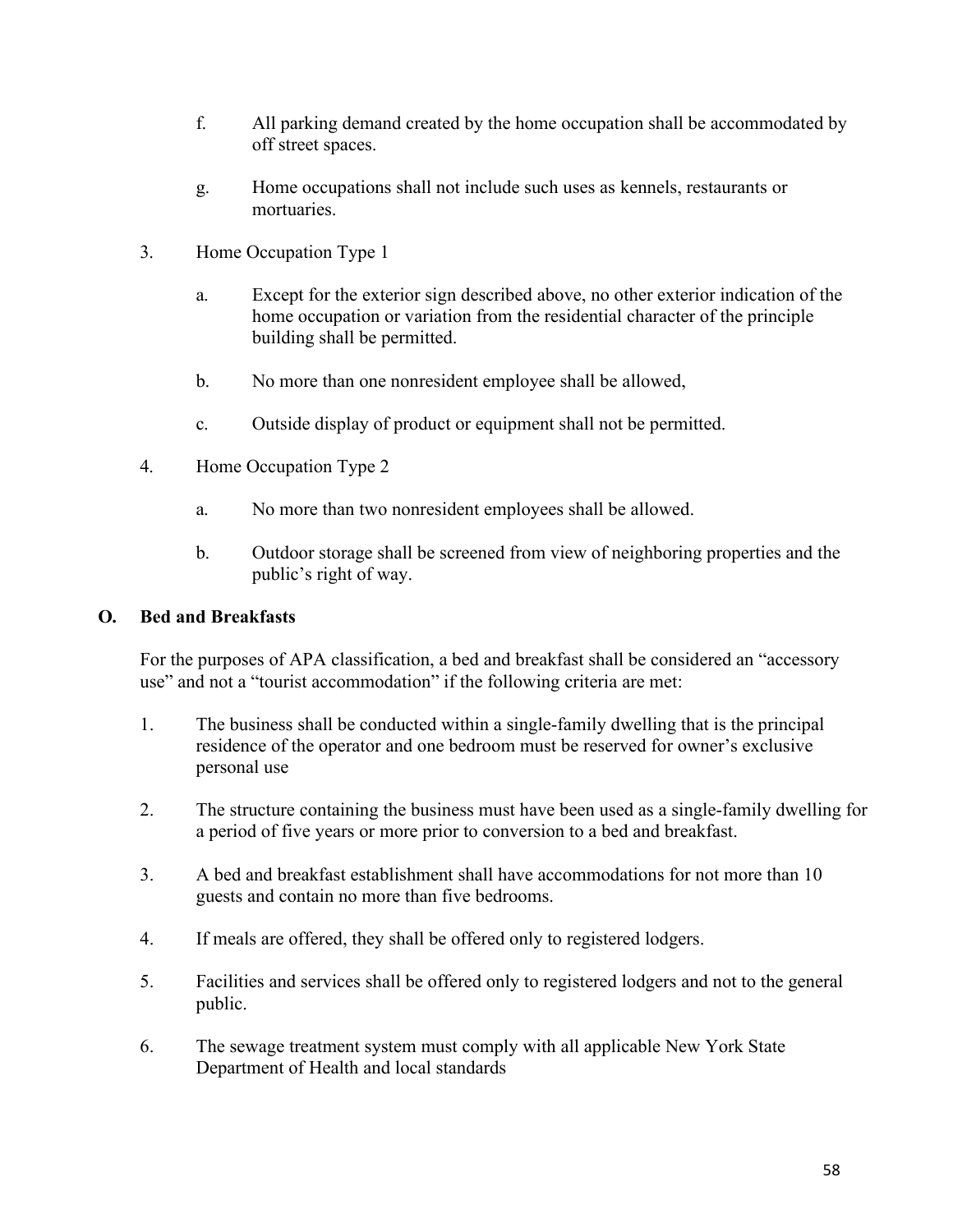f. All parking demand created by the home occupation shall be accommodated by off street spaces.

g. Home occupations shall not include such uses as kennels, restaurants or mortuaries.

3. Home Occupation Type 1

    a. Except for the exterior sign described above, no other exterior indication of the home occupation or variation from the residential character of the principle building shall be permitted.

    b. No more than one nonresident employee shall be allowed,

    c. Outside display of product or equipment shall not be permitted.

4. Home Occupation Type 2

    a. No more than two nonresident employees shall be allowed.

    b. Outdoor storage shall be screened from view of neighboring properties and the public's right of way.

**O. Bed and Breakfasts**

For the purposes of APA classification, a bed and breakfast shall be considered an "accessory use" and not a "tourist accommodation" if the following criteria are met:

1. The business shall be conducted within a single-family dwelling that is the principal residence of the operator and one bedroom must be reserved for owner's exclusive personal use

2. The structure containing the business must have been used as a single-family dwelling for a period of five years or more prior to conversion to a bed and breakfast.

3. A bed and breakfast establishment shall have accommodations for not more than 10 guests and contain no more than five bedrooms.

4. If meals are offered, they shall be offered only to registered lodgers.

5. Facilities and services shall be offered only to registered lodgers and not to the general public.

6. The sewage treatment system must comply with all applicable New York State Department of Health and local standards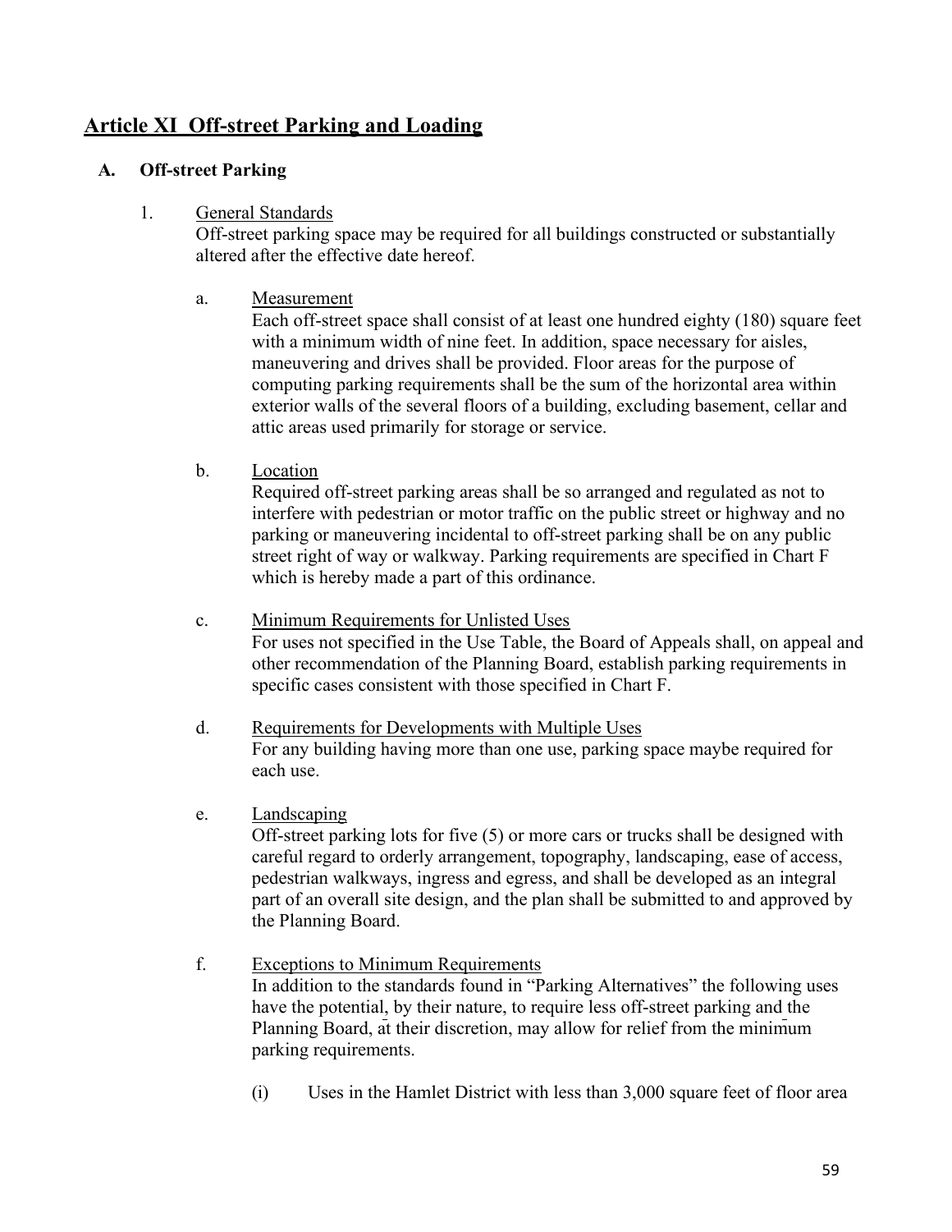## Article XI Off-street Parking and Loading

### A. Off-street Parking

1. General Standards

   Off-street parking space may be required for all buildings constructed or substantially altered after the effective date hereof.

   a. Measurement

      Each off-street space shall consist of at least one hundred eighty (180) square feet with a minimum width of nine feet. In addition, space necessary for aisles, maneuvering and drives shall be provided. Floor areas for the purpose of computing parking requirements shall be the sum of the horizontal area within exterior walls of the several floors of a building, excluding basement, cellar and attic areas used primarily for storage or service.

   b. Location

      Required off-street parking areas shall be so arranged and regulated as not to interfere with pedestrian or motor traffic on the public street or highway and no parking or maneuvering incidental to off-street parking shall be on any public street right of way or walkway. Parking requirements are specified in Chart F which is hereby made a part of this ordinance.

   c. Minimum Requirements for Unlisted Uses

      For uses not specified in the Use Table, the Board of Appeals shall, on appeal and other recommendation of the Planning Board, establish parking requirements in specific cases consistent with those specified in Chart F.

   d. Requirements for Developments with Multiple Uses

      For any building having more than one use, parking space maybe required for each use.

   e. Landscaping

      Off-street parking lots for five (5) or more cars or trucks shall be designed with careful regard to orderly arrangement, topography, landscaping, ease of access, pedestrian walkways, ingress and egress, and shall be developed as an integral part of an overall site design, and the plan shall be submitted to and approved by the Planning Board.

   f. Exceptions to Minimum Requirements

      In addition to the standards found in "Parking Alternatives" the following uses have the potential, by their nature, to require less off-street parking and the Planning Board, at their discretion, may allow for relief from the minimum parking requirements.

      (i) Uses in the Hamlet District with less than 3,000 square feet of floor area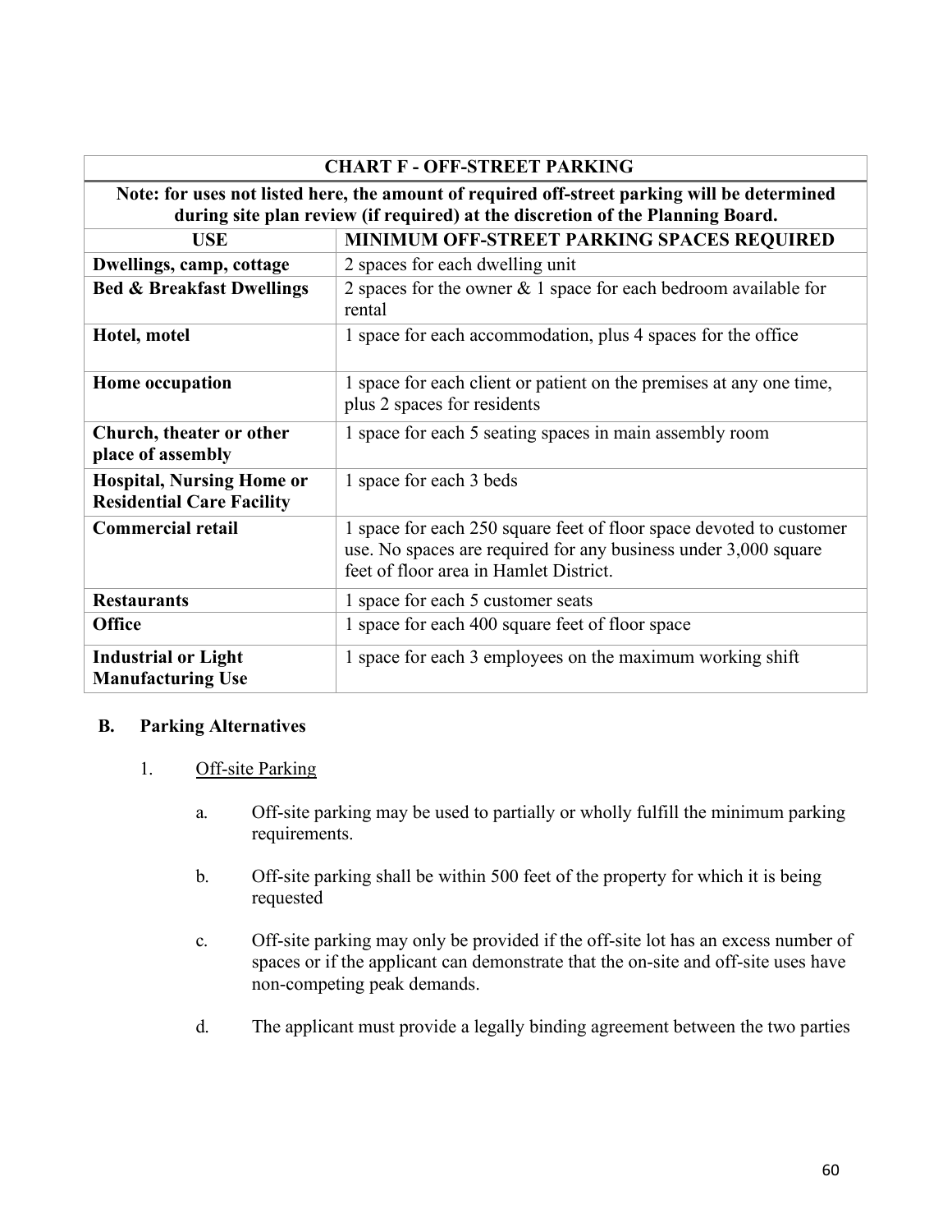| CHART F - OFF-STREET PARKING | |
|---|---|
| **Note: for uses not listed here, the amount of required off-street parking will be determined during site plan review (if required) at the discretion of the Planning Board.** | |
| **USE** | **MINIMUM OFF-STREET PARKING SPACES REQUIRED** |
| **Dwellings, camp, cottage** | 2 spaces for each dwelling unit |
| **Bed & Breakfast Dwellings** | 2 spaces for the owner & 1 space for each bedroom available for rental |
| **Hotel, motel** | 1 space for each accommodation, plus 4 spaces for the office |
| **Home occupation** | 1 space for each client or patient on the premises at any one time, plus 2 spaces for residents |
| **Church, theater or other place of assembly** | 1 space for each 5 seating spaces in main assembly room |
| **Hospital, Nursing Home or Residential Care Facility** | 1 space for each 3 beds |
| **Commercial retail** | 1 space for each 250 square feet of floor space devoted to customer use. No spaces are required for any business under 3,000 square feet of floor area in Hamlet District. |
| **Restaurants** | 1 space for each 5 customer seats |
| **Office** | 1 space for each 400 square feet of floor space |
| **Industrial or Light Manufacturing Use** | 1 space for each 3 employees on the maximum working shift |

### B. Parking Alternatives

1. <u>Off-site Parking</u>

   a. Off-site parking may be used to partially or wholly fulfill the minimum parking requirements.

   b. Off-site parking shall be within 500 feet of the property for which it is being requested

   c. Off-site parking may only be provided if the off-site lot has an excess number of spaces or if the applicant can demonstrate that the on-site and off-site uses have non-competing peak demands.

   d. The applicant must provide a legally binding agreement between the two parties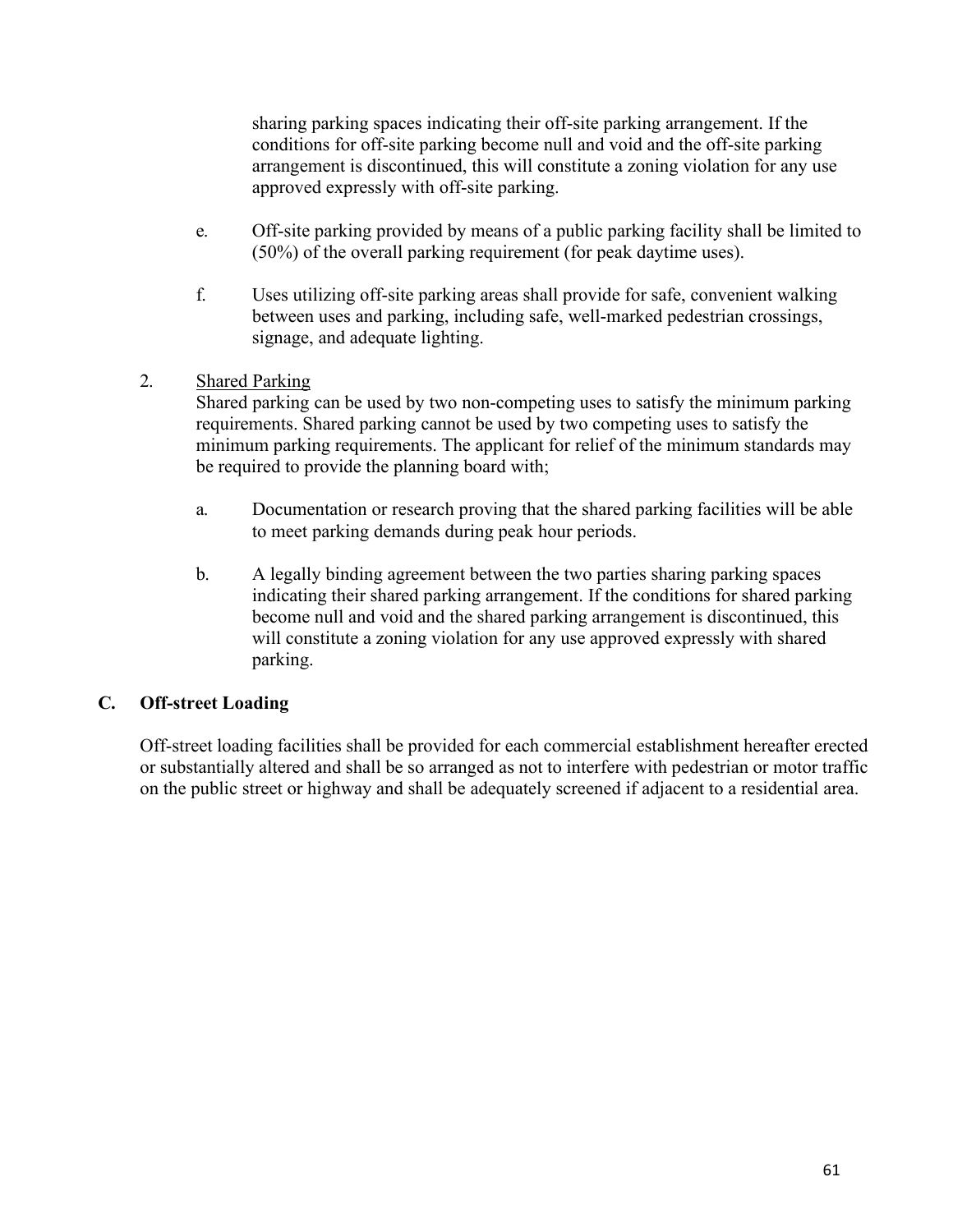sharing parking spaces indicating their off-site parking arrangement. If the conditions for off-site parking become null and void and the off-site parking arrangement is discontinued, this will constitute a zoning violation for any use approved expressly with off-site parking.

e. Off-site parking provided by means of a public parking facility shall be limited to (50%) of the overall parking requirement (for peak daytime uses).

f. Uses utilizing off-site parking areas shall provide for safe, convenient walking between uses and parking, including safe, well-marked pedestrian crossings, signage, and adequate lighting.

2. <u>Shared Parking</u>
Shared parking can be used by two non-competing uses to satisfy the minimum parking requirements. Shared parking cannot be used by two competing uses to satisfy the minimum parking requirements. The applicant for relief of the minimum standards may be required to provide the planning board with;

a. Documentation or research proving that the shared parking facilities will be able to meet parking demands during peak hour periods.

b. A legally binding agreement between the two parties sharing parking spaces indicating their shared parking arrangement. If the conditions for shared parking become null and void and the shared parking arrangement is discontinued, this will constitute a zoning violation for any use approved expressly with shared parking.

**C. Off-street Loading**

Off-street loading facilities shall be provided for each commercial establishment hereafter erected or substantially altered and shall be so arranged as not to interfere with pedestrian or motor traffic on the public street or highway and shall be adequately screened if adjacent to a residential area.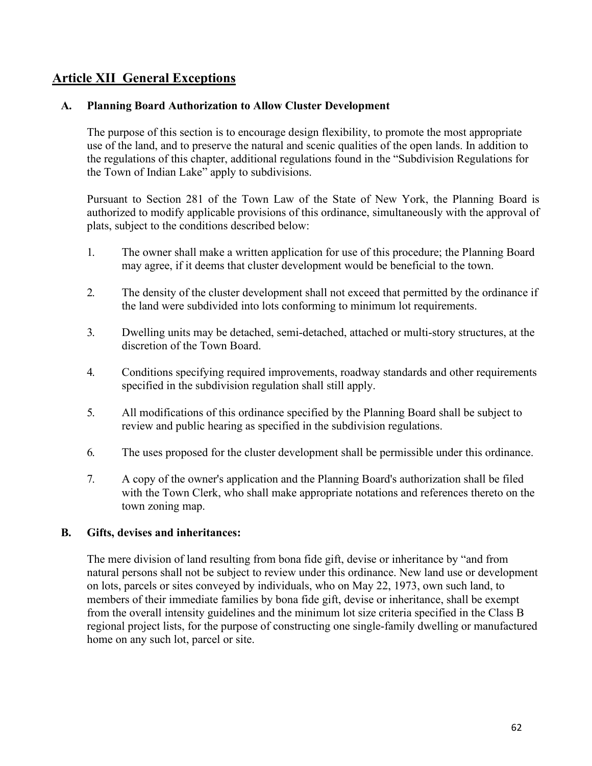## Article XII General Exceptions

### A. Planning Board Authorization to Allow Cluster Development

The purpose of this section is to encourage design flexibility, to promote the most appropriate use of the land, and to preserve the natural and scenic qualities of the open lands. In addition to the regulations of this chapter, additional regulations found in the "Subdivision Regulations for the Town of Indian Lake" apply to subdivisions.

Pursuant to Section 281 of the Town Law of the State of New York, the Planning Board is authorized to modify applicable provisions of this ordinance, simultaneously with the approval of plats, subject to the conditions described below:

1. The owner shall make a written application for use of this procedure; the Planning Board may agree, if it deems that cluster development would be beneficial to the town.

2. The density of the cluster development shall not exceed that permitted by the ordinance if the land were subdivided into lots conforming to minimum lot requirements.

3. Dwelling units may be detached, semi-detached, attached or multi-story structures, at the discretion of the Town Board.

4. Conditions specifying required improvements, roadway standards and other requirements specified in the subdivision regulation shall still apply.

5. All modifications of this ordinance specified by the Planning Board shall be subject to review and public hearing as specified in the subdivision regulations.

6. The uses proposed for the cluster development shall be permissible under this ordinance.

7. A copy of the owner's application and the Planning Board's authorization shall be filed with the Town Clerk, who shall make appropriate notations and references thereto on the town zoning map.

### B. Gifts, devises and inheritances:

The mere division of land resulting from bona fide gift, devise or inheritance by "and from natural persons shall not be subject to review under this ordinance. New land use or development on lots, parcels or sites conveyed by individuals, who on May 22, 1973, own such land, to members of their immediate families by bona fide gift, devise or inheritance, shall be exempt from the overall intensity guidelines and the minimum lot size criteria specified in the Class B regional project lists, for the purpose of constructing one single-family dwelling or manufactured home on any such lot, parcel or site.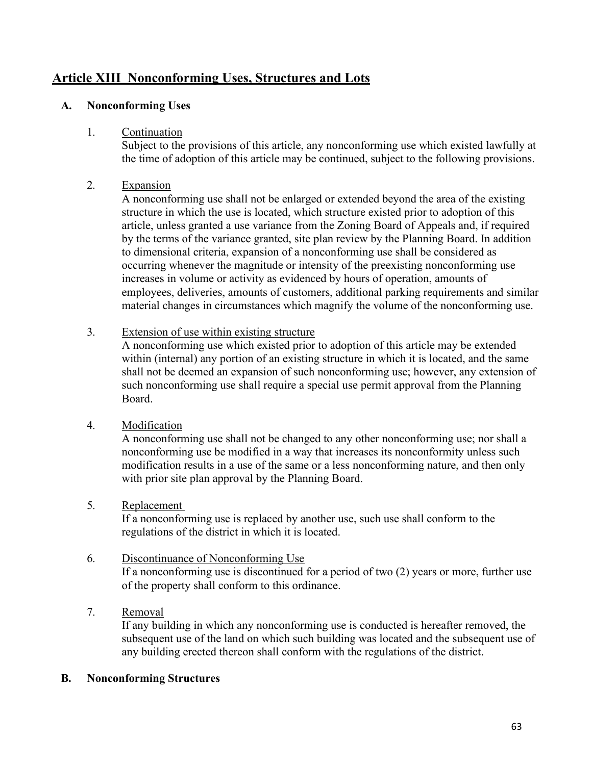# Article XIII Nonconforming Uses, Structures and Lots

## A. Nonconforming Uses

1. Continuation

   Subject to the provisions of this article, any nonconforming use which existed lawfully at the time of adoption of this article may be continued, subject to the following provisions.

2. Expansion

   A nonconforming use shall not be enlarged or extended beyond the area of the existing structure in which the use is located, which structure existed prior to adoption of this article, unless granted a use variance from the Zoning Board of Appeals and, if required by the terms of the variance granted, site plan review by the Planning Board. In addition to dimensional criteria, expansion of a nonconforming use shall be considered as occurring whenever the magnitude or intensity of the preexisting nonconforming use increases in volume or activity as evidenced by hours of operation, amounts of employees, deliveries, amounts of customers, additional parking requirements and similar material changes in circumstances which magnify the volume of the nonconforming use.

3. Extension of use within existing structure

   A nonconforming use which existed prior to adoption of this article may be extended within (internal) any portion of an existing structure in which it is located, and the same shall not be deemed an expansion of such nonconforming use; however, any extension of such nonconforming use shall require a special use permit approval from the Planning Board.

4. Modification

   A nonconforming use shall not be changed to any other nonconforming use; nor shall a nonconforming use be modified in a way that increases its nonconformity unless such modification results in a use of the same or a less nonconforming nature, and then only with prior site plan approval by the Planning Board.

5. Replacement

   If a nonconforming use is replaced by another use, such use shall conform to the regulations of the district in which it is located.

6. Discontinuance of Nonconforming Use

   If a nonconforming use is discontinued for a period of two (2) years or more, further use of the property shall conform to this ordinance.

7. Removal

   If any building in which any nonconforming use is conducted is hereafter removed, the subsequent use of the land on which such building was located and the subsequent use of any building erected thereon shall conform with the regulations of the district.

## B. Nonconforming Structures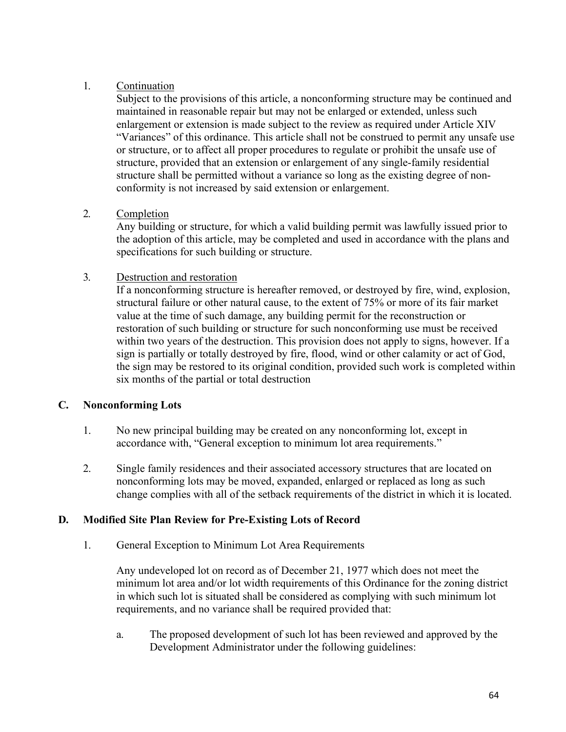1. <u>Continuation</u>

   Subject to the provisions of this article, a nonconforming structure may be continued and maintained in reasonable repair but may not be enlarged or extended, unless such enlargement or extension is made subject to the review as required under Article XIV "Variances" of this ordinance. This article shall not be construed to permit any unsafe use or structure, or to affect all proper procedures to regulate or prohibit the unsafe use of structure, provided that an extension or enlargement of any single-family residential structure shall be permitted without a variance so long as the existing degree of non-conformity is not increased by said extension or enlargement.

2. <u>Completion</u>

   Any building or structure, for which a valid building permit was lawfully issued prior to the adoption of this article, may be completed and used in accordance with the plans and specifications for such building or structure.

3. <u>Destruction and restoration</u>

   If a nonconforming structure is hereafter removed, or destroyed by fire, wind, explosion, structural failure or other natural cause, to the extent of 75% or more of its fair market value at the time of such damage, any building permit for the reconstruction or restoration of such building or structure for such nonconforming use must be received within two years of the destruction. This provision does not apply to signs, however. If a sign is partially or totally destroyed by fire, flood, wind or other calamity or act of God, the sign may be restored to its original condition, provided such work is completed within six months of the partial or total destruction

## C. Nonconforming Lots

1. No new principal building may be created on any nonconforming lot, except in accordance with, "General exception to minimum lot area requirements."

2. Single family residences and their associated accessory structures that are located on nonconforming lots may be moved, expanded, enlarged or replaced as long as such change complies with all of the setback requirements of the district in which it is located.

## D. Modified Site Plan Review for Pre-Existing Lots of Record

1. General Exception to Minimum Lot Area Requirements

   Any undeveloped lot on record as of December 21, 1977 which does not meet the minimum lot area and/or lot width requirements of this Ordinance for the zoning district in which such lot is situated shall be considered as complying with such minimum lot requirements, and no variance shall be required provided that:

   a. The proposed development of such lot has been reviewed and approved by the Development Administrator under the following guidelines: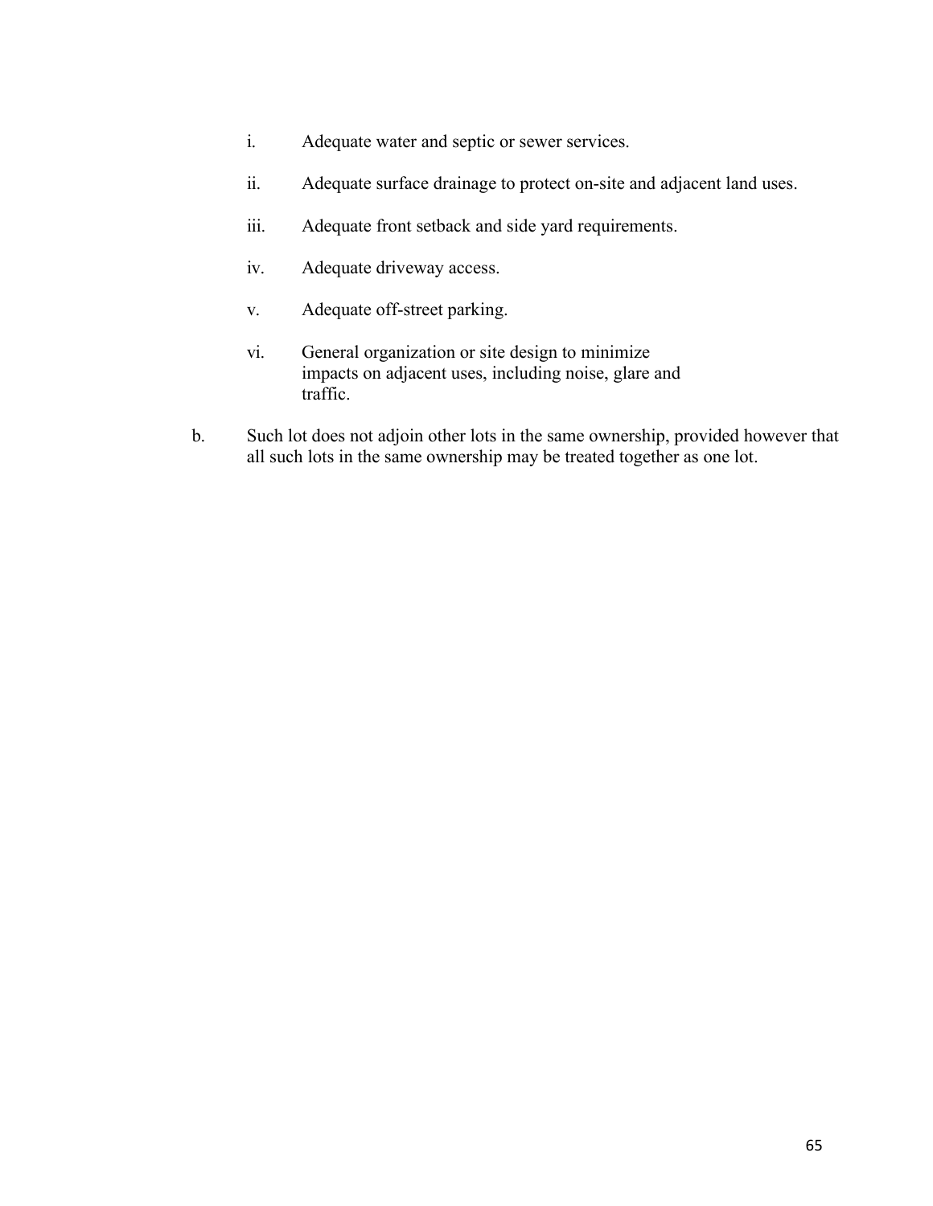i. Adequate water and septic or sewer services.

   ii. Adequate surface drainage to protect on-site and adjacent land uses.

   iii. Adequate front setback and side yard requirements.

   iv. Adequate driveway access.

   v. Adequate off-street parking.

   vi. General organization or site design to minimize impacts on adjacent uses, including noise, glare and traffic.

b. Such lot does not adjoin other lots in the same ownership, provided however that all such lots in the same ownership may be treated together as one lot.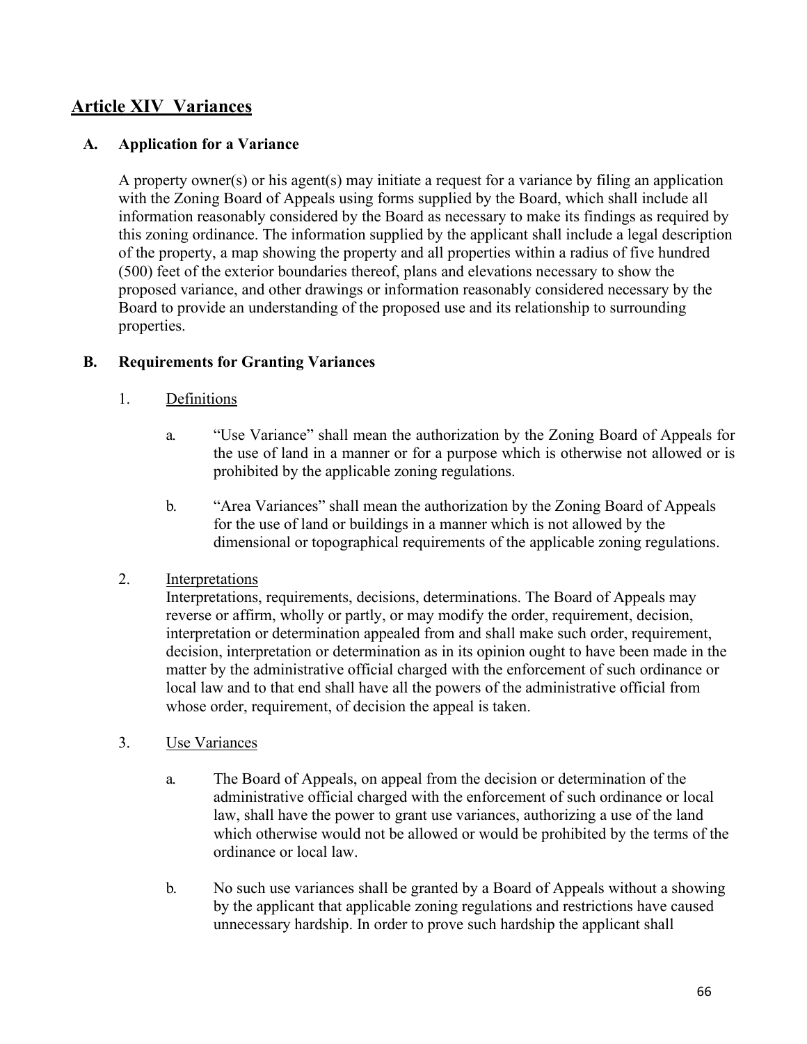## Article XIV Variances

### A. Application for a Variance

A property owner(s) or his agent(s) may initiate a request for a variance by filing an application with the Zoning Board of Appeals using forms supplied by the Board, which shall include all information reasonably considered by the Board as necessary to make its findings as required by this zoning ordinance. The information supplied by the applicant shall include a legal description of the property, a map showing the property and all properties within a radius of five hundred (500) feet of the exterior boundaries thereof, plans and elevations necessary to show the proposed variance, and other drawings or information reasonably considered necessary by the Board to provide an understanding of the proposed use and its relationship to surrounding properties.

### B. Requirements for Granting Variances

1. Definitions

   a. "Use Variance" shall mean the authorization by the Zoning Board of Appeals for the use of land in a manner or for a purpose which is otherwise not allowed or is prohibited by the applicable zoning regulations.

   b. "Area Variances" shall mean the authorization by the Zoning Board of Appeals for the use of land or buildings in a manner which is not allowed by the dimensional or topographical requirements of the applicable zoning regulations.

2. Interpretations

   Interpretations, requirements, decisions, determinations. The Board of Appeals may reverse or affirm, wholly or partly, or may modify the order, requirement, decision, interpretation or determination appealed from and shall make such order, requirement, decision, interpretation or determination as in its opinion ought to have been made in the matter by the administrative official charged with the enforcement of such ordinance or local law and to that end shall have all the powers of the administrative official from whose order, requirement, of decision the appeal is taken.

3. Use Variances

   a. The Board of Appeals, on appeal from the decision or determination of the administrative official charged with the enforcement of such ordinance or local law, shall have the power to grant use variances, authorizing a use of the land which otherwise would not be allowed or would be prohibited by the terms of the ordinance or local law.

   b. No such use variances shall be granted by a Board of Appeals without a showing by the applicant that applicable zoning regulations and restrictions have caused unnecessary hardship. In order to prove such hardship the applicant shall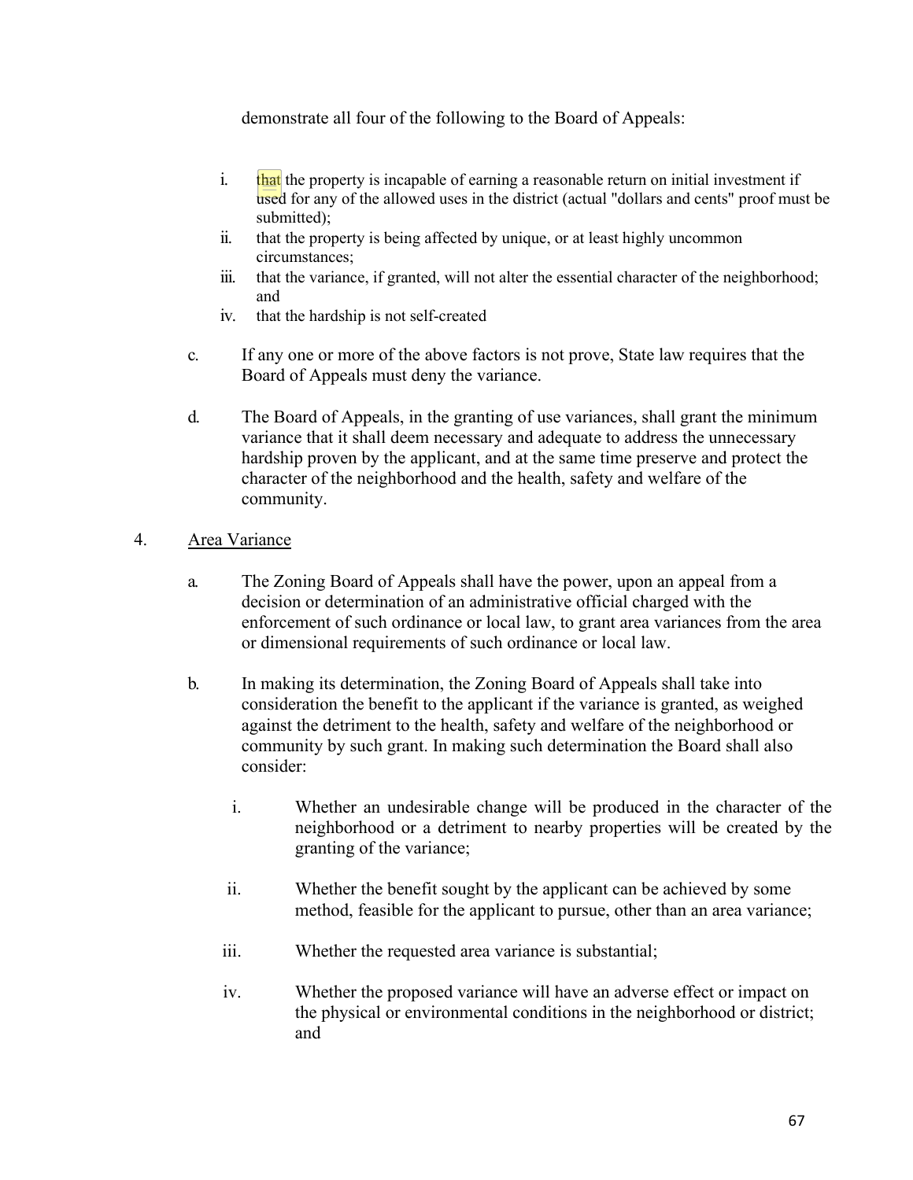demonstrate all four of the following to the Board of Appeals:

i. that the property is incapable of earning a reasonable return on initial investment if used for any of the allowed uses in the district (actual "dollars and cents" proof must be submitted);
ii. that the property is being affected by unique, or at least highly uncommon circumstances;
iii. that the variance, if granted, will not alter the essential character of the neighborhood; and
iv. that the hardship is not self-created

c. If any one or more of the above factors is not prove, State law requires that the Board of Appeals must deny the variance.

d. The Board of Appeals, in the granting of use variances, shall grant the minimum variance that it shall deem necessary and adequate to address the unnecessary hardship proven by the applicant, and at the same time preserve and protect the character of the neighborhood and the health, safety and welfare of the community.

4. Area Variance

a. The Zoning Board of Appeals shall have the power, upon an appeal from a decision or determination of an administrative official charged with the enforcement of such ordinance or local law, to grant area variances from the area or dimensional requirements of such ordinance or local law.

b. In making its determination, the Zoning Board of Appeals shall take into consideration the benefit to the applicant if the variance is granted, as weighed against the detriment to the health, safety and welfare of the neighborhood or community by such grant. In making such determination the Board shall also consider:

i. Whether an undesirable change will be produced in the character of the neighborhood or a detriment to nearby properties will be created by the granting of the variance;

ii. Whether the benefit sought by the applicant can be achieved by some method, feasible for the applicant to pursue, other than an area variance;

iii. Whether the requested area variance is substantial;

iv. Whether the proposed variance will have an adverse effect or impact on the physical or environmental conditions in the neighborhood or district; and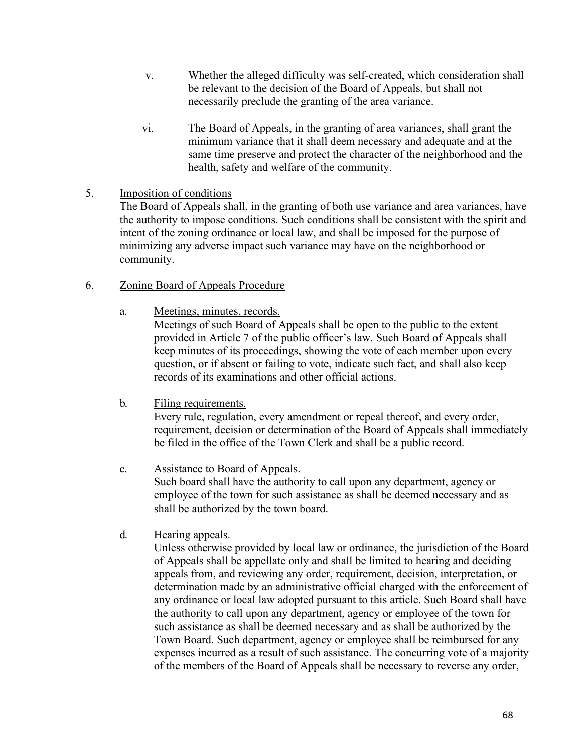v. Whether the alleged difficulty was self-created, which consideration shall be relevant to the decision of the Board of Appeals, but shall not necessarily preclude the granting of the area variance.

vi. The Board of Appeals, in the granting of area variances, shall grant the minimum variance that it shall deem necessary and adequate and at the same time preserve and protect the character of the neighborhood and the health, safety and welfare of the community.

5. Imposition of conditions

The Board of Appeals shall, in the granting of both use variance and area variances, have the authority to impose conditions. Such conditions shall be consistent with the spirit and intent of the zoning ordinance or local law, and shall be imposed for the purpose of minimizing any adverse impact such variance may have on the neighborhood or community.

6. Zoning Board of Appeals Procedure

a. Meetings, minutes, records.

Meetings of such Board of Appeals shall be open to the public to the extent provided in Article 7 of the public officer's law. Such Board of Appeals shall keep minutes of its proceedings, showing the vote of each member upon every question, or if absent or failing to vote, indicate such fact, and shall also keep records of its examinations and other official actions.

b. Filing requirements.

Every rule, regulation, every amendment or repeal thereof, and every order, requirement, decision or determination of the Board of Appeals shall immediately be filed in the office of the Town Clerk and shall be a public record.

c. Assistance to Board of Appeals.

Such board shall have the authority to call upon any department, agency or employee of the town for such assistance as shall be deemed necessary and as shall be authorized by the town board.

d. Hearing appeals.

Unless otherwise provided by local law or ordinance, the jurisdiction of the Board of Appeals shall be appellate only and shall be limited to hearing and deciding appeals from, and reviewing any order, requirement, decision, interpretation, or determination made by an administrative official charged with the enforcement of any ordinance or local law adopted pursuant to this article. Such Board shall have the authority to call upon any department, agency or employee of the town for such assistance as shall be deemed necessary and as shall be authorized by the Town Board. Such department, agency or employee shall be reimbursed for any expenses incurred as a result of such assistance. The concurring vote of a majority of the members of the Board of Appeals shall be necessary to reverse any order,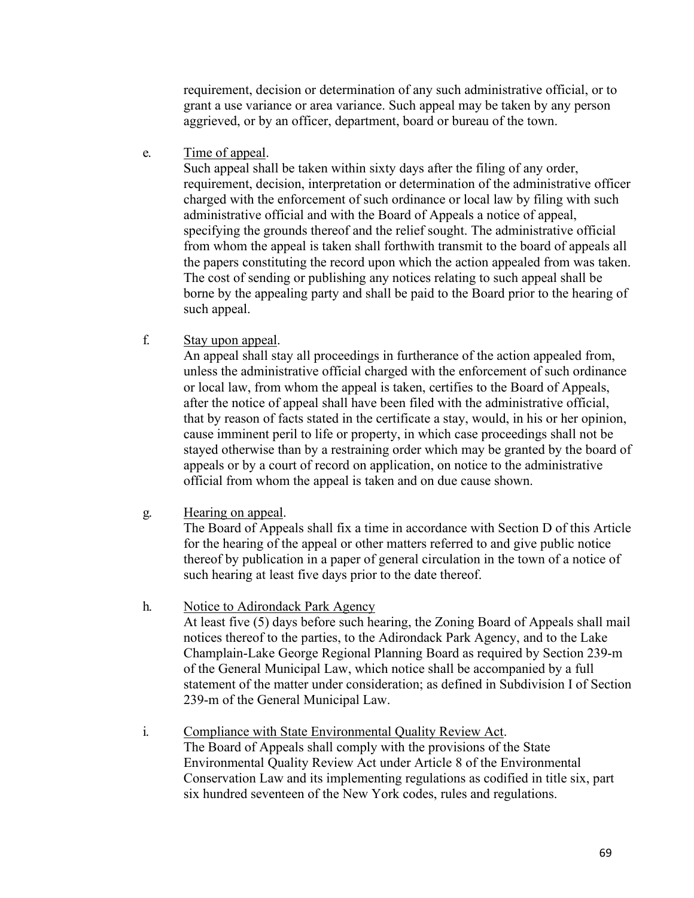requirement, decision or determination of any such administrative official, or to grant a use variance or area variance. Such appeal may be taken by any person aggrieved, or by an officer, department, board or bureau of the town.

e. Time of appeal.

Such appeal shall be taken within sixty days after the filing of any order, requirement, decision, interpretation or determination of the administrative officer charged with the enforcement of such ordinance or local law by filing with such administrative official and with the Board of Appeals a notice of appeal, specifying the grounds thereof and the relief sought. The administrative official from whom the appeal is taken shall forthwith transmit to the board of appeals all the papers constituting the record upon which the action appealed from was taken. The cost of sending or publishing any notices relating to such appeal shall be borne by the appealing party and shall be paid to the Board prior to the hearing of such appeal.

f. Stay upon appeal.

An appeal shall stay all proceedings in furtherance of the action appealed from, unless the administrative official charged with the enforcement of such ordinance or local law, from whom the appeal is taken, certifies to the Board of Appeals, after the notice of appeal shall have been filed with the administrative official, that by reason of facts stated in the certificate a stay, would, in his or her opinion, cause imminent peril to life or property, in which case proceedings shall not be stayed otherwise than by a restraining order which may be granted by the board of appeals or by a court of record on application, on notice to the administrative official from whom the appeal is taken and on due cause shown.

g. Hearing on appeal.

The Board of Appeals shall fix a time in accordance with Section D of this Article for the hearing of the appeal or other matters referred to and give public notice thereof by publication in a paper of general circulation in the town of a notice of such hearing at least five days prior to the date thereof.

h. Notice to Adirondack Park Agency

At least five (5) days before such hearing, the Zoning Board of Appeals shall mail notices thereof to the parties, to the Adirondack Park Agency, and to the Lake Champlain-Lake George Regional Planning Board as required by Section 239-m of the General Municipal Law, which notice shall be accompanied by a full statement of the matter under consideration; as defined in Subdivision I of Section 239-m of the General Municipal Law.

i. Compliance with State Environmental Quality Review Act.

The Board of Appeals shall comply with the provisions of the State Environmental Quality Review Act under Article 8 of the Environmental Conservation Law and its implementing regulations as codified in title six, part six hundred seventeen of the New York codes, rules and regulations.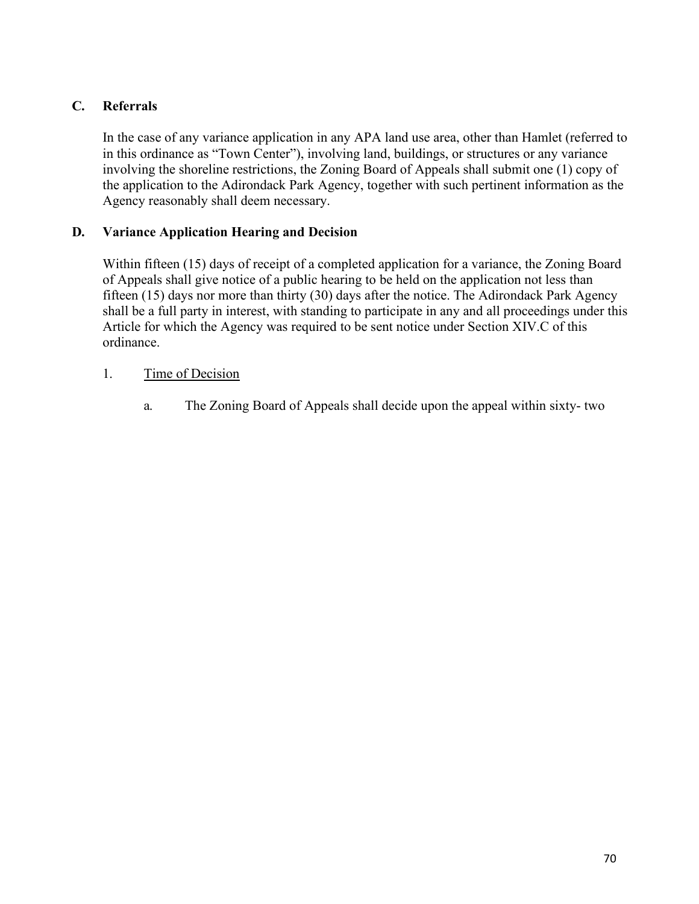### C. Referrals

In the case of any variance application in any APA land use area, other than Hamlet (referred to in this ordinance as "Town Center"), involving land, buildings, or structures or any variance involving the shoreline restrictions, the Zoning Board of Appeals shall submit one (1) copy of the application to the Adirondack Park Agency, together with such pertinent information as the Agency reasonably shall deem necessary.

### D. Variance Application Hearing and Decision

Within fifteen (15) days of receipt of a completed application for a variance, the Zoning Board of Appeals shall give notice of a public hearing to be held on the application not less than fifteen (15) days nor more than thirty (30) days after the notice. The Adirondack Park Agency shall be a full party in interest, with standing to participate in any and all proceedings under this Article for which the Agency was required to be sent notice under Section XIV.C of this ordinance.

1. Time of Decision

   a. The Zoning Board of Appeals shall decide upon the appeal within sixty- two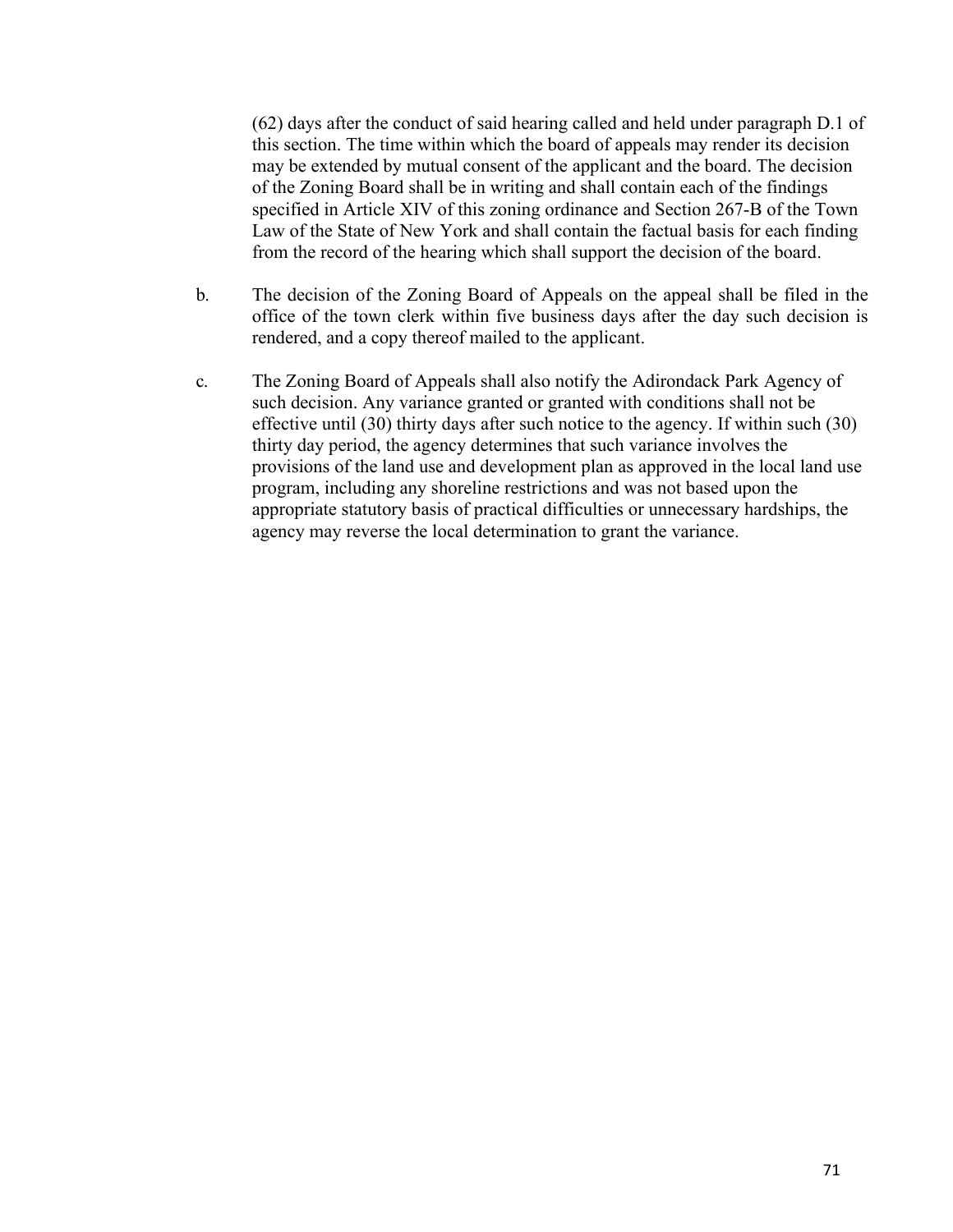(62) days after the conduct of said hearing called and held under paragraph D.1 of this section. The time within which the board of appeals may render its decision may be extended by mutual consent of the applicant and the board. The decision of the Zoning Board shall be in writing and shall contain each of the findings specified in Article XIV of this zoning ordinance and Section 267-B of the Town Law of the State of New York and shall contain the factual basis for each finding from the record of the hearing which shall support the decision of the board.

b. The decision of the Zoning Board of Appeals on the appeal shall be filed in the office of the town clerk within five business days after the day such decision is rendered, and a copy thereof mailed to the applicant.

c. The Zoning Board of Appeals shall also notify the Adirondack Park Agency of such decision. Any variance granted or granted with conditions shall not be effective until (30) thirty days after such notice to the agency. If within such (30) thirty day period, the agency determines that such variance involves the provisions of the land use and development plan as approved in the local land use program, including any shoreline restrictions and was not based upon the appropriate statutory basis of practical difficulties or unnecessary hardships, the agency may reverse the local determination to grant the variance.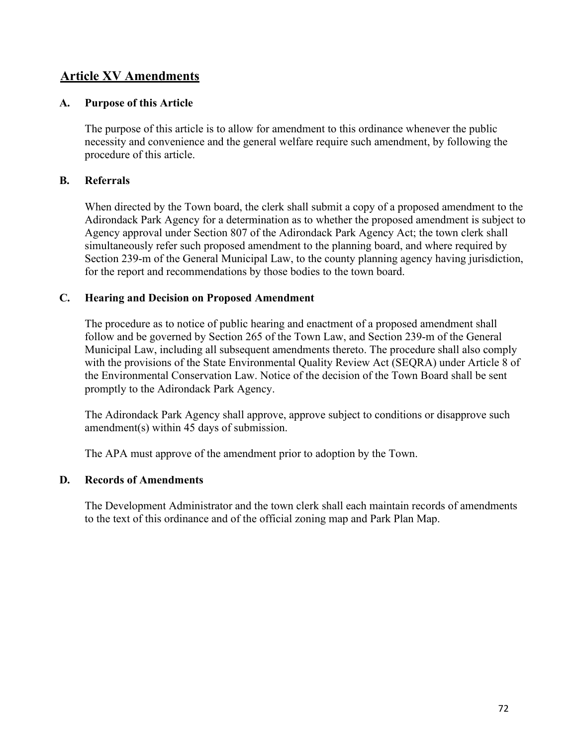## Article XV Amendments

### A. Purpose of this Article

The purpose of this article is to allow for amendment to this ordinance whenever the public necessity and convenience and the general welfare require such amendment, by following the procedure of this article.

### B. Referrals

When directed by the Town board, the clerk shall submit a copy of a proposed amendment to the Adirondack Park Agency for a determination as to whether the proposed amendment is subject to Agency approval under Section 807 of the Adirondack Park Agency Act; the town clerk shall simultaneously refer such proposed amendment to the planning board, and where required by Section 239-m of the General Municipal Law, to the county planning agency having jurisdiction, for the report and recommendations by those bodies to the town board.

### C. Hearing and Decision on Proposed Amendment

The procedure as to notice of public hearing and enactment of a proposed amendment shall follow and be governed by Section 265 of the Town Law, and Section 239-m of the General Municipal Law, including all subsequent amendments thereto. The procedure shall also comply with the provisions of the State Environmental Quality Review Act (SEQRA) under Article 8 of the Environmental Conservation Law. Notice of the decision of the Town Board shall be sent promptly to the Adirondack Park Agency.

The Adirondack Park Agency shall approve, approve subject to conditions or disapprove such amendment(s) within 45 days of submission.

The APA must approve of the amendment prior to adoption by the Town.

### D. Records of Amendments

The Development Administrator and the town clerk shall each maintain records of amendments to the text of this ordinance and of the official zoning map and Park Plan Map.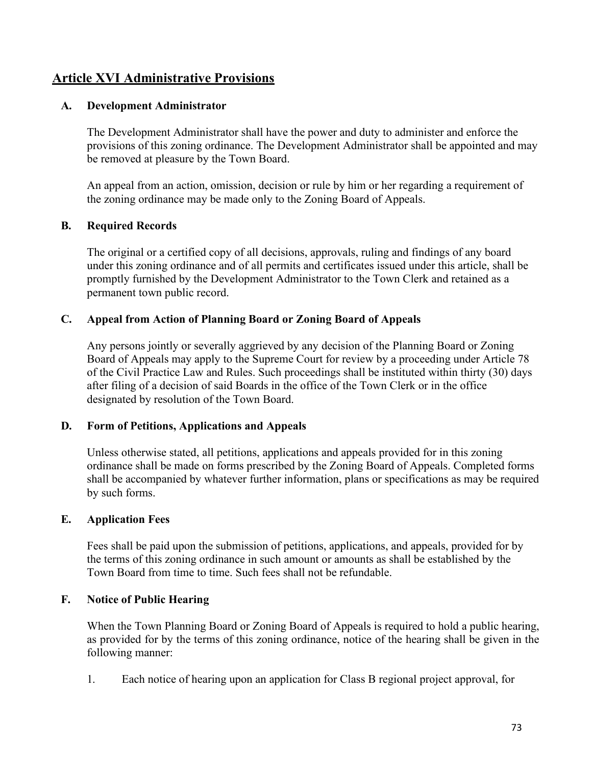## Article XVI Administrative Provisions

### A. Development Administrator

The Development Administrator shall have the power and duty to administer and enforce the provisions of this zoning ordinance. The Development Administrator shall be appointed and may be removed at pleasure by the Town Board.

An appeal from an action, omission, decision or rule by him or her regarding a requirement of the zoning ordinance may be made only to the Zoning Board of Appeals.

### B. Required Records

The original or a certified copy of all decisions, approvals, ruling and findings of any board under this zoning ordinance and of all permits and certificates issued under this article, shall be promptly furnished by the Development Administrator to the Town Clerk and retained as a permanent town public record.

### C. Appeal from Action of Planning Board or Zoning Board of Appeals

Any persons jointly or severally aggrieved by any decision of the Planning Board or Zoning Board of Appeals may apply to the Supreme Court for review by a proceeding under Article 78 of the Civil Practice Law and Rules. Such proceedings shall be instituted within thirty (30) days after filing of a decision of said Boards in the office of the Town Clerk or in the office designated by resolution of the Town Board.

### D. Form of Petitions, Applications and Appeals

Unless otherwise stated, all petitions, applications and appeals provided for in this zoning ordinance shall be made on forms prescribed by the Zoning Board of Appeals. Completed forms shall be accompanied by whatever further information, plans or specifications as may be required by such forms.

### E. Application Fees

Fees shall be paid upon the submission of petitions, applications, and appeals, provided for by the terms of this zoning ordinance in such amount or amounts as shall be established by the Town Board from time to time. Such fees shall not be refundable.

### F. Notice of Public Hearing

When the Town Planning Board or Zoning Board of Appeals is required to hold a public hearing, as provided for by the terms of this zoning ordinance, notice of the hearing shall be given in the following manner:

1. Each notice of hearing upon an application for Class B regional project approval, for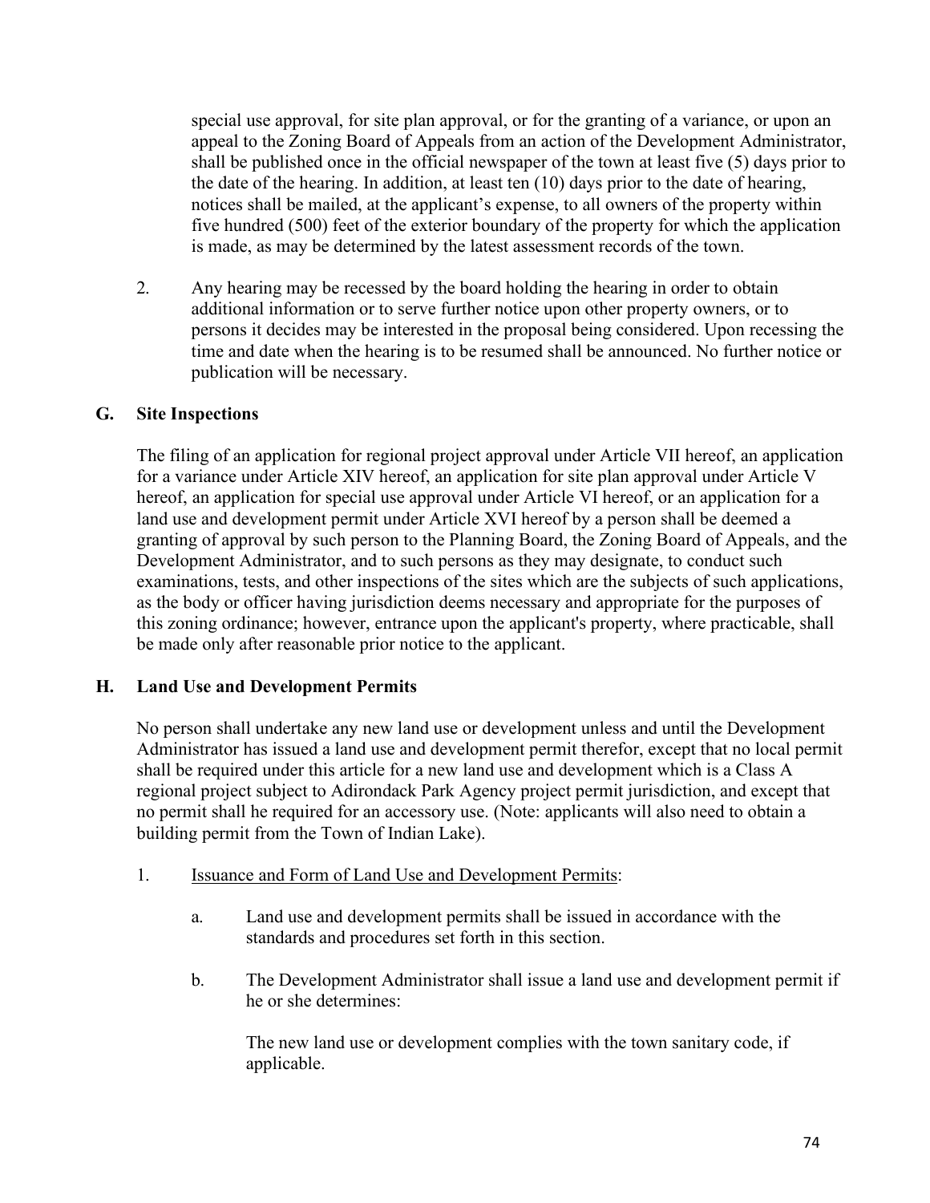special use approval, for site plan approval, or for the granting of a variance, or upon an appeal to the Zoning Board of Appeals from an action of the Development Administrator, shall be published once in the official newspaper of the town at least five (5) days prior to the date of the hearing. In addition, at least ten (10) days prior to the date of hearing, notices shall be mailed, at the applicant's expense, to all owners of the property within five hundred (500) feet of the exterior boundary of the property for which the application is made, as may be determined by the latest assessment records of the town.

2. Any hearing may be recessed by the board holding the hearing in order to obtain additional information or to serve further notice upon other property owners, or to persons it decides may be interested in the proposal being considered. Upon recessing the time and date when the hearing is to be resumed shall be announced. No further notice or publication will be necessary.

## G. Site Inspections

The filing of an application for regional project approval under Article VII hereof, an application for a variance under Article XIV hereof, an application for site plan approval under Article V hereof, an application for special use approval under Article VI hereof, or an application for a land use and development permit under Article XVI hereof by a person shall be deemed a granting of approval by such person to the Planning Board, the Zoning Board of Appeals, and the Development Administrator, and to such persons as they may designate, to conduct such examinations, tests, and other inspections of the sites which are the subjects of such applications, as the body or officer having jurisdiction deems necessary and appropriate for the purposes of this zoning ordinance; however, entrance upon the applicant's property, where practicable, shall be made only after reasonable prior notice to the applicant.

## H. Land Use and Development Permits

No person shall undertake any new land use or development unless and until the Development Administrator has issued a land use and development permit therefor, except that no local permit shall be required under this article for a new land use and development which is a Class A regional project subject to Adirondack Park Agency project permit jurisdiction, and except that no permit shall he required for an accessory use. (Note: applicants will also need to obtain a building permit from the Town of Indian Lake).

1. Issuance and Form of Land Use and Development Permits:

   a. Land use and development permits shall be issued in accordance with the standards and procedures set forth in this section.

   b. The Development Administrator shall issue a land use and development permit if he or she determines:

      The new land use or development complies with the town sanitary code, if applicable.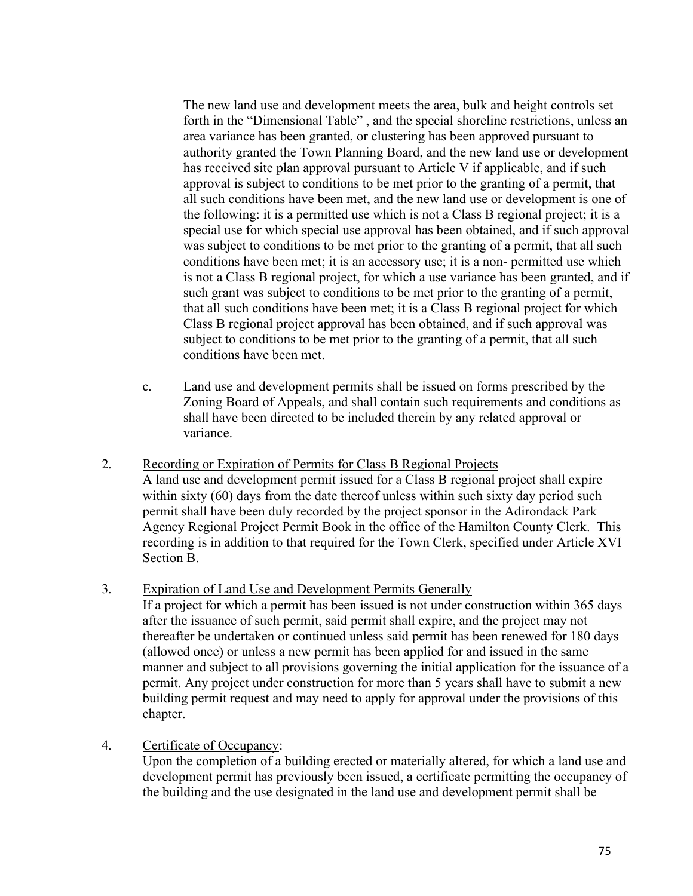The new land use and development meets the area, bulk and height controls set forth in the "Dimensional Table" , and the special shoreline restrictions, unless an area variance has been granted, or clustering has been approved pursuant to authority granted the Town Planning Board, and the new land use or development has received site plan approval pursuant to Article V if applicable, and if such approval is subject to conditions to be met prior to the granting of a permit, that all such conditions have been met, and the new land use or development is one of the following: it is a permitted use which is not a Class B regional project; it is a special use for which special use approval has been obtained, and if such approval was subject to conditions to be met prior to the granting of a permit, that all such conditions have been met; it is an accessory use; it is a non- permitted use which is not a Class B regional project, for which a use variance has been granted, and if such grant was subject to conditions to be met prior to the granting of a permit, that all such conditions have been met; it is a Class B regional project for which Class B regional project approval has been obtained, and if such approval was subject to conditions to be met prior to the granting of a permit, that all such conditions have been met.

c. Land use and development permits shall be issued on forms prescribed by the Zoning Board of Appeals, and shall contain such requirements and conditions as shall have been directed to be included therein by any related approval or variance.

2. Recording or Expiration of Permits for Class B Regional Projects

A land use and development permit issued for a Class B regional project shall expire within sixty (60) days from the date thereof unless within such sixty day period such permit shall have been duly recorded by the project sponsor in the Adirondack Park Agency Regional Project Permit Book in the office of the Hamilton County Clerk. This recording is in addition to that required for the Town Clerk, specified under Article XVI Section B.

3. Expiration of Land Use and Development Permits Generally

If a project for which a permit has been issued is not under construction within 365 days after the issuance of such permit, said permit shall expire, and the project may not thereafter be undertaken or continued unless said permit has been renewed for 180 days (allowed once) or unless a new permit has been applied for and issued in the same manner and subject to all provisions governing the initial application for the issuance of a permit. Any project under construction for more than 5 years shall have to submit a new building permit request and may need to apply for approval under the provisions of this chapter.

4. Certificate of Occupancy:

Upon the completion of a building erected or materially altered, for which a land use and development permit has previously been issued, a certificate permitting the occupancy of the building and the use designated in the land use and development permit shall be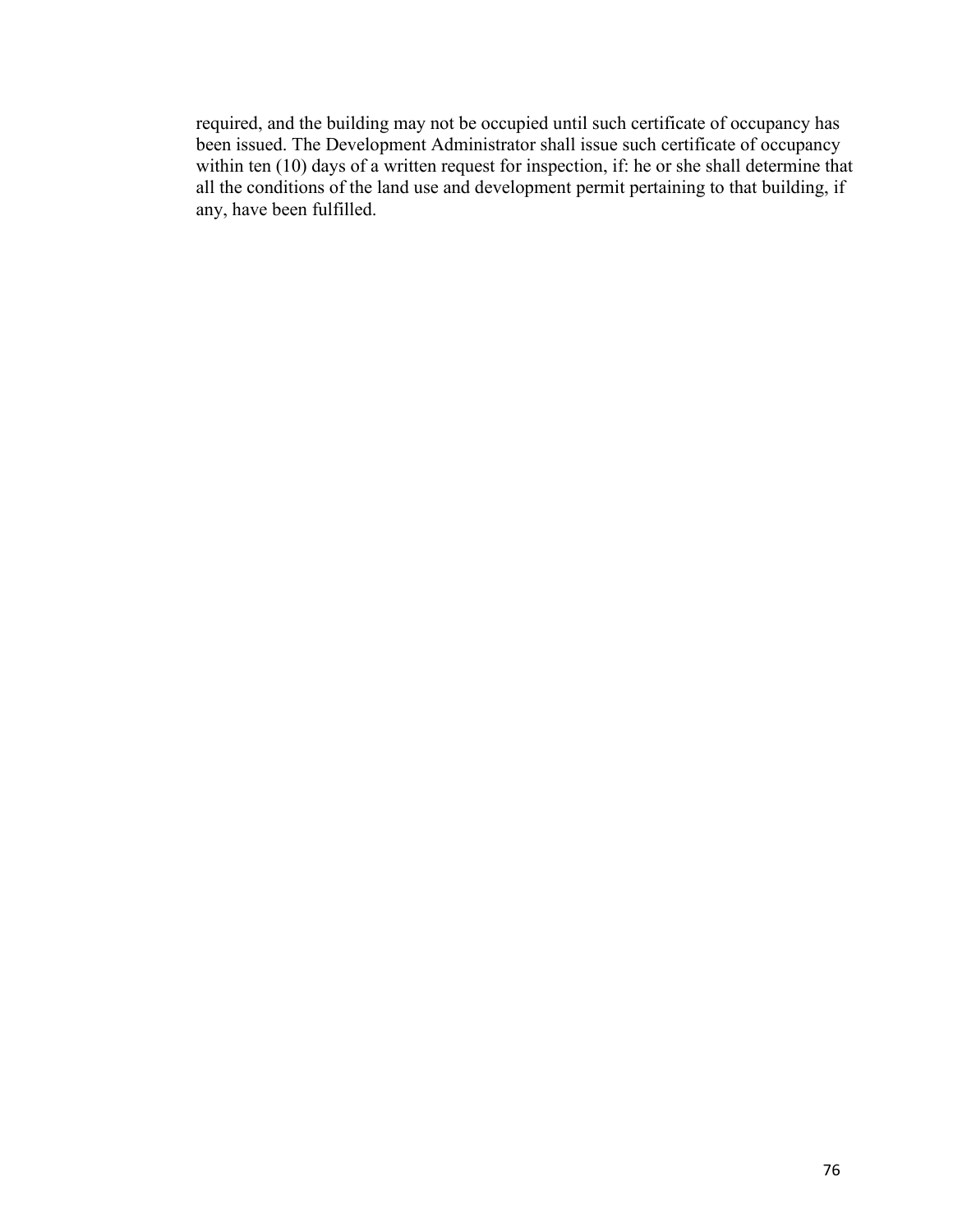required, and the building may not be occupied until such certificate of occupancy has been issued. The Development Administrator shall issue such certificate of occupancy within ten (10) days of a written request for inspection, if: he or she shall determine that all the conditions of the land use and development permit pertaining to that building, if any, have been fulfilled.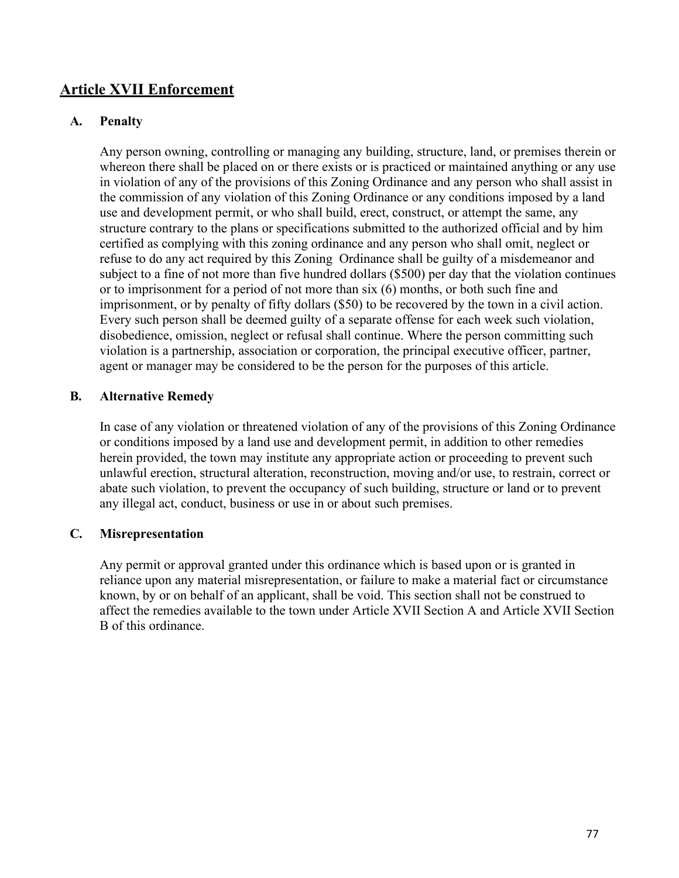## Article XVII Enforcement

### A. Penalty

Any person owning, controlling or managing any building, structure, land, or premises therein or whereon there shall be placed on or there exists or is practiced or maintained anything or any use in violation of any of the provisions of this Zoning Ordinance and any person who shall assist in the commission of any violation of this Zoning Ordinance or any conditions imposed by a land use and development permit, or who shall build, erect, construct, or attempt the same, any structure contrary to the plans or specifications submitted to the authorized official and by him certified as complying with this zoning ordinance and any person who shall omit, neglect or refuse to do any act required by this Zoning Ordinance shall be guilty of a misdemeanor and subject to a fine of not more than five hundred dollars ($500) per day that the violation continues or to imprisonment for a period of not more than six (6) months, or both such fine and imprisonment, or by penalty of fifty dollars ($50) to be recovered by the town in a civil action. Every such person shall be deemed guilty of a separate offense for each week such violation, disobedience, omission, neglect or refusal shall continue. Where the person committing such violation is a partnership, association or corporation, the principal executive officer, partner, agent or manager may be considered to be the person for the purposes of this article.

### B. Alternative Remedy

In case of any violation or threatened violation of any of the provisions of this Zoning Ordinance or conditions imposed by a land use and development permit, in addition to other remedies herein provided, the town may institute any appropriate action or proceeding to prevent such unlawful erection, structural alteration, reconstruction, moving and/or use, to restrain, correct or abate such violation, to prevent the occupancy of such building, structure or land or to prevent any illegal act, conduct, business or use in or about such premises.

### C. Misrepresentation

Any permit or approval granted under this ordinance which is based upon or is granted in reliance upon any material misrepresentation, or failure to make a material fact or circumstance known, by or on behalf of an applicant, shall be void. This section shall not be construed to affect the remedies available to the town under Article XVII Section A and Article XVII Section B of this ordinance.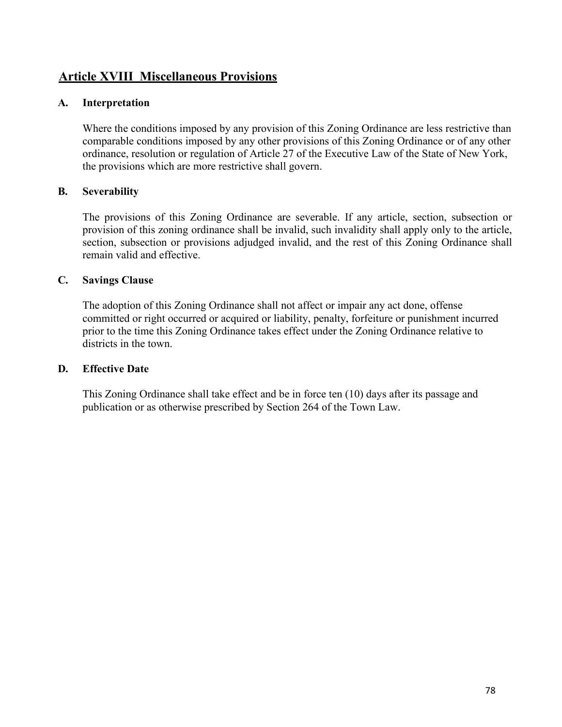## Article XVIII Miscellaneous Provisions

### A. Interpretation

Where the conditions imposed by any provision of this Zoning Ordinance are less restrictive than comparable conditions imposed by any other provisions of this Zoning Ordinance or of any other ordinance, resolution or regulation of Article 27 of the Executive Law of the State of New York, the provisions which are more restrictive shall govern.

### B. Severability

The provisions of this Zoning Ordinance are severable. If any article, section, subsection or provision of this zoning ordinance shall be invalid, such invalidity shall apply only to the article, section, subsection or provisions adjudged invalid, and the rest of this Zoning Ordinance shall remain valid and effective.

### C. Savings Clause

The adoption of this Zoning Ordinance shall not affect or impair any act done, offense committed or right occurred or acquired or liability, penalty, forfeiture or punishment incurred prior to the time this Zoning Ordinance takes effect under the Zoning Ordinance relative to districts in the town.

### D. Effective Date

This Zoning Ordinance shall take effect and be in force ten (10) days after its passage and publication or as otherwise prescribed by Section 264 of the Town Law.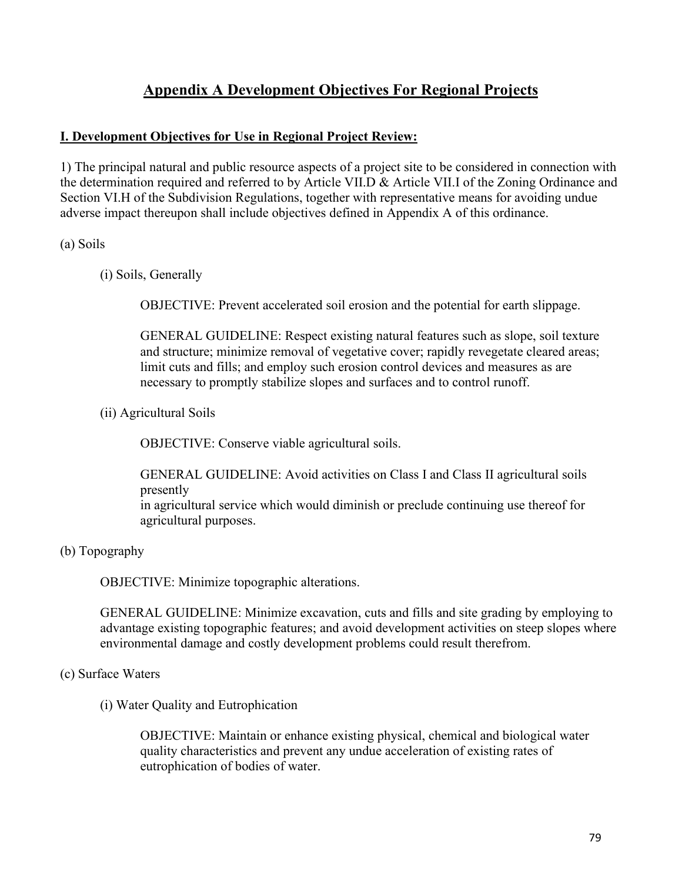# Appendix A Development Objectives For Regional Projects

## I. Development Objectives for Use in Regional Project Review:

1) The principal natural and public resource aspects of a project site to be considered in connection with the determination required and referred to by Article VII.D & Article VII.I of the Zoning Ordinance and Section VI.H of the Subdivision Regulations, together with representative means for avoiding undue adverse impact thereupon shall include objectives defined in Appendix A of this ordinance.

(a) Soils

(i) Soils, Generally

OBJECTIVE: Prevent accelerated soil erosion and the potential for earth slippage.

GENERAL GUIDELINE: Respect existing natural features such as slope, soil texture and structure; minimize removal of vegetative cover; rapidly revegetate cleared areas; limit cuts and fills; and employ such erosion control devices and measures as are necessary to promptly stabilize slopes and surfaces and to control runoff.

(ii) Agricultural Soils

OBJECTIVE: Conserve viable agricultural soils.

GENERAL GUIDELINE: Avoid activities on Class I and Class II agricultural soils presently
in agricultural service which would diminish or preclude continuing use thereof for agricultural purposes.

(b) Topography

OBJECTIVE: Minimize topographic alterations.

GENERAL GUIDELINE: Minimize excavation, cuts and fills and site grading by employing to advantage existing topographic features; and avoid development activities on steep slopes where environmental damage and costly development problems could result therefrom.

(c) Surface Waters

(i) Water Quality and Eutrophication

OBJECTIVE: Maintain or enhance existing physical, chemical and biological water quality characteristics and prevent any undue acceleration of existing rates of eutrophication of bodies of water.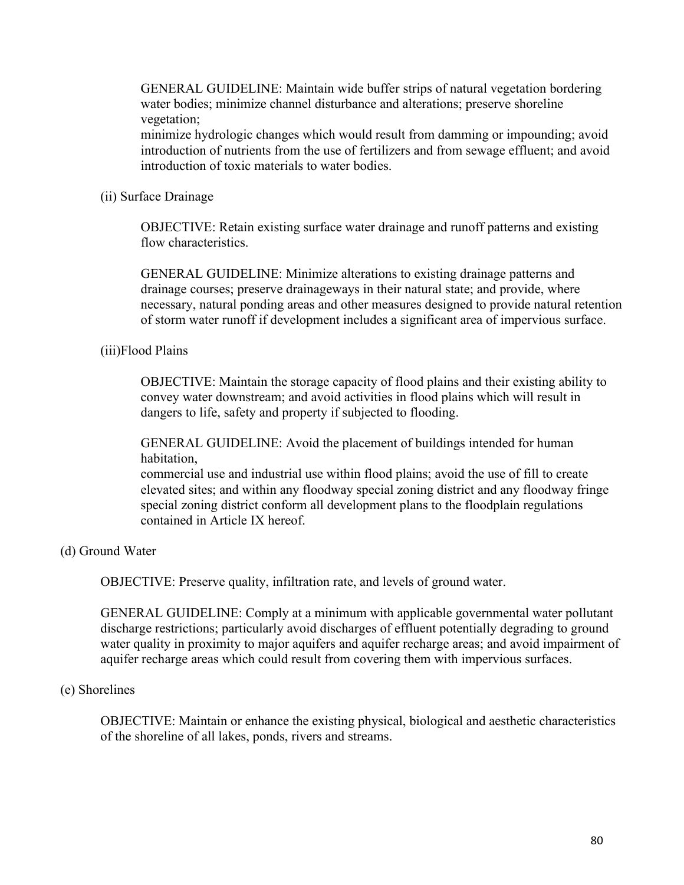GENERAL GUIDELINE: Maintain wide buffer strips of natural vegetation bordering water bodies; minimize channel disturbance and alterations; preserve shoreline vegetation;
minimize hydrologic changes which would result from damming or impounding; avoid introduction of nutrients from the use of fertilizers and from sewage effluent; and avoid introduction of toxic materials to water bodies.

(ii) Surface Drainage

OBJECTIVE: Retain existing surface water drainage and runoff patterns and existing flow characteristics.

GENERAL GUIDELINE: Minimize alterations to existing drainage patterns and drainage courses; preserve drainageways in their natural state; and provide, where necessary, natural ponding areas and other measures designed to provide natural retention of storm water runoff if development includes a significant area of impervious surface.

(iii)Flood Plains

OBJECTIVE: Maintain the storage capacity of flood plains and their existing ability to convey water downstream; and avoid activities in flood plains which will result in dangers to life, safety and property if subjected to flooding.

GENERAL GUIDELINE: Avoid the placement of buildings intended for human habitation,
commercial use and industrial use within flood plains; avoid the use of fill to create elevated sites; and within any floodway special zoning district and any floodway fringe special zoning district conform all development plans to the floodplain regulations contained in Article IX hereof.

(d) Ground Water

OBJECTIVE: Preserve quality, infiltration rate, and levels of ground water.

GENERAL GUIDELINE: Comply at a minimum with applicable governmental water pollutant discharge restrictions; particularly avoid discharges of effluent potentially degrading to ground water quality in proximity to major aquifers and aquifer recharge areas; and avoid impairment of aquifer recharge areas which could result from covering them with impervious surfaces.

(e) Shorelines

OBJECTIVE: Maintain or enhance the existing physical, biological and aesthetic characteristics of the shoreline of all lakes, ponds, rivers and streams.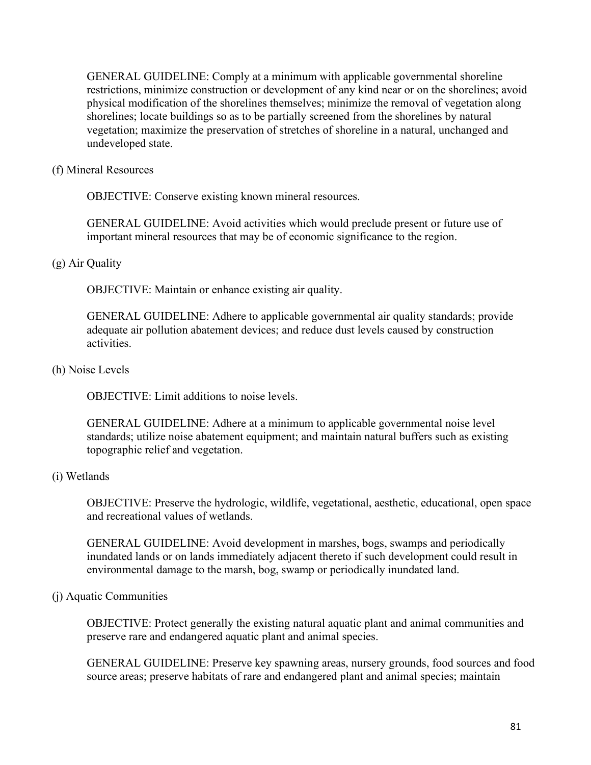GENERAL GUIDELINE: Comply at a minimum with applicable governmental shoreline restrictions, minimize construction or development of any kind near or on the shorelines; avoid physical modification of the shorelines themselves; minimize the removal of vegetation along shorelines; locate buildings so as to be partially screened from the shorelines by natural vegetation; maximize the preservation of stretches of shoreline in a natural, unchanged and undeveloped state.

(f) Mineral Resources

OBJECTIVE: Conserve existing known mineral resources.

GENERAL GUIDELINE: Avoid activities which would preclude present or future use of important mineral resources that may be of economic significance to the region.

(g) Air Quality

OBJECTIVE: Maintain or enhance existing air quality.

GENERAL GUIDELINE: Adhere to applicable governmental air quality standards; provide adequate air pollution abatement devices; and reduce dust levels caused by construction activities.

(h) Noise Levels

OBJECTIVE: Limit additions to noise levels.

GENERAL GUIDELINE: Adhere at a minimum to applicable governmental noise level standards; utilize noise abatement equipment; and maintain natural buffers such as existing topographic relief and vegetation.

(i) Wetlands

OBJECTIVE: Preserve the hydrologic, wildlife, vegetational, aesthetic, educational, open space and recreational values of wetlands.

GENERAL GUIDELINE: Avoid development in marshes, bogs, swamps and periodically inundated lands or on lands immediately adjacent thereto if such development could result in environmental damage to the marsh, bog, swamp or periodically inundated land.

(j) Aquatic Communities

OBJECTIVE: Protect generally the existing natural aquatic plant and animal communities and preserve rare and endangered aquatic plant and animal species.

GENERAL GUIDELINE: Preserve key spawning areas, nursery grounds, food sources and food source areas; preserve habitats of rare and endangered plant and animal species; maintain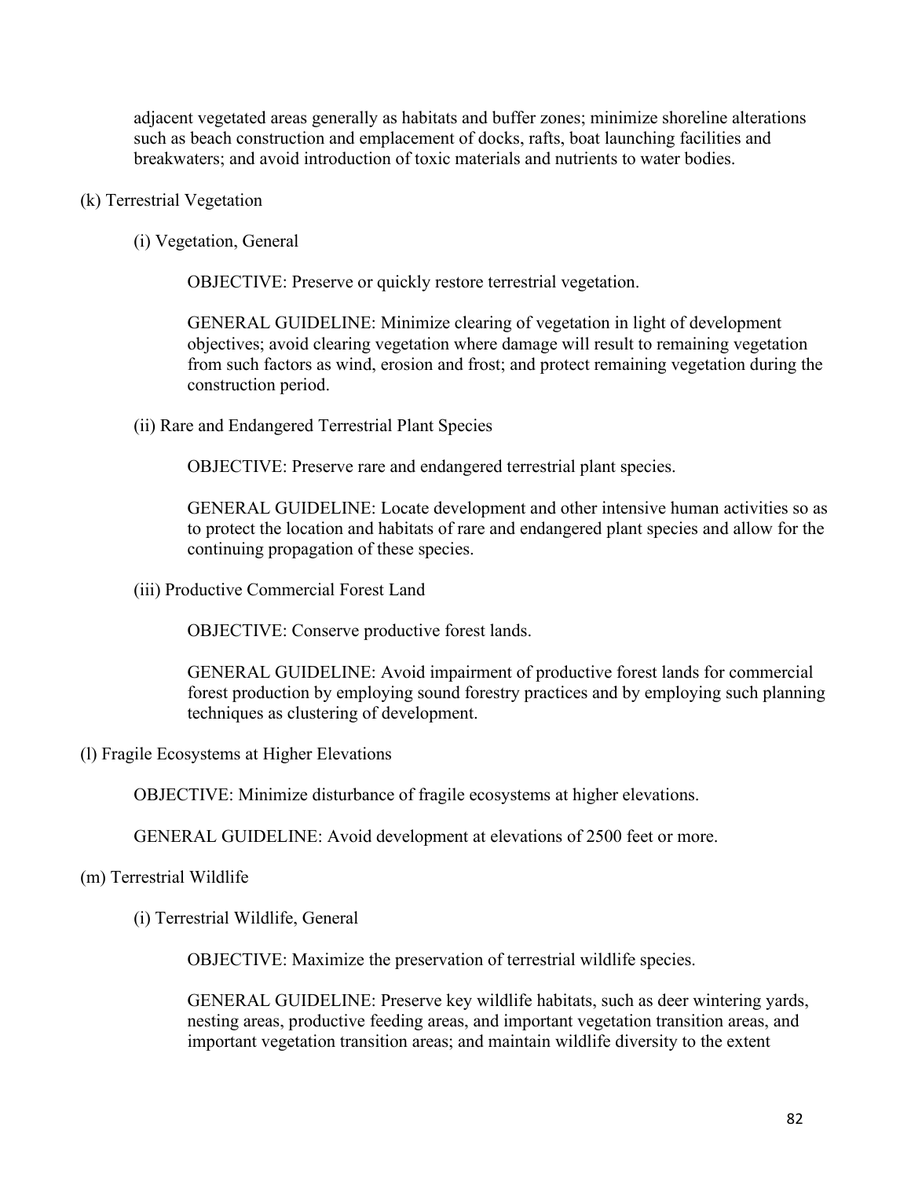adjacent vegetated areas generally as habitats and buffer zones; minimize shoreline alterations such as beach construction and emplacement of docks, rafts, boat launching facilities and breakwaters; and avoid introduction of toxic materials and nutrients to water bodies.

(k) Terrestrial Vegetation

(i) Vegetation, General

OBJECTIVE: Preserve or quickly restore terrestrial vegetation.

GENERAL GUIDELINE: Minimize clearing of vegetation in light of development objectives; avoid clearing vegetation where damage will result to remaining vegetation from such factors as wind, erosion and frost; and protect remaining vegetation during the construction period.

(ii) Rare and Endangered Terrestrial Plant Species

OBJECTIVE: Preserve rare and endangered terrestrial plant species.

GENERAL GUIDELINE: Locate development and other intensive human activities so as to protect the location and habitats of rare and endangered plant species and allow for the continuing propagation of these species.

(iii) Productive Commercial Forest Land

OBJECTIVE: Conserve productive forest lands.

GENERAL GUIDELINE: Avoid impairment of productive forest lands for commercial forest production by employing sound forestry practices and by employing such planning techniques as clustering of development.

(l) Fragile Ecosystems at Higher Elevations

OBJECTIVE: Minimize disturbance of fragile ecosystems at higher elevations.

GENERAL GUIDELINE: Avoid development at elevations of 2500 feet or more.

(m) Terrestrial Wildlife

(i) Terrestrial Wildlife, General

OBJECTIVE: Maximize the preservation of terrestrial wildlife species.

GENERAL GUIDELINE: Preserve key wildlife habitats, such as deer wintering yards, nesting areas, productive feeding areas, and important vegetation transition areas, and important vegetation transition areas; and maintain wildlife diversity to the extent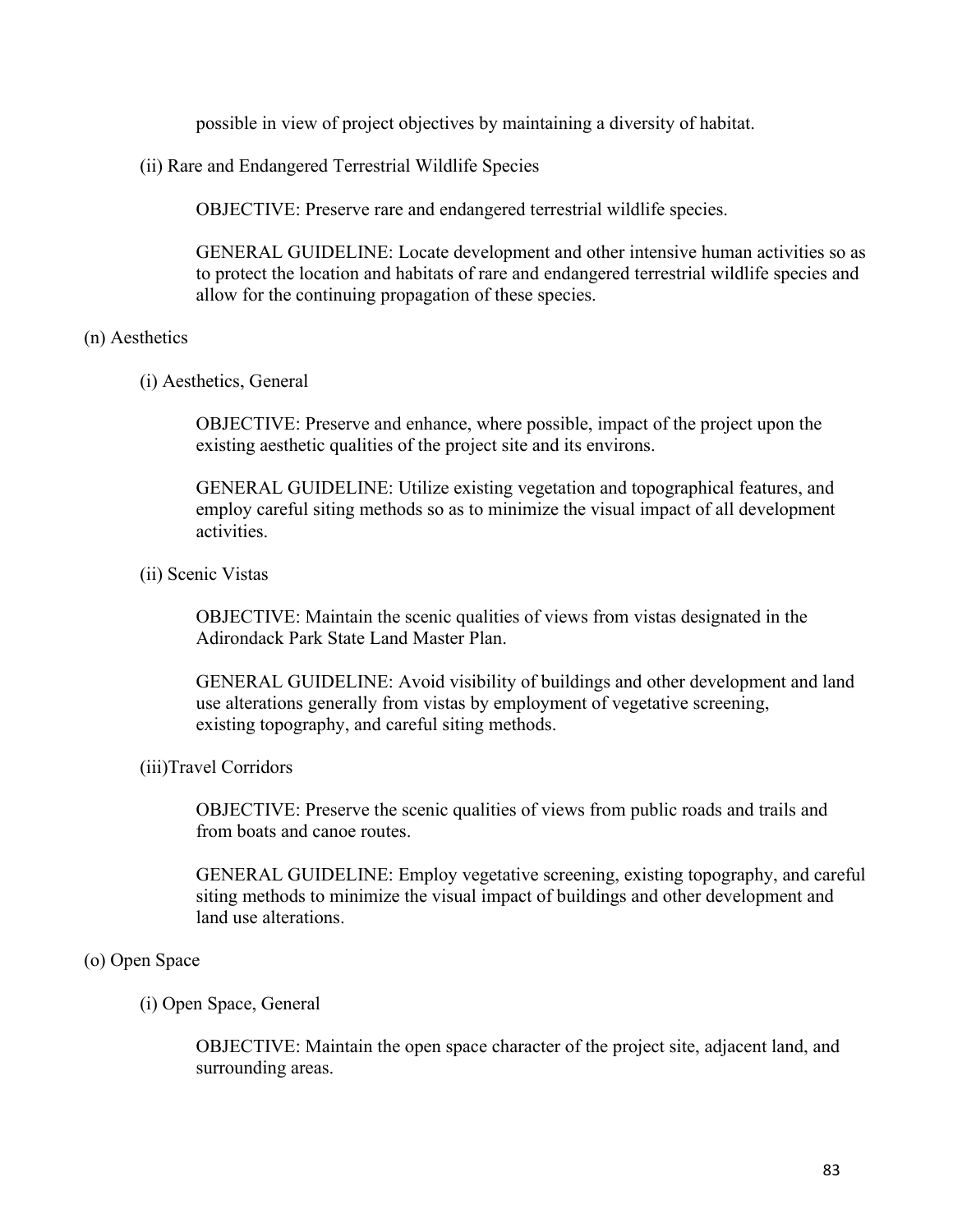possible in view of project objectives by maintaining a diversity of habitat.

(ii) Rare and Endangered Terrestrial Wildlife Species

OBJECTIVE: Preserve rare and endangered terrestrial wildlife species.

GENERAL GUIDELINE: Locate development and other intensive human activities so as to protect the location and habitats of rare and endangered terrestrial wildlife species and allow for the continuing propagation of these species.

(n) Aesthetics

(i) Aesthetics, General

OBJECTIVE: Preserve and enhance, where possible, impact of the project upon the existing aesthetic qualities of the project site and its environs.

GENERAL GUIDELINE: Utilize existing vegetation and topographical features, and employ careful siting methods so as to minimize the visual impact of all development activities.

(ii) Scenic Vistas

OBJECTIVE: Maintain the scenic qualities of views from vistas designated in the Adirondack Park State Land Master Plan.

GENERAL GUIDELINE: Avoid visibility of buildings and other development and land use alterations generally from vistas by employment of vegetative screening, existing topography, and careful siting methods.

(iii)Travel Corridors

OBJECTIVE: Preserve the scenic qualities of views from public roads and trails and from boats and canoe routes.

GENERAL GUIDELINE: Employ vegetative screening, existing topography, and careful siting methods to minimize the visual impact of buildings and other development and land use alterations.

(o) Open Space

(i) Open Space, General

OBJECTIVE: Maintain the open space character of the project site, adjacent land, and surrounding areas.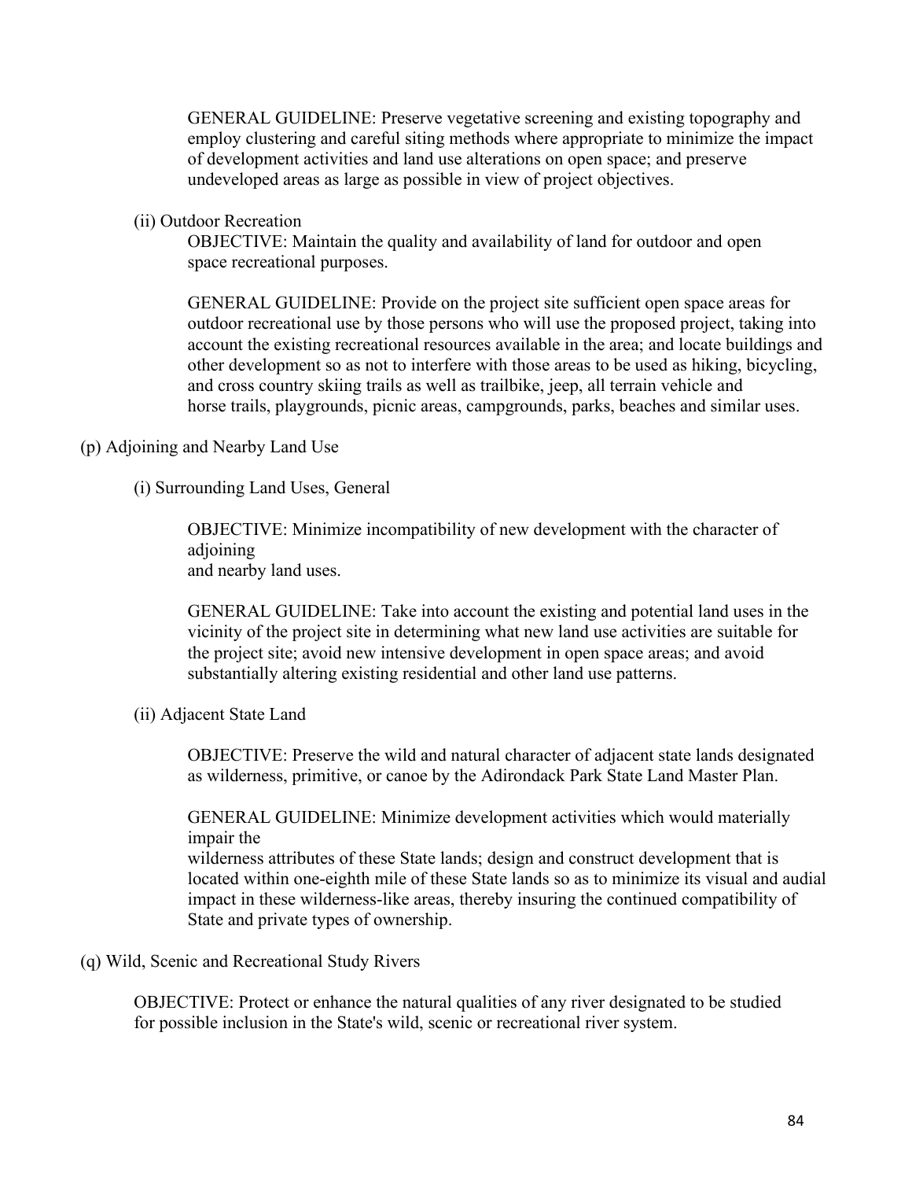GENERAL GUIDELINE: Preserve vegetative screening and existing topography and employ clustering and careful siting methods where appropriate to minimize the impact of development activities and land use alterations on open space; and preserve undeveloped areas as large as possible in view of project objectives.

(ii) Outdoor Recreation

OBJECTIVE: Maintain the quality and availability of land for outdoor and open space recreational purposes.

GENERAL GUIDELINE: Provide on the project site sufficient open space areas for outdoor recreational use by those persons who will use the proposed project, taking into account the existing recreational resources available in the area; and locate buildings and other development so as not to interfere with those areas to be used as hiking, bicycling, and cross country skiing trails as well as trailbike, jeep, all terrain vehicle and horse trails, playgrounds, picnic areas, campgrounds, parks, beaches and similar uses.

(p) Adjoining and Nearby Land Use

(i) Surrounding Land Uses, General

OBJECTIVE: Minimize incompatibility of new development with the character of adjoining and nearby land uses.

GENERAL GUIDELINE: Take into account the existing and potential land uses in the vicinity of the project site in determining what new land use activities are suitable for the project site; avoid new intensive development in open space areas; and avoid substantially altering existing residential and other land use patterns.

(ii) Adjacent State Land

OBJECTIVE: Preserve the wild and natural character of adjacent state lands designated as wilderness, primitive, or canoe by the Adirondack Park State Land Master Plan.

GENERAL GUIDELINE: Minimize development activities which would materially impair the wilderness attributes of these State lands; design and construct development that is located within one-eighth mile of these State lands so as to minimize its visual and audial impact in these wilderness-like areas, thereby insuring the continued compatibility of State and private types of ownership.

(q) Wild, Scenic and Recreational Study Rivers

OBJECTIVE: Protect or enhance the natural qualities of any river designated to be studied for possible inclusion in the State's wild, scenic or recreational river system.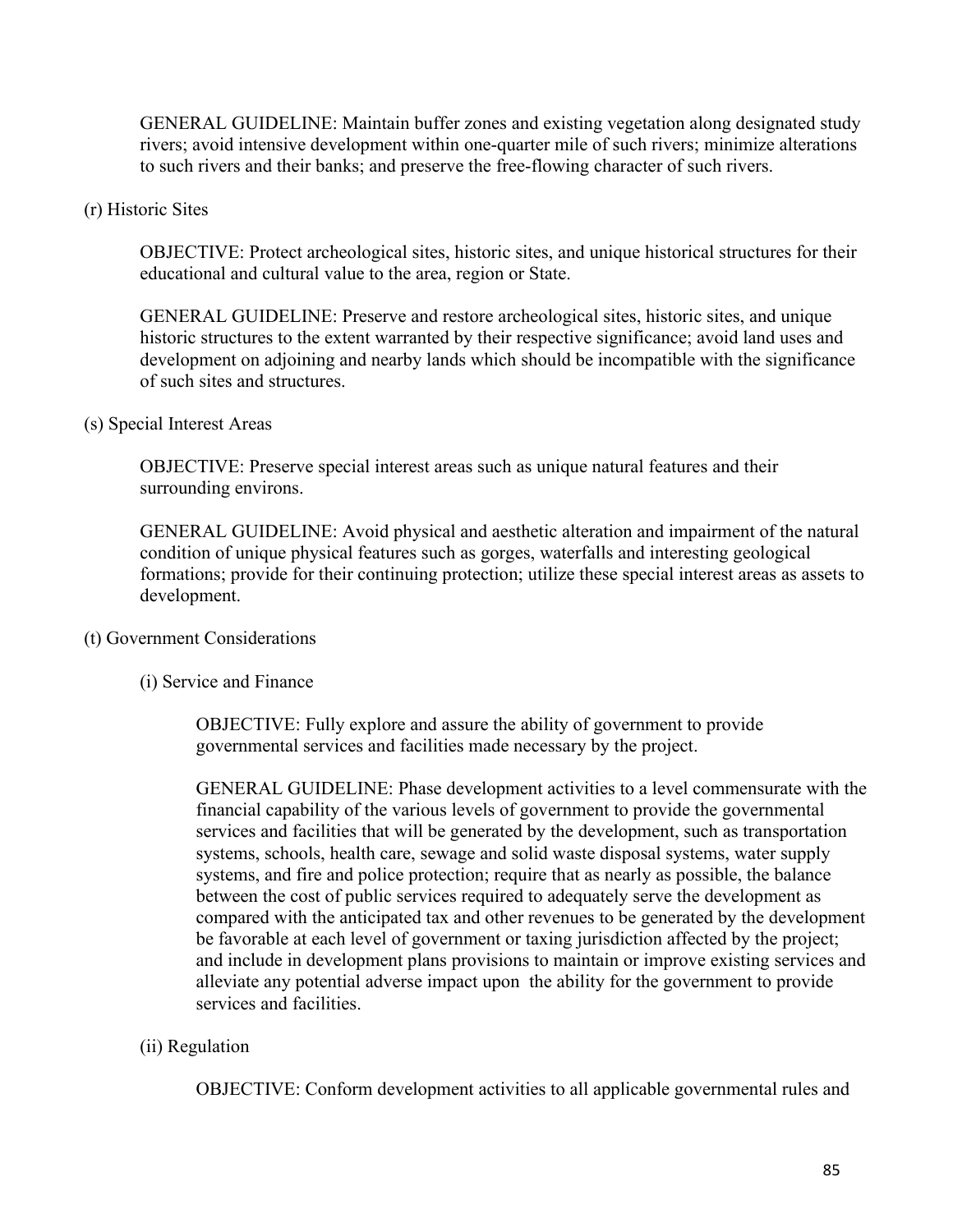GENERAL GUIDELINE: Maintain buffer zones and existing vegetation along designated study rivers; avoid intensive development within one-quarter mile of such rivers; minimize alterations to such rivers and their banks; and preserve the free-flowing character of such rivers.

(r) Historic Sites

OBJECTIVE: Protect archeological sites, historic sites, and unique historical structures for their educational and cultural value to the area, region or State.

GENERAL GUIDELINE: Preserve and restore archeological sites, historic sites, and unique historic structures to the extent warranted by their respective significance; avoid land uses and development on adjoining and nearby lands which should be incompatible with the significance of such sites and structures.

(s) Special Interest Areas

OBJECTIVE: Preserve special interest areas such as unique natural features and their surrounding environs.

GENERAL GUIDELINE: Avoid physical and aesthetic alteration and impairment of the natural condition of unique physical features such as gorges, waterfalls and interesting geological formations; provide for their continuing protection; utilize these special interest areas as assets to development.

(t) Government Considerations

(i) Service and Finance

OBJECTIVE: Fully explore and assure the ability of government to provide governmental services and facilities made necessary by the project.

GENERAL GUIDELINE: Phase development activities to a level commensurate with the financial capability of the various levels of government to provide the governmental services and facilities that will be generated by the development, such as transportation systems, schools, health care, sewage and solid waste disposal systems, water supply systems, and fire and police protection; require that as nearly as possible, the balance between the cost of public services required to adequately serve the development as compared with the anticipated tax and other revenues to be generated by the development be favorable at each level of government or taxing jurisdiction affected by the project; and include in development plans provisions to maintain or improve existing services and alleviate any potential adverse impact upon the ability for the government to provide services and facilities.

(ii) Regulation

OBJECTIVE: Conform development activities to all applicable governmental rules and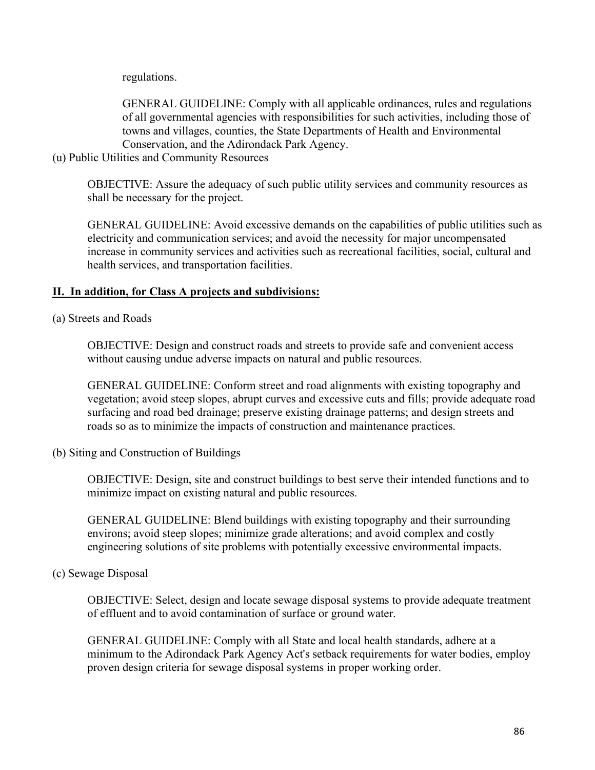regulations.

GENERAL GUIDELINE: Comply with all applicable ordinances, rules and regulations of all governmental agencies with responsibilities for such activities, including those of towns and villages, counties, the State Departments of Health and Environmental Conservation, and the Adirondack Park Agency.

(u) Public Utilities and Community Resources

OBJECTIVE: Assure the adequacy of such public utility services and community resources as shall be necessary for the project.

GENERAL GUIDELINE: Avoid excessive demands on the capabilities of public utilities such as electricity and communication services; and avoid the necessity for major uncompensated increase in community services and activities such as recreational facilities, social, cultural and health services, and transportation facilities.

**II. In addition, for Class A projects and subdivisions:**

(a) Streets and Roads

OBJECTIVE: Design and construct roads and streets to provide safe and convenient access without causing undue adverse impacts on natural and public resources.

GENERAL GUIDELINE: Conform street and road alignments with existing topography and vegetation; avoid steep slopes, abrupt curves and excessive cuts and fills; provide adequate road surfacing and road bed drainage; preserve existing drainage patterns; and design streets and roads so as to minimize the impacts of construction and maintenance practices.

(b) Siting and Construction of Buildings

OBJECTIVE: Design, site and construct buildings to best serve their intended functions and to minimize impact on existing natural and public resources.

GENERAL GUIDELINE: Blend buildings with existing topography and their surrounding environs; avoid steep slopes; minimize grade alterations; and avoid complex and costly engineering solutions of site problems with potentially excessive environmental impacts.

(c) Sewage Disposal

OBJECTIVE: Select, design and locate sewage disposal systems to provide adequate treatment of effluent and to avoid contamination of surface or ground water.

GENERAL GUIDELINE: Comply with all State and local health standards, adhere at a minimum to the Adirondack Park Agency Act's setback requirements for water bodies, employ proven design criteria for sewage disposal systems in proper working order.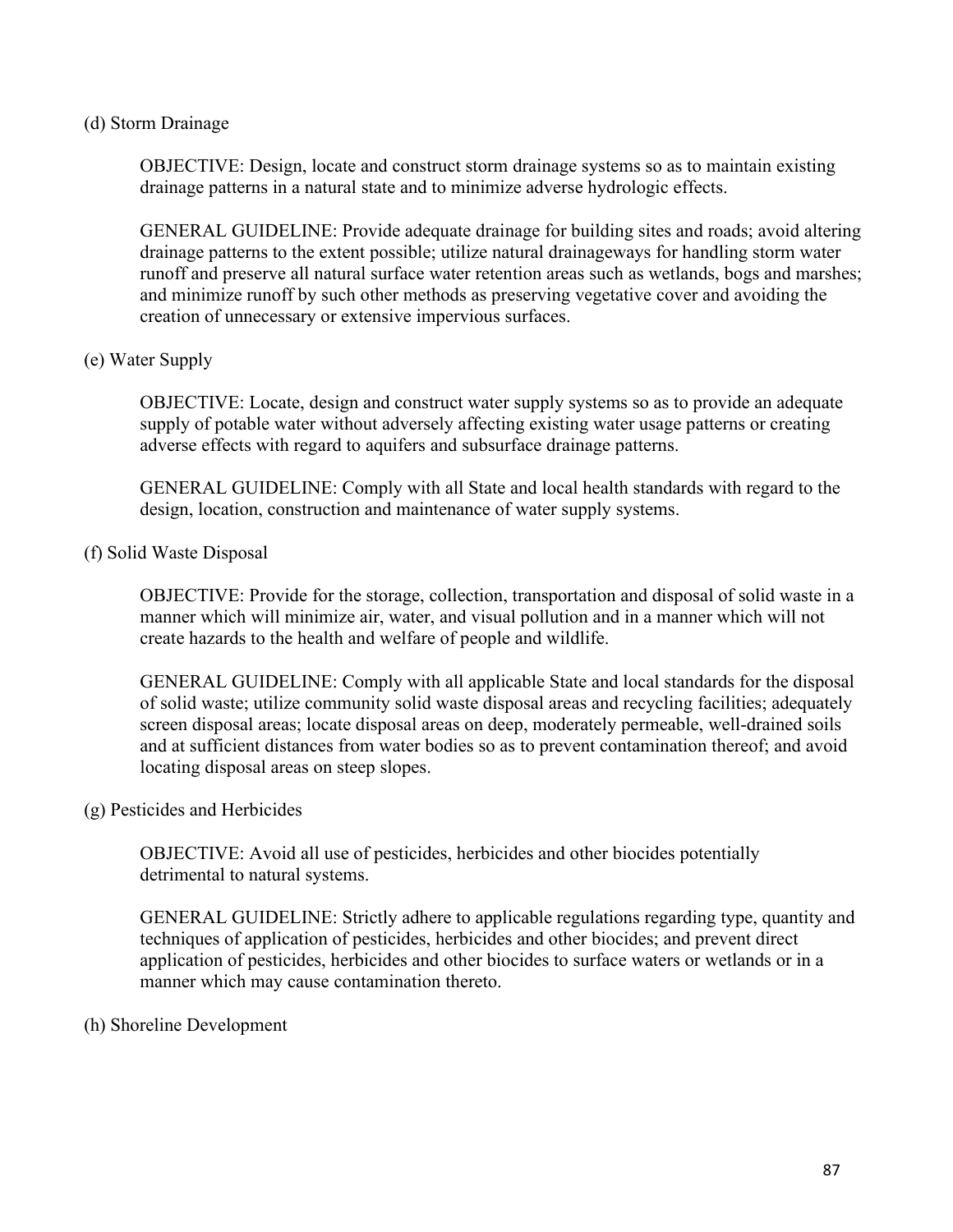(d) Storm Drainage

OBJECTIVE: Design, locate and construct storm drainage systems so as to maintain existing drainage patterns in a natural state and to minimize adverse hydrologic effects.

GENERAL GUIDELINE: Provide adequate drainage for building sites and roads; avoid altering drainage patterns to the extent possible; utilize natural drainageways for handling storm water runoff and preserve all natural surface water retention areas such as wetlands, bogs and marshes; and minimize runoff by such other methods as preserving vegetative cover and avoiding the creation of unnecessary or extensive impervious surfaces.

(e) Water Supply

OBJECTIVE: Locate, design and construct water supply systems so as to provide an adequate supply of potable water without adversely affecting existing water usage patterns or creating adverse effects with regard to aquifers and subsurface drainage patterns.

GENERAL GUIDELINE: Comply with all State and local health standards with regard to the design, location, construction and maintenance of water supply systems.

(f) Solid Waste Disposal

OBJECTIVE: Provide for the storage, collection, transportation and disposal of solid waste in a manner which will minimize air, water, and visual pollution and in a manner which will not create hazards to the health and welfare of people and wildlife.

GENERAL GUIDELINE: Comply with all applicable State and local standards for the disposal of solid waste; utilize community solid waste disposal areas and recycling facilities; adequately screen disposal areas; locate disposal areas on deep, moderately permeable, well-drained soils and at sufficient distances from water bodies so as to prevent contamination thereof; and avoid locating disposal areas on steep slopes.

(g) Pesticides and Herbicides

OBJECTIVE: Avoid all use of pesticides, herbicides and other biocides potentially detrimental to natural systems.

GENERAL GUIDELINE: Strictly adhere to applicable regulations regarding type, quantity and techniques of application of pesticides, herbicides and other biocides; and prevent direct application of pesticides, herbicides and other biocides to surface waters or wetlands or in a manner which may cause contamination thereto.

(h) Shoreline Development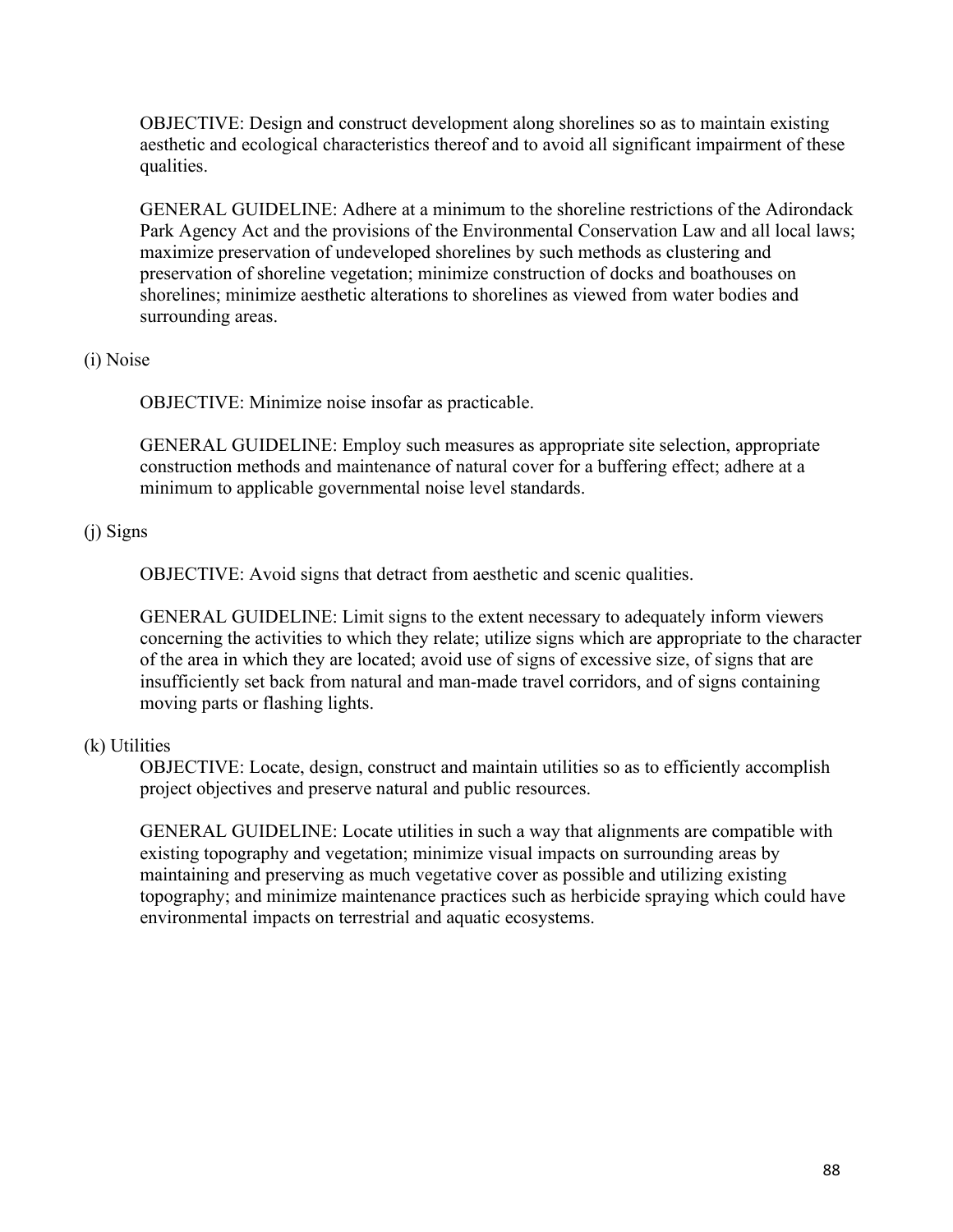OBJECTIVE: Design and construct development along shorelines so as to maintain existing aesthetic and ecological characteristics thereof and to avoid all significant impairment of these qualities.

GENERAL GUIDELINE: Adhere at a minimum to the shoreline restrictions of the Adirondack Park Agency Act and the provisions of the Environmental Conservation Law and all local laws; maximize preservation of undeveloped shorelines by such methods as clustering and preservation of shoreline vegetation; minimize construction of docks and boathouses on shorelines; minimize aesthetic alterations to shorelines as viewed from water bodies and surrounding areas.

(i) Noise

OBJECTIVE: Minimize noise insofar as practicable.

GENERAL GUIDELINE: Employ such measures as appropriate site selection, appropriate construction methods and maintenance of natural cover for a buffering effect; adhere at a minimum to applicable governmental noise level standards.

(j) Signs

OBJECTIVE: Avoid signs that detract from aesthetic and scenic qualities.

GENERAL GUIDELINE: Limit signs to the extent necessary to adequately inform viewers concerning the activities to which they relate; utilize signs which are appropriate to the character of the area in which they are located; avoid use of signs of excessive size, of signs that are insufficiently set back from natural and man-made travel corridors, and of signs containing moving parts or flashing lights.

(k) Utilities

OBJECTIVE: Locate, design, construct and maintain utilities so as to efficiently accomplish project objectives and preserve natural and public resources.

GENERAL GUIDELINE: Locate utilities in such a way that alignments are compatible with existing topography and vegetation; minimize visual impacts on surrounding areas by maintaining and preserving as much vegetative cover as possible and utilizing existing topography; and minimize maintenance practices such as herbicide spraying which could have environmental impacts on terrestrial and aquatic ecosystems.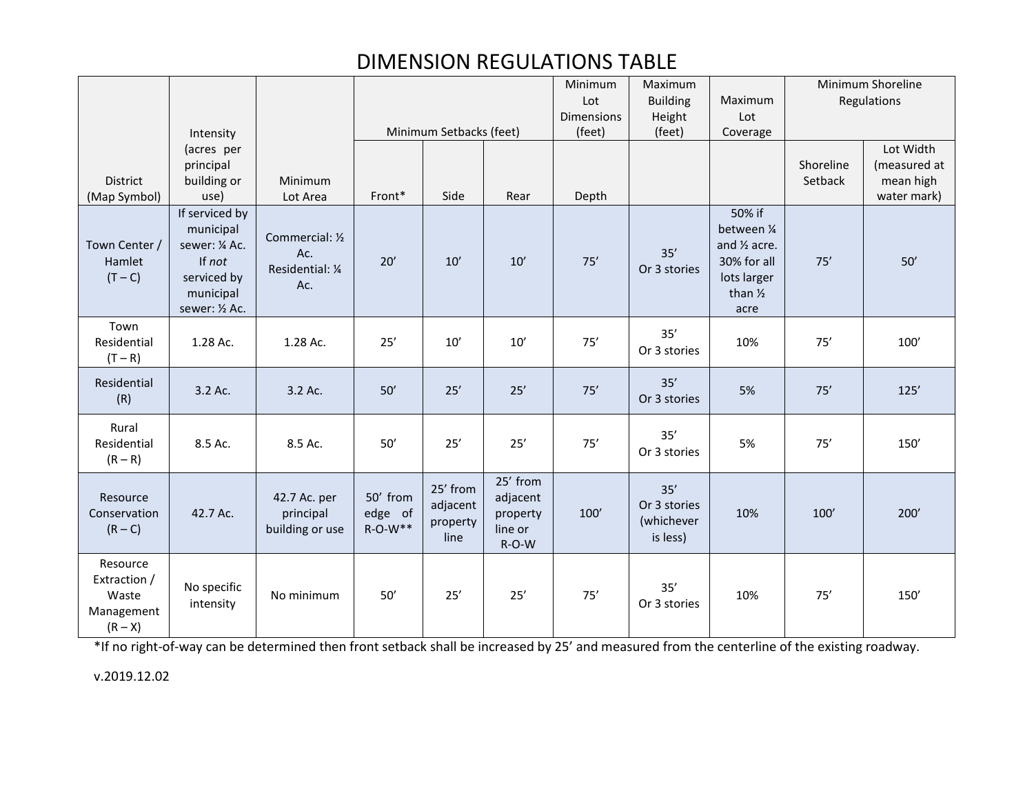# DIMENSION REGULATIONS TABLE

| District (Map Symbol) | Intensity (acres per principal building or use) | Minimum Lot Area | Minimum Setbacks (feet) | | | Minimum Lot Dimensions (feet) | Maximum Building Height (feet) | Maximum Lot Coverage | Minimum Shoreline Regulations | |
|---|---|---|---|---|---|---|---|---|---|---|
| | | | Front* | Side | Rear | Depth | | | Shoreline Setback | Lot Width (measured at mean high water mark) |
| Town Center / Hamlet (T – C) | If serviced by municipal sewer: ¼ Ac. If *not* serviced by municipal sewer: ½ Ac. | Commercial: ½ Ac. Residential: ¼ Ac. | 20’ | 10’ | 10’ | 75’ | 35’ Or 3 stories | 50% if between ¼ and ½ acre. 30% for all lots larger than ½ acre | 75’ | 50’ |
| Town Residential (T – R) | 1.28 Ac. | 1.28 Ac. | 25’ | 10’ | 10’ | 75’ | 35’ Or 3 stories | 10% | 75’ | 100’ |
| Residential (R) | 3.2 Ac. | 3.2 Ac. | 50’ | 25’ | 25’ | 75’ | 35’ Or 3 stories | 5% | 75’ | 125’ |
| Rural Residential (R – R) | 8.5 Ac. | 8.5 Ac. | 50’ | 25’ | 25’ | 75’ | 35’ Or 3 stories | 5% | 75’ | 150’ |
| Resource Conservation (R – C) | 42.7 Ac. | 42.7 Ac. per principal building or use | 50’ from edge of R-O-W** | 25’ from adjacent property line | 25’ from adjacent property line or R-O-W | 100’ | 35’ Or 3 stories (whichever is less) | 10% | 100’ | 200’ |
| Resource Extraction / Waste Management (R – X) | No specific intensity | No minimum | 50’ | 25’ | 25’ | 75’ | 35’ Or 3 stories | 10% | 75’ | 150’ |

*If no right-of-way can be determined then front setback shall be increased by 25’ and measured from the centerline of the existing roadway.

v.2019.12.02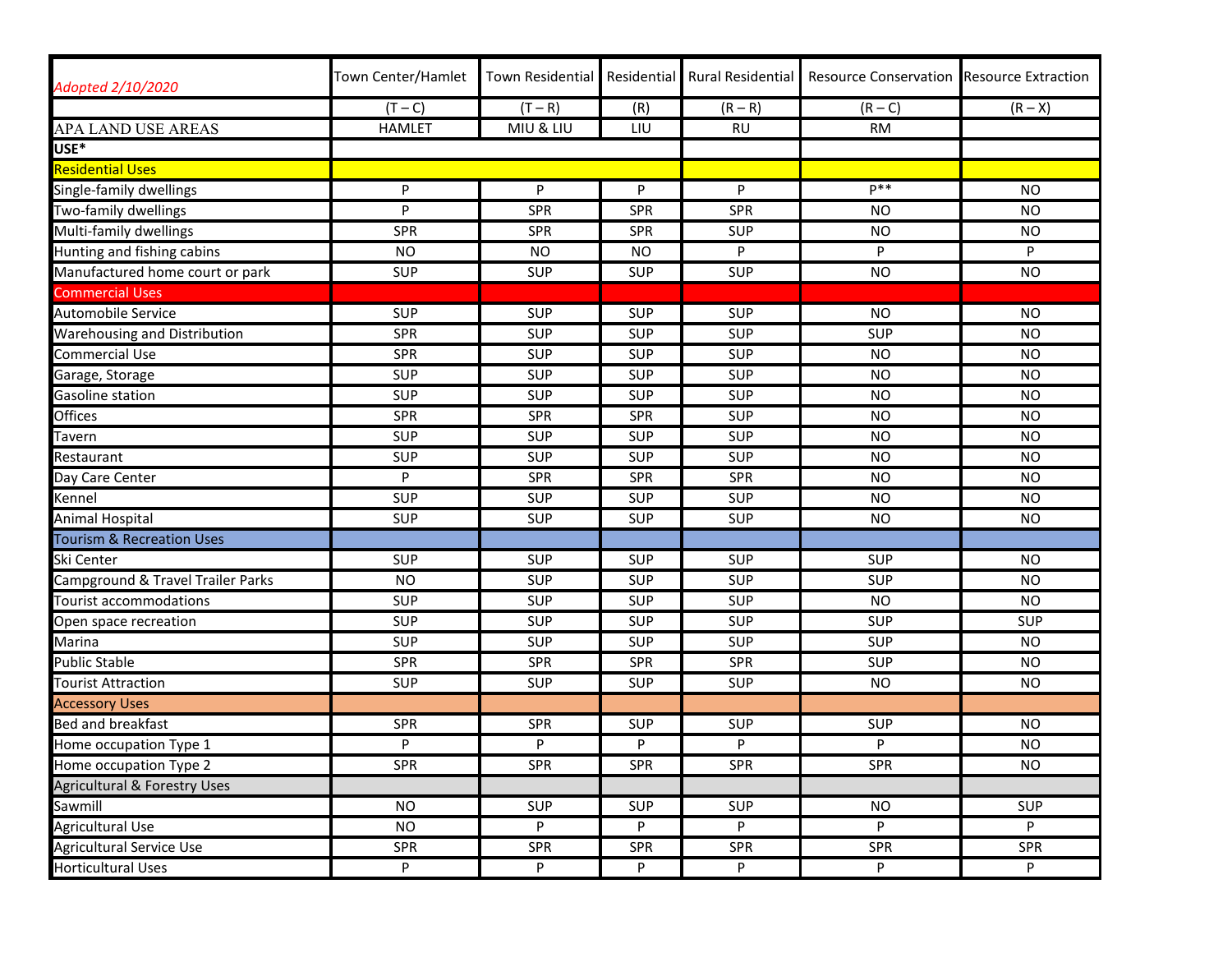| *Adopted 2/10/2020* | Town Center/Hamlet | Town Residential | Residential | Rural Residential | Resource Conservation | Resource Extraction |
|---|---|---|---|---|---|---|
| | (T – C) | (T – R) | (R) | (R – R) | (R – C) | (R – X) |
| APA LAND USE AREAS | HAMLET | MIU & LIU | LIU | RU | RM | |
| **USE*** | | | | | | |
| Residential Uses | | | | | | |
| Single-family dwellings | P | P | P | P | P** | NO |
| Two-family dwellings | P | SPR | SPR | SPR | NO | NO |
| Multi-family dwellings | SPR | SPR | SPR | SUP | NO | NO |
| Hunting and fishing cabins | NO | NO | NO | P | P | P |
| Manufactured home court or park | SUP | SUP | SUP | SUP | NO | NO |
| Commercial Uses | | | | | | |
| Automobile Service | SUP | SUP | SUP | SUP | NO | NO |
| Warehousing and Distribution | SPR | SUP | SUP | SUP | SUP | NO |
| Commercial Use | SPR | SUP | SUP | SUP | NO | NO |
| Garage, Storage | SUP | SUP | SUP | SUP | NO | NO |
| Gasoline station | SUP | SUP | SUP | SUP | NO | NO |
| Offices | SPR | SPR | SPR | SUP | NO | NO |
| Tavern | SUP | SUP | SUP | SUP | NO | NO |
| Restaurant | SUP | SUP | SUP | SUP | NO | NO |
| Day Care Center | P | SPR | SPR | SPR | NO | NO |
| Kennel | SUP | SUP | SUP | SUP | NO | NO |
| Animal Hospital | SUP | SUP | SUP | SUP | NO | NO |
| Tourism & Recreation Uses | | | | | | |
| Ski Center | SUP | SUP | SUP | SUP | SUP | NO |
| Campground & Travel Trailer Parks | NO | SUP | SUP | SUP | SUP | NO |
| Tourist accommodations | SUP | SUP | SUP | SUP | NO | NO |
| Open space recreation | SUP | SUP | SUP | SUP | SUP | SUP |
| Marina | SUP | SUP | SUP | SUP | SUP | NO |
| Public Stable | SPR | SPR | SPR | SPR | SUP | NO |
| Tourist Attraction | SUP | SUP | SUP | SUP | NO | NO |
| Accessory Uses | | | | | | |
| Bed and breakfast | SPR | SPR | SUP | SUP | SUP | NO |
| Home occupation Type 1 | P | P | P | P | P | NO |
| Home occupation Type 2 | SPR | SPR | SPR | SPR | SPR | NO |
| Agricultural & Forestry Uses | | | | | | |
| Sawmill | NO | SUP | SUP | SUP | NO | SUP |
| Agricultural Use | NO | P | P | P | P | P |
| Agricultural Service Use | SPR | SPR | SPR | SPR | SPR | SPR |
| Horticultural Uses | P | P | P | P | P | P |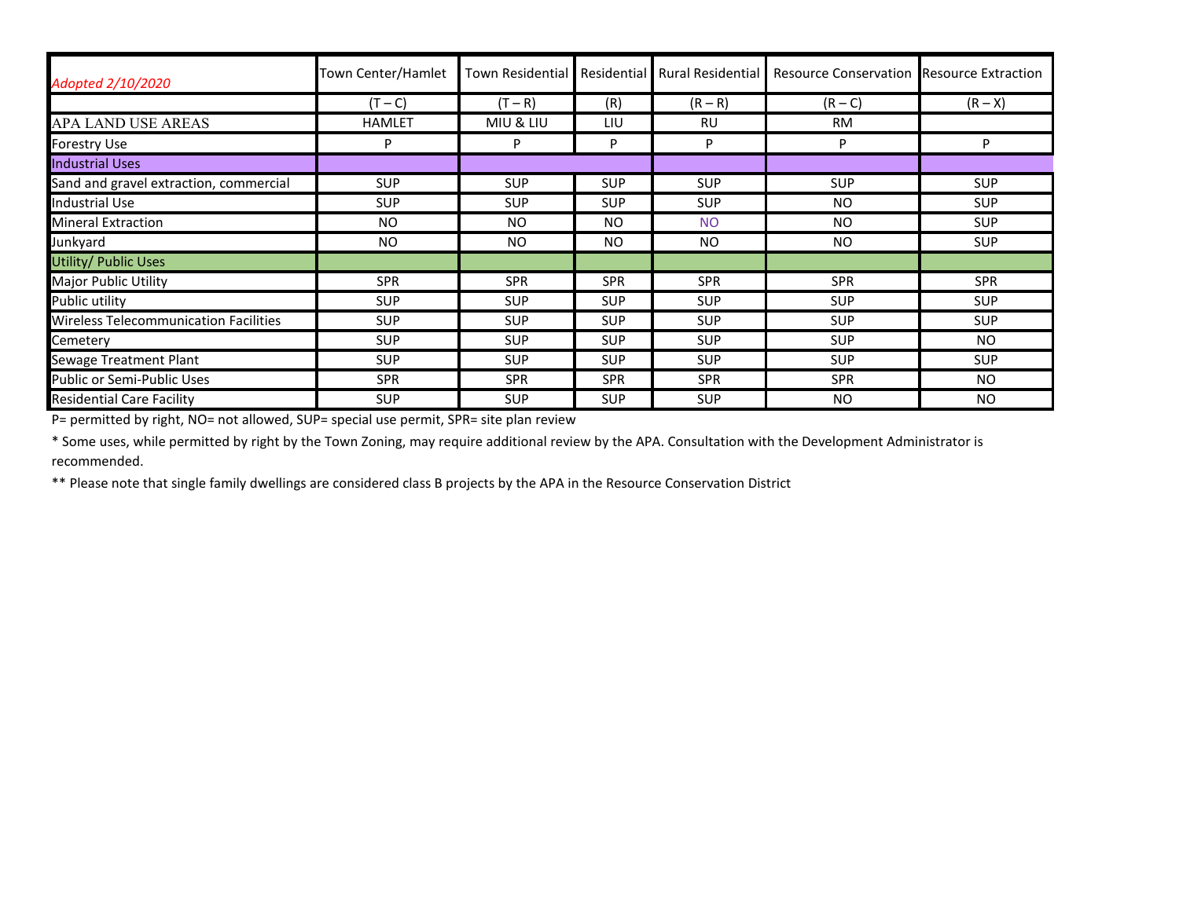| *Adopted 2/10/2020* | Town Center/Hamlet | Town Residential | Residential | Rural Residential | Resource Conservation | Resource Extraction |
|---|---|---|---|---|---|---|
| | (T – C) | (T – R) | (R) | (R – R) | (R – C) | (R – X) |
| APA LAND USE AREAS | HAMLET | MIU & LIU | LIU | RU | RM | |
| Forestry Use | P | P | P | P | P | P |
| Industrial Uses | | | | | | |
| Sand and gravel extraction, commercial | SUP | SUP | SUP | SUP | SUP | SUP |
| Industrial Use | SUP | SUP | SUP | SUP | NO | SUP |
| Mineral Extraction | NO | NO | NO | NO | NO | SUP |
| Junkyard | NO | NO | NO | NO | NO | SUP |
| Utility/ Public Uses | | | | | | |
| Major Public Utility | SPR | SPR | SPR | SPR | SPR | SPR |
| Public utility | SUP | SUP | SUP | SUP | SUP | SUP |
| Wireless Telecommunication Facilities | SUP | SUP | SUP | SUP | SUP | SUP |
| Cemetery | SUP | SUP | SUP | SUP | SUP | NO |
| Sewage Treatment Plant | SUP | SUP | SUP | SUP | SUP | SUP |
| Public or Semi-Public Uses | SPR | SPR | SPR | SPR | SPR | NO |
| Residential Care Facility | SUP | SUP | SUP | SUP | NO | NO |

P= permitted by right, NO= not allowed, SUP= special use permit, SPR= site plan review

* Some uses, while permitted by right by the Town Zoning, may require additional review by the APA. Consultation with the Development Administrator is recommended.

** Please note that single family dwellings are considered class B projects by the APA in the Resource Conservation District